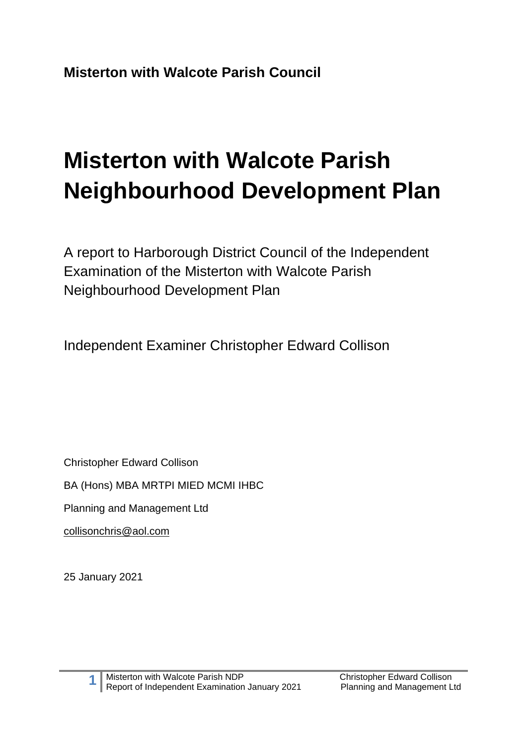**Misterton with Walcote Parish Council**

# Misterton with Walcote Parish Neighbourhood Development Plan

A report to Harborough District Council of the Independent Examination of the Misterton with Walcote Parish Neighbourhood Development Plan

Independent Examiner Christopher Edward Collison

Christopher Edward Collison

BA (Hons) MBA MRTPI MIED MCMI IHBC

Planning and Management Ltd

collisonchris@aol.com

25 January 2021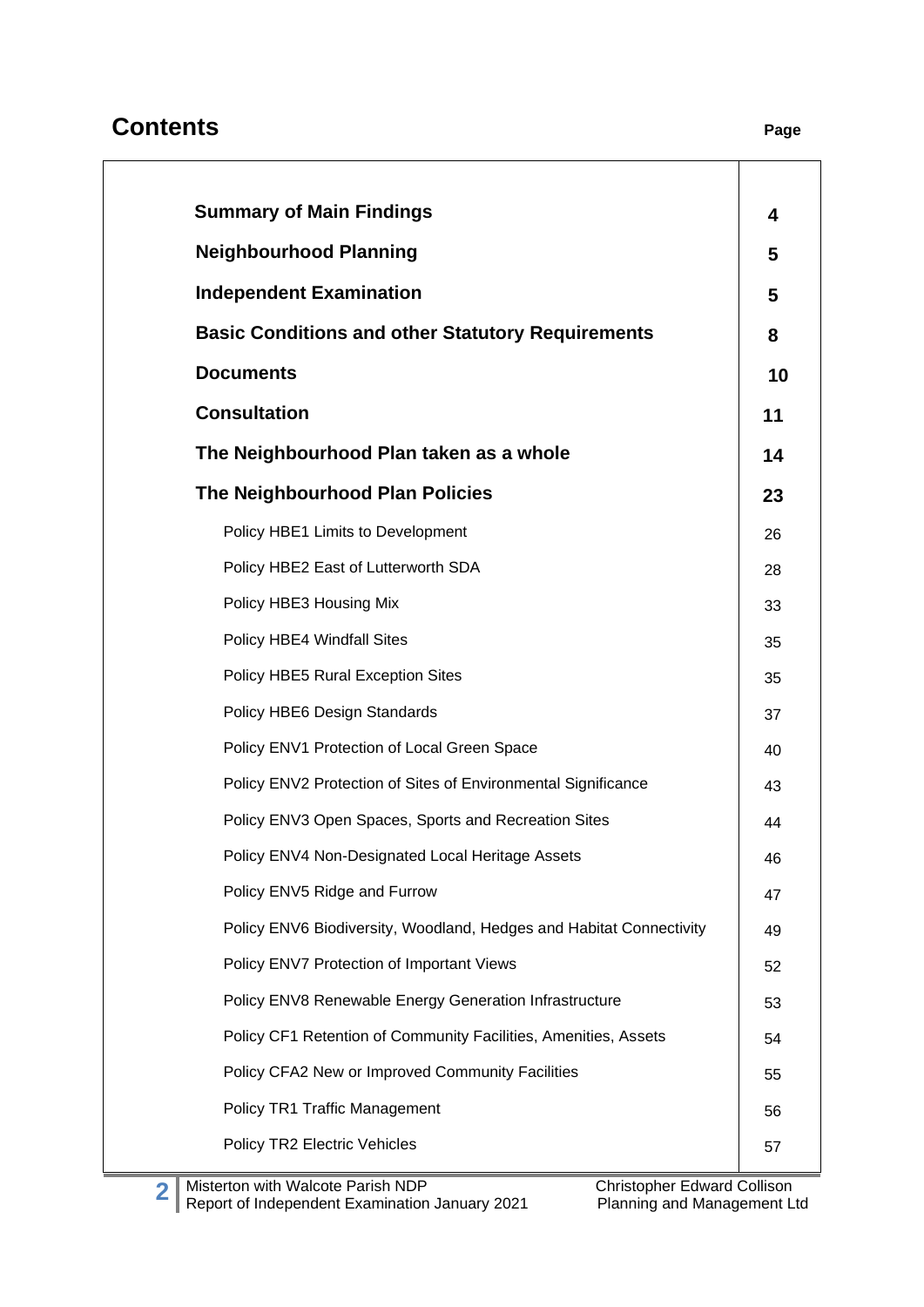## Contents

| | Page |
|---|---|
| **Summary of Main Findings** | **4** |
| **Neighbourhood Planning** | **5** |
| **Independent Examination** | **5** |
| **Basic Conditions and other Statutory Requirements** | **8** |
| **Documents** | **10** |
| **Consultation** | **11** |
| **The Neighbourhood Plan taken as a whole** | **14** |
| **The Neighbourhood Plan Policies** | **23** |
| Policy HBE1 Limits to Development | 26 |
| Policy HBE2 East of Lutterworth SDA | 28 |
| Policy HBE3 Housing Mix | 33 |
| Policy HBE4 Windfall Sites | 35 |
| Policy HBE5 Rural Exception Sites | 35 |
| Policy HBE6 Design Standards | 37 |
| Policy ENV1 Protection of Local Green Space | 40 |
| Policy ENV2 Protection of Sites of Environmental Significance | 43 |
| Policy ENV3 Open Spaces, Sports and Recreation Sites | 44 |
| Policy ENV4 Non-Designated Local Heritage Assets | 46 |
| Policy ENV5 Ridge and Furrow | 47 |
| Policy ENV6 Biodiversity, Woodland, Hedges and Habitat Connectivity | 49 |
| Policy ENV7 Protection of Important Views | 52 |
| Policy ENV8 Renewable Energy Generation Infrastructure | 53 |
| Policy CF1 Retention of Community Facilities, Amenities, Assets | 54 |
| Policy CFA2 New or Improved Community Facilities | 55 |
| Policy TR1 Traffic Management | 56 |
| Policy TR2 Electric Vehicles | 57 |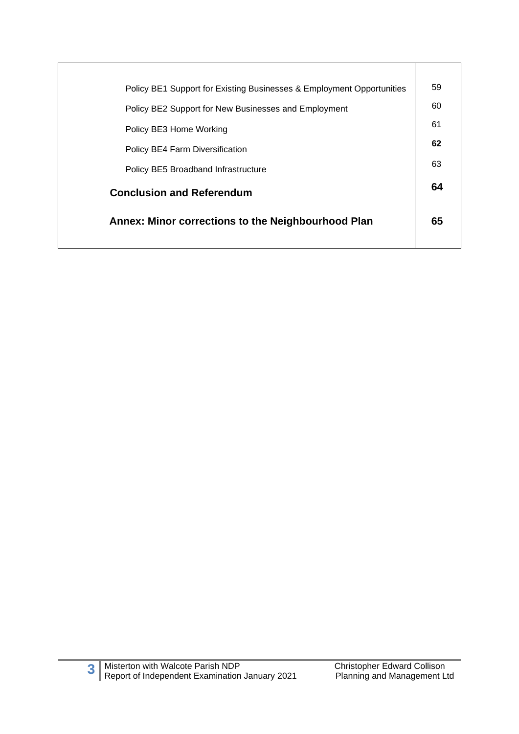| | |
|---|---|
| Policy BE1 Support for Existing Businesses & Employment Opportunities | 59 |
| Policy BE2 Support for New Businesses and Employment | 60 |
| Policy BE3 Home Working | 61 |
| Policy BE4 Farm Diversification | **62** |
| Policy BE5 Broadband Infrastructure | 63 |
| **Conclusion and Referendum** | **64** |
| **Annex: Minor corrections to the Neighbourhood Plan** | **65** |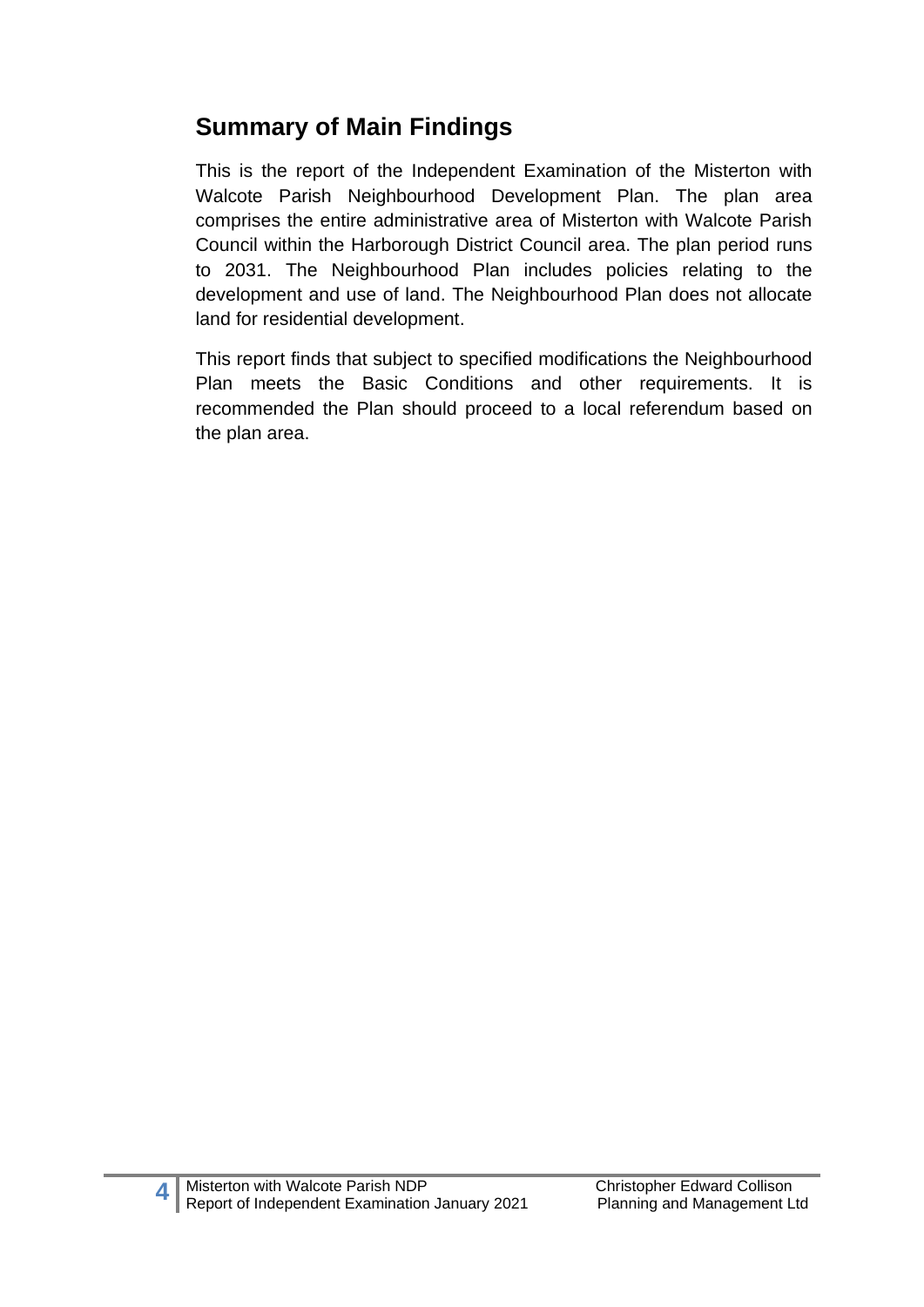## Summary of Main Findings

This is the report of the Independent Examination of the Misterton with Walcote Parish Neighbourhood Development Plan. The plan area comprises the entire administrative area of Misterton with Walcote Parish Council within the Harborough District Council area. The plan period runs to 2031. The Neighbourhood Plan includes policies relating to the development and use of land. The Neighbourhood Plan does not allocate land for residential development.

This report finds that subject to specified modifications the Neighbourhood Plan meets the Basic Conditions and other requirements. It is recommended the Plan should proceed to a local referendum based on the plan area.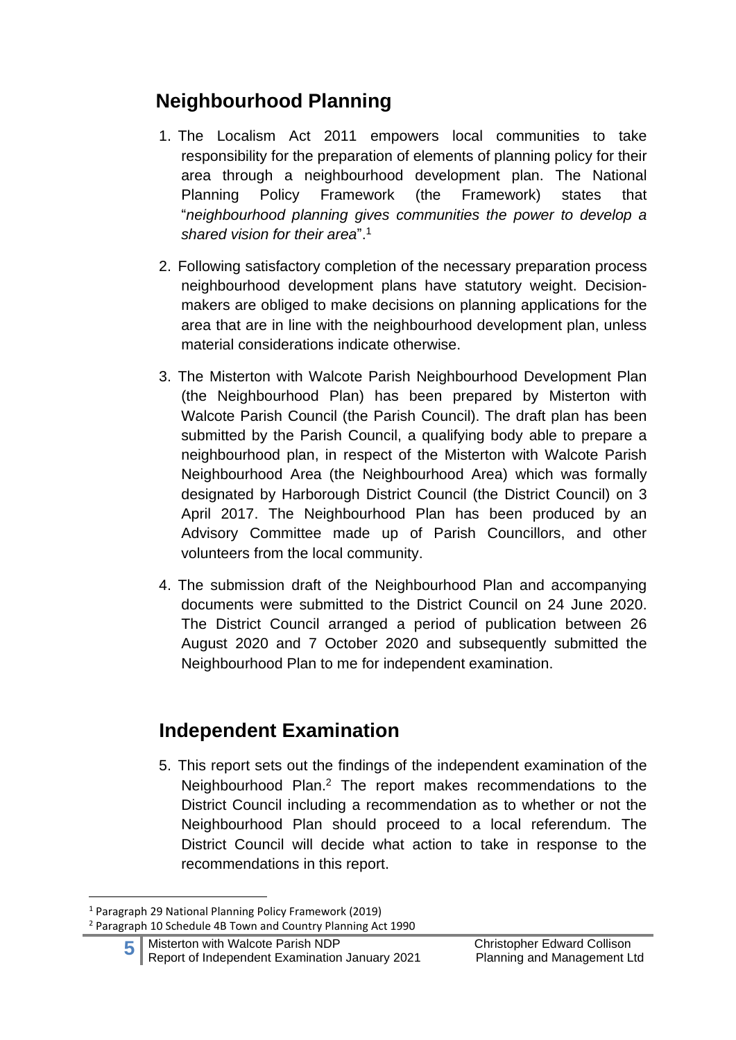## Neighbourhood Planning

1. The Localism Act 2011 empowers local communities to take responsibility for the preparation of elements of planning policy for their area through a neighbourhood development plan. The National Planning Policy Framework (the Framework) states that "*neighbourhood planning gives communities the power to develop a shared vision for their area*".[1]

2. Following satisfactory completion of the necessary preparation process neighbourhood development plans have statutory weight. Decision-makers are obliged to make decisions on planning applications for the area that are in line with the neighbourhood development plan, unless material considerations indicate otherwise.

3. The Misterton with Walcote Parish Neighbourhood Development Plan (the Neighbourhood Plan) has been prepared by Misterton with Walcote Parish Council (the Parish Council). The draft plan has been submitted by the Parish Council, a qualifying body able to prepare a neighbourhood plan, in respect of the Misterton with Walcote Parish Neighbourhood Area (the Neighbourhood Area) which was formally designated by Harborough District Council (the District Council) on 3 April 2017. The Neighbourhood Plan has been produced by an Advisory Committee made up of Parish Councillors, and other volunteers from the local community.

4. The submission draft of the Neighbourhood Plan and accompanying documents were submitted to the District Council on 24 June 2020. The District Council arranged a period of publication between 26 August 2020 and 7 October 2020 and subsequently submitted the Neighbourhood Plan to me for independent examination.

## Independent Examination

5. This report sets out the findings of the independent examination of the Neighbourhood Plan.[2] The report makes recommendations to the District Council including a recommendation as to whether or not the Neighbourhood Plan should proceed to a local referendum. The District Council will decide what action to take in response to the recommendations in this report.

---

[1] Paragraph 29 National Planning Policy Framework (2019)

[2] Paragraph 10 Schedule 4B Town and Country Planning Act 1990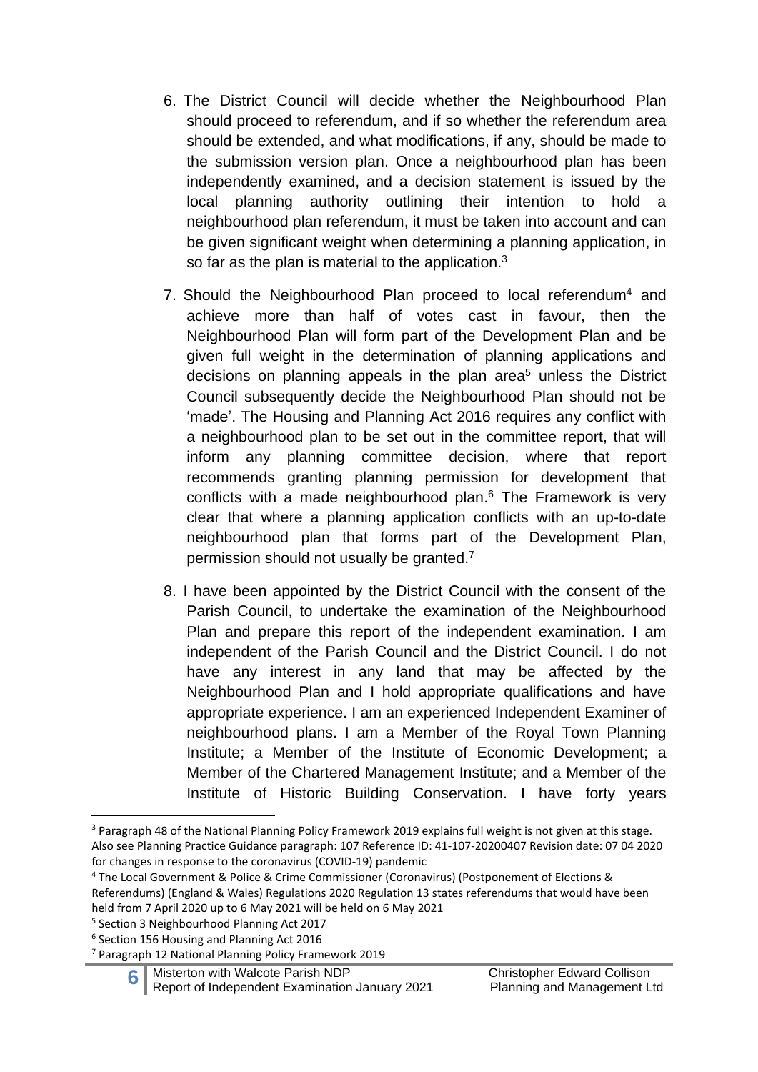6. The District Council will decide whether the Neighbourhood Plan should proceed to referendum, and if so whether the referendum area should be extended, and what modifications, if any, should be made to the submission version plan. Once a neighbourhood plan has been independently examined, and a decision statement is issued by the local planning authority outlining their intention to hold a neighbourhood plan referendum, it must be taken into account and can be given significant weight when determining a planning application, in so far as the plan is material to the application.[3]

7. Should the Neighbourhood Plan proceed to local referendum[4] and achieve more than half of votes cast in favour, then the Neighbourhood Plan will form part of the Development Plan and be given full weight in the determination of planning applications and decisions on planning appeals in the plan area[5] unless the District Council subsequently decide the Neighbourhood Plan should not be 'made'. The Housing and Planning Act 2016 requires any conflict with a neighbourhood plan to be set out in the committee report, that will inform any planning committee decision, where that report recommends granting planning permission for development that conflicts with a made neighbourhood plan.[6] The Framework is very clear that where a planning application conflicts with an up-to-date neighbourhood plan that forms part of the Development Plan, permission should not usually be granted.[7]

8. I have been appointed by the District Council with the consent of the Parish Council, to undertake the examination of the Neighbourhood Plan and prepare this report of the independent examination. I am independent of the Parish Council and the District Council. I do not have any interest in any land that may be affected by the Neighbourhood Plan and I hold appropriate qualifications and have appropriate experience. I am an experienced Independent Examiner of neighbourhood plans. I am a Member of the Royal Town Planning Institute; a Member of the Institute of Economic Development; a Member of the Chartered Management Institute; and a Member of the Institute of Historic Building Conservation. I have forty years

---

[3] Paragraph 48 of the National Planning Policy Framework 2019 explains full weight is not given at this stage. Also see Planning Practice Guidance paragraph: 107 Reference ID: 41-107-20200407 Revision date: 07 04 2020 for changes in response to the coronavirus (COVID-19) pandemic

[4] The Local Government & Police & Crime Commissioner (Coronavirus) (Postponement of Elections & Referendums) (England & Wales) Regulations 2020 Regulation 13 states referendums that would have been held from 7 April 2020 up to 6 May 2021 will be held on 6 May 2021

[5] Section 3 Neighbourhood Planning Act 2017

[6] Section 156 Housing and Planning Act 2016

[7] Paragraph 12 National Planning Policy Framework 2019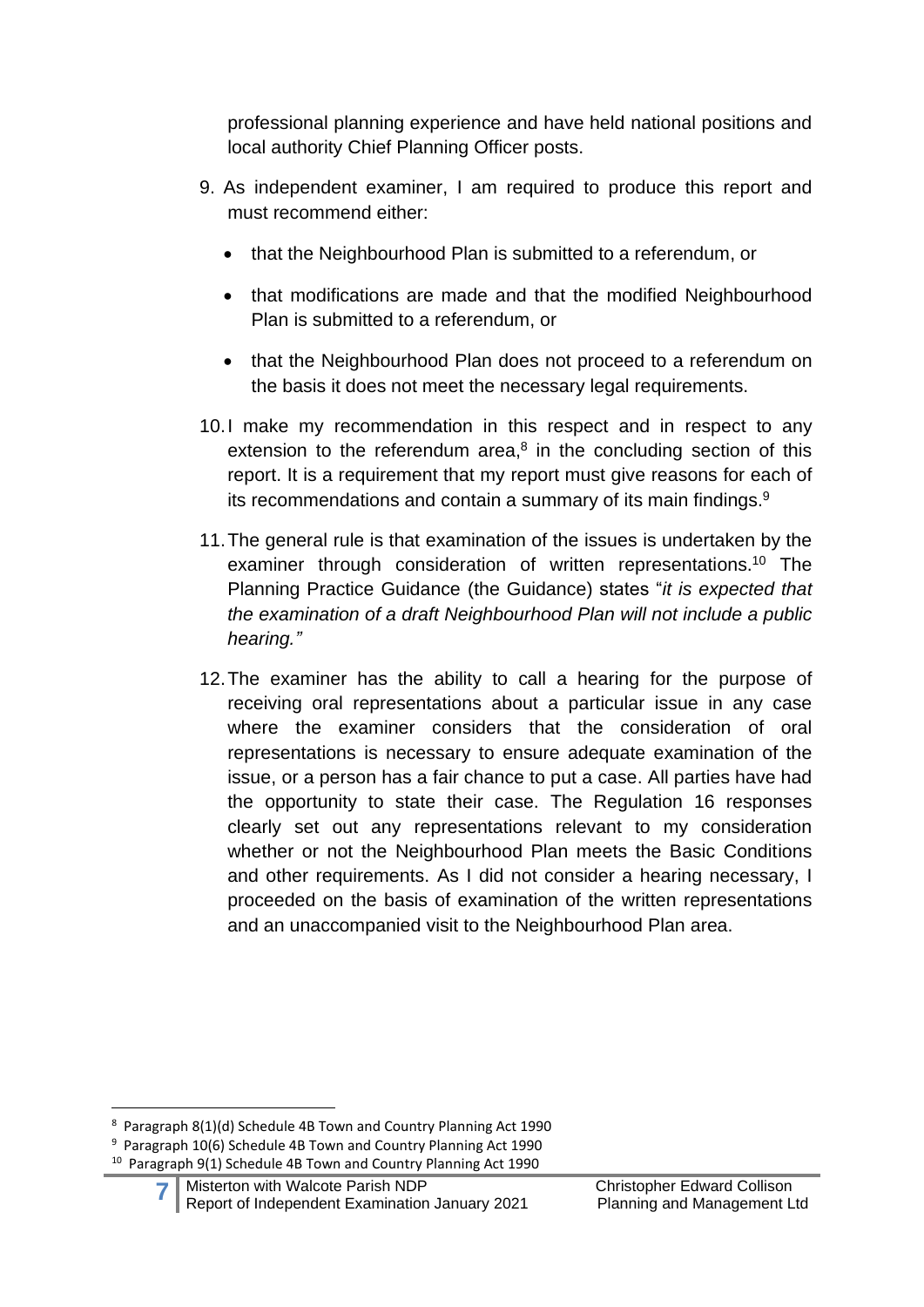professional planning experience and have held national positions and local authority Chief Planning Officer posts.

9. As independent examiner, I am required to produce this report and must recommend either:

    - that the Neighbourhood Plan is submitted to a referendum, or
    - that modifications are made and that the modified Neighbourhood Plan is submitted to a referendum, or
    - that the Neighbourhood Plan does not proceed to a referendum on the basis it does not meet the necessary legal requirements.

10. I make my recommendation in this respect and in respect to any extension to the referendum area,[8] in the concluding section of this report. It is a requirement that my report must give reasons for each of its recommendations and contain a summary of its main findings.[9]

11. The general rule is that examination of the issues is undertaken by the examiner through consideration of written representations.[10] The Planning Practice Guidance (the Guidance) states "*it is expected that the examination of a draft Neighbourhood Plan will not include a public hearing."*

12. The examiner has the ability to call a hearing for the purpose of receiving oral representations about a particular issue in any case where the examiner considers that the consideration of oral representations is necessary to ensure adequate examination of the issue, or a person has a fair chance to put a case. All parties have had the opportunity to state their case. The Regulation 16 responses clearly set out any representations relevant to my consideration whether or not the Neighbourhood Plan meets the Basic Conditions and other requirements. As I did not consider a hearing necessary, I proceeded on the basis of examination of the written representations and an unaccompanied visit to the Neighbourhood Plan area.

---

[8] Paragraph 8(1)(d) Schedule 4B Town and Country Planning Act 1990

[9] Paragraph 10(6) Schedule 4B Town and Country Planning Act 1990

[10] Paragraph 9(1) Schedule 4B Town and Country Planning Act 1990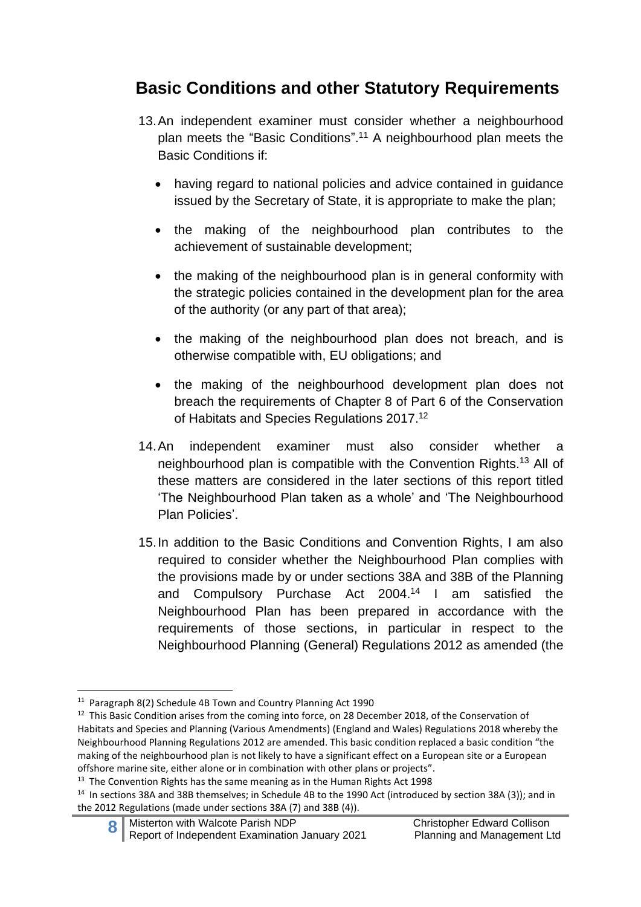## Basic Conditions and other Statutory Requirements

13. An independent examiner must consider whether a neighbourhood plan meets the "Basic Conditions".[11] A neighbourhood plan meets the Basic Conditions if:

    - having regard to national policies and advice contained in guidance issued by the Secretary of State, it is appropriate to make the plan;
    - the making of the neighbourhood plan contributes to the achievement of sustainable development;
    - the making of the neighbourhood plan is in general conformity with the strategic policies contained in the development plan for the area of the authority (or any part of that area);
    - the making of the neighbourhood plan does not breach, and is otherwise compatible with, EU obligations; and
    - the making of the neighbourhood development plan does not breach the requirements of Chapter 8 of Part 6 of the Conservation of Habitats and Species Regulations 2017.[12]

14. An independent examiner must also consider whether a neighbourhood plan is compatible with the Convention Rights.[13] All of these matters are considered in the later sections of this report titled 'The Neighbourhood Plan taken as a whole' and 'The Neighbourhood Plan Policies'.

15. In addition to the Basic Conditions and Convention Rights, I am also required to consider whether the Neighbourhood Plan complies with the provisions made by or under sections 38A and 38B of the Planning and Compulsory Purchase Act 2004.[14] I am satisfied the Neighbourhood Plan has been prepared in accordance with the requirements of those sections, in particular in respect to the Neighbourhood Planning (General) Regulations 2012 as amended (the

---

[11] Paragraph 8(2) Schedule 4B Town and Country Planning Act 1990

[12] This Basic Condition arises from the coming into force, on 28 December 2018, of the Conservation of Habitats and Species and Planning (Various Amendments) (England and Wales) Regulations 2018 whereby the Neighbourhood Planning Regulations 2012 are amended. This basic condition replaced a basic condition "the making of the neighbourhood plan is not likely to have a significant effect on a European site or a European offshore marine site, either alone or in combination with other plans or projects".

[13] The Convention Rights has the same meaning as in the Human Rights Act 1998

[14] In sections 38A and 38B themselves; in Schedule 4B to the 1990 Act (introduced by section 38A (3)); and in the 2012 Regulations (made under sections 38A (7) and 38B (4)).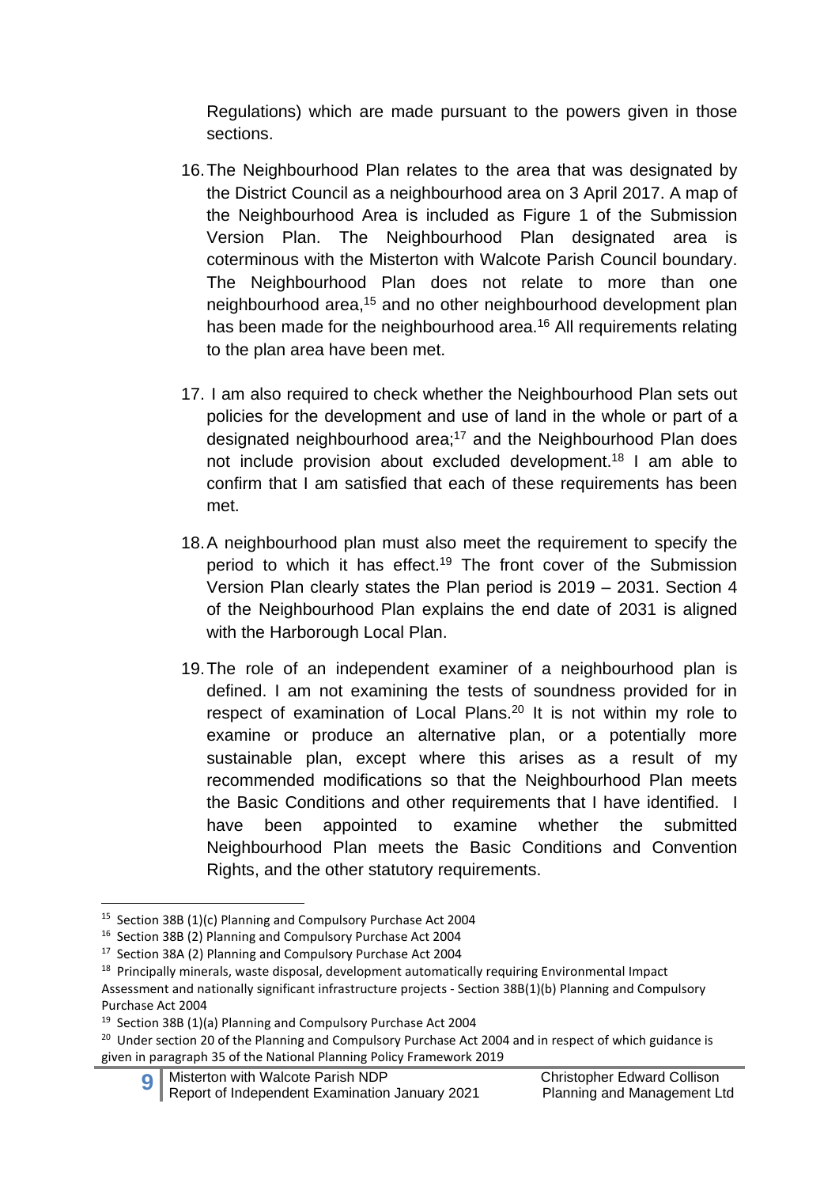Regulations) which are made pursuant to the powers given in those sections.

16. The Neighbourhood Plan relates to the area that was designated by the District Council as a neighbourhood area on 3 April 2017. A map of the Neighbourhood Area is included as Figure 1 of the Submission Version Plan. The Neighbourhood Plan designated area is coterminous with the Misterton with Walcote Parish Council boundary. The Neighbourhood Plan does not relate to more than one neighbourhood area,[15] and no other neighbourhood development plan has been made for the neighbourhood area.[16] All requirements relating to the plan area have been met.

17. I am also required to check whether the Neighbourhood Plan sets out policies for the development and use of land in the whole or part of a designated neighbourhood area;[17] and the Neighbourhood Plan does not include provision about excluded development.[18] I am able to confirm that I am satisfied that each of these requirements has been met.

18. A neighbourhood plan must also meet the requirement to specify the period to which it has effect.[19] The front cover of the Submission Version Plan clearly states the Plan period is 2019 – 2031. Section 4 of the Neighbourhood Plan explains the end date of 2031 is aligned with the Harborough Local Plan.

19. The role of an independent examiner of a neighbourhood plan is defined. I am not examining the tests of soundness provided for in respect of examination of Local Plans.[20] It is not within my role to examine or produce an alternative plan, or a potentially more sustainable plan, except where this arises as a result of my recommended modifications so that the Neighbourhood Plan meets the Basic Conditions and other requirements that I have identified. I have been appointed to examine whether the submitted Neighbourhood Plan meets the Basic Conditions and Convention Rights, and the other statutory requirements.

---

[15] Section 38B (1)(c) Planning and Compulsory Purchase Act 2004

[16] Section 38B (2) Planning and Compulsory Purchase Act 2004

[17] Section 38A (2) Planning and Compulsory Purchase Act 2004

[18] Principally minerals, waste disposal, development automatically requiring Environmental Impact Assessment and nationally significant infrastructure projects - Section 38B(1)(b) Planning and Compulsory Purchase Act 2004

[19] Section 38B (1)(a) Planning and Compulsory Purchase Act 2004

[20] Under section 20 of the Planning and Compulsory Purchase Act 2004 and in respect of which guidance is given in paragraph 35 of the National Planning Policy Framework 2019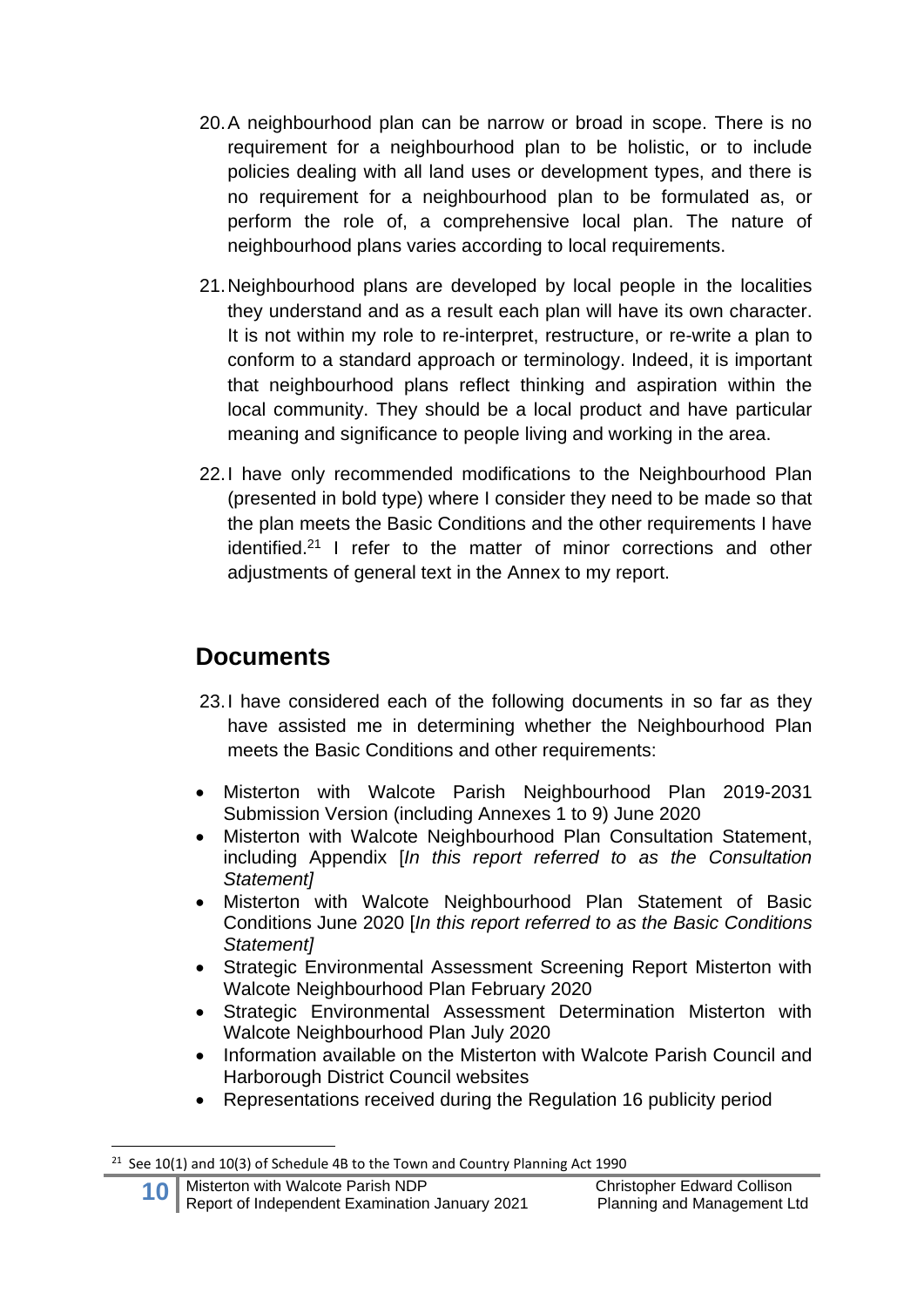20. A neighbourhood plan can be narrow or broad in scope. There is no requirement for a neighbourhood plan to be holistic, or to include policies dealing with all land uses or development types, and there is no requirement for a neighbourhood plan to be formulated as, or perform the role of, a comprehensive local plan. The nature of neighbourhood plans varies according to local requirements.

21. Neighbourhood plans are developed by local people in the localities they understand and as a result each plan will have its own character. It is not within my role to re-interpret, restructure, or re-write a plan to conform to a standard approach or terminology. Indeed, it is important that neighbourhood plans reflect thinking and aspiration within the local community. They should be a local product and have particular meaning and significance to people living and working in the area.

22. I have only recommended modifications to the Neighbourhood Plan (presented in bold type) where I consider they need to be made so that the plan meets the Basic Conditions and the other requirements I have identified.[21] I refer to the matter of minor corrections and other adjustments of general text in the Annex to my report.

## Documents

23. I have considered each of the following documents in so far as they have assisted me in determining whether the Neighbourhood Plan meets the Basic Conditions and other requirements:

- Misterton with Walcote Parish Neighbourhood Plan 2019-2031 Submission Version (including Annexes 1 to 9) June 2020
- Misterton with Walcote Neighbourhood Plan Consultation Statement, including Appendix [*In this report referred to as the Consultation Statement]*
- Misterton with Walcote Neighbourhood Plan Statement of Basic Conditions June 2020 [*In this report referred to as the Basic Conditions Statement]*
- Strategic Environmental Assessment Screening Report Misterton with Walcote Neighbourhood Plan February 2020
- Strategic Environmental Assessment Determination Misterton with Walcote Neighbourhood Plan July 2020
- Information available on the Misterton with Walcote Parish Council and Harborough District Council websites
- Representations received during the Regulation 16 publicity period

[21] See 10(1) and 10(3) of Schedule 4B to the Town and Country Planning Act 1990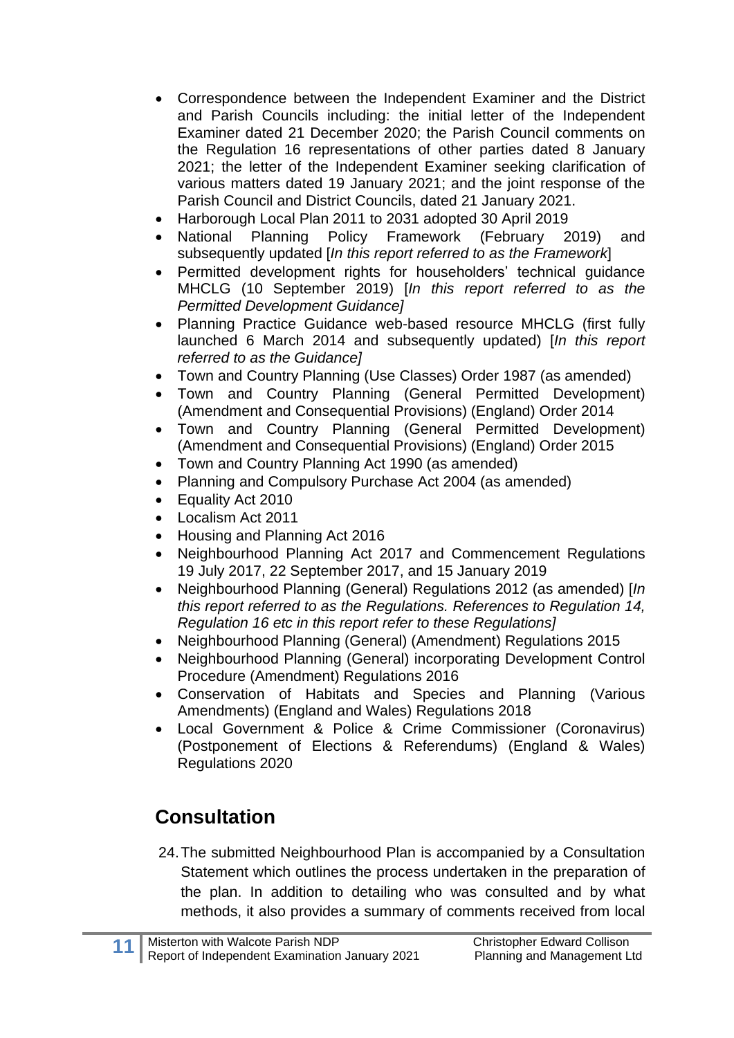- Correspondence between the Independent Examiner and the District and Parish Councils including: the initial letter of the Independent Examiner dated 21 December 2020; the Parish Council comments on the Regulation 16 representations of other parties dated 8 January 2021; the letter of the Independent Examiner seeking clarification of various matters dated 19 January 2021; and the joint response of the Parish Council and District Councils, dated 21 January 2021.
- Harborough Local Plan 2011 to 2031 adopted 30 April 2019
- National Planning Policy Framework (February 2019) and subsequently updated [*In this report referred to as the Framework*]
- Permitted development rights for householders' technical guidance MHCLG (10 September 2019) [*In this report referred to as the Permitted Development Guidance]*
- Planning Practice Guidance web-based resource MHCLG (first fully launched 6 March 2014 and subsequently updated) [*In this report referred to as the Guidance]*
- Town and Country Planning (Use Classes) Order 1987 (as amended)
- Town and Country Planning (General Permitted Development) (Amendment and Consequential Provisions) (England) Order 2014
- Town and Country Planning (General Permitted Development) (Amendment and Consequential Provisions) (England) Order 2015
- Town and Country Planning Act 1990 (as amended)
- Planning and Compulsory Purchase Act 2004 (as amended)
- Equality Act 2010
- Localism Act 2011
- Housing and Planning Act 2016
- Neighbourhood Planning Act 2017 and Commencement Regulations 19 July 2017, 22 September 2017, and 15 January 2019
- Neighbourhood Planning (General) Regulations 2012 (as amended) [*In this report referred to as the Regulations. References to Regulation 14, Regulation 16 etc in this report refer to these Regulations]*
- Neighbourhood Planning (General) (Amendment) Regulations 2015
- Neighbourhood Planning (General) incorporating Development Control Procedure (Amendment) Regulations 2016
- Conservation of Habitats and Species and Planning (Various Amendments) (England and Wales) Regulations 2018
- Local Government & Police & Crime Commissioner (Coronavirus) (Postponement of Elections & Referendums) (England & Wales) Regulations 2020

## Consultation

24. The submitted Neighbourhood Plan is accompanied by a Consultation Statement which outlines the process undertaken in the preparation of the plan. In addition to detailing who was consulted and by what methods, it also provides a summary of comments received from local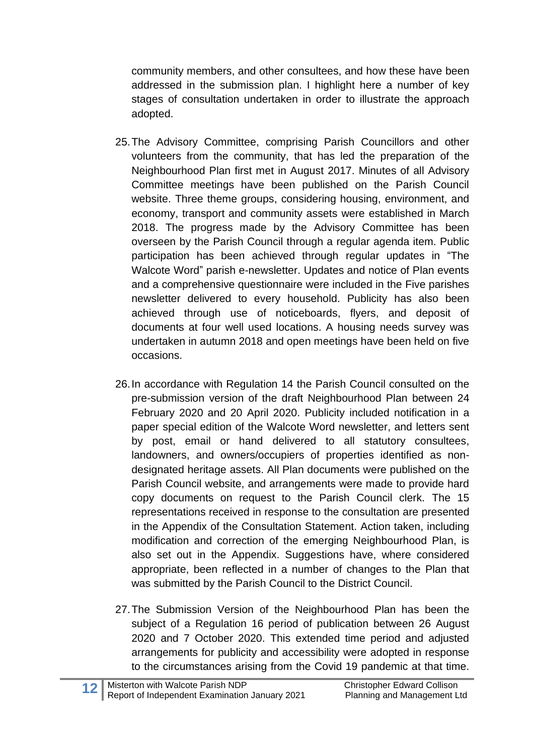community members, and other consultees, and how these have been addressed in the submission plan. I highlight here a number of key stages of consultation undertaken in order to illustrate the approach adopted.

25. The Advisory Committee, comprising Parish Councillors and other volunteers from the community, that has led the preparation of the Neighbourhood Plan first met in August 2017. Minutes of all Advisory Committee meetings have been published on the Parish Council website. Three theme groups, considering housing, environment, and economy, transport and community assets were established in March 2018. The progress made by the Advisory Committee has been overseen by the Parish Council through a regular agenda item. Public participation has been achieved through regular updates in "The Walcote Word" parish e-newsletter. Updates and notice of Plan events and a comprehensive questionnaire were included in the Five parishes newsletter delivered to every household. Publicity has also been achieved through use of noticeboards, flyers, and deposit of documents at four well used locations. A housing needs survey was undertaken in autumn 2018 and open meetings have been held on five occasions.

26. In accordance with Regulation 14 the Parish Council consulted on the pre-submission version of the draft Neighbourhood Plan between 24 February 2020 and 20 April 2020. Publicity included notification in a paper special edition of the Walcote Word newsletter, and letters sent by post, email or hand delivered to all statutory consultees, landowners, and owners/occupiers of properties identified as non-designated heritage assets. All Plan documents were published on the Parish Council website, and arrangements were made to provide hard copy documents on request to the Parish Council clerk. The 15 representations received in response to the consultation are presented in the Appendix of the Consultation Statement. Action taken, including modification and correction of the emerging Neighbourhood Plan, is also set out in the Appendix. Suggestions have, where considered appropriate, been reflected in a number of changes to the Plan that was submitted by the Parish Council to the District Council.

27. The Submission Version of the Neighbourhood Plan has been the subject of a Regulation 16 period of publication between 26 August 2020 and 7 October 2020. This extended time period and adjusted arrangements for publicity and accessibility were adopted in response to the circumstances arising from the Covid 19 pandemic at that time.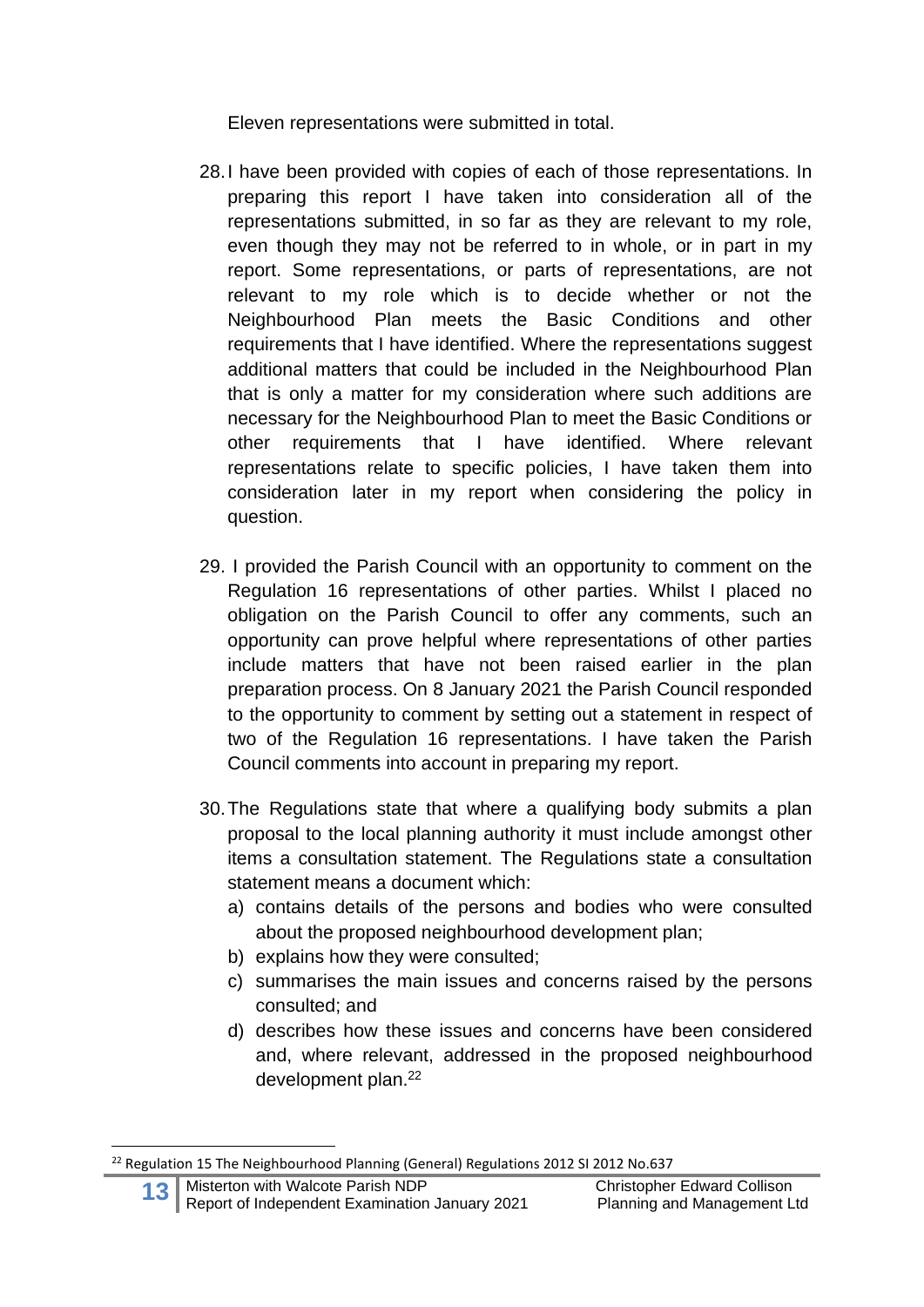Eleven representations were submitted in total.

28. I have been provided with copies of each of those representations. In preparing this report I have taken into consideration all of the representations submitted, in so far as they are relevant to my role, even though they may not be referred to in whole, or in part in my report. Some representations, or parts of representations, are not relevant to my role which is to decide whether or not the Neighbourhood Plan meets the Basic Conditions and other requirements that I have identified. Where the representations suggest additional matters that could be included in the Neighbourhood Plan that is only a matter for my consideration where such additions are necessary for the Neighbourhood Plan to meet the Basic Conditions or other requirements that I have identified. Where relevant representations relate to specific policies, I have taken them into consideration later in my report when considering the policy in question.

29. I provided the Parish Council with an opportunity to comment on the Regulation 16 representations of other parties. Whilst I placed no obligation on the Parish Council to offer any comments, such an opportunity can prove helpful where representations of other parties include matters that have not been raised earlier in the plan preparation process. On 8 January 2021 the Parish Council responded to the opportunity to comment by setting out a statement in respect of two of the Regulation 16 representations. I have taken the Parish Council comments into account in preparing my report.

30. The Regulations state that where a qualifying body submits a plan proposal to the local planning authority it must include amongst other items a consultation statement. The Regulations state a consultation statement means a document which:
   a) contains details of the persons and bodies who were consulted about the proposed neighbourhood development plan;
   b) explains how they were consulted;
   c) summarises the main issues and concerns raised by the persons consulted; and
   d) describes how these issues and concerns have been considered and, where relevant, addressed in the proposed neighbourhood development plan.[22]

[22] Regulation 15 The Neighbourhood Planning (General) Regulations 2012 SI 2012 No.637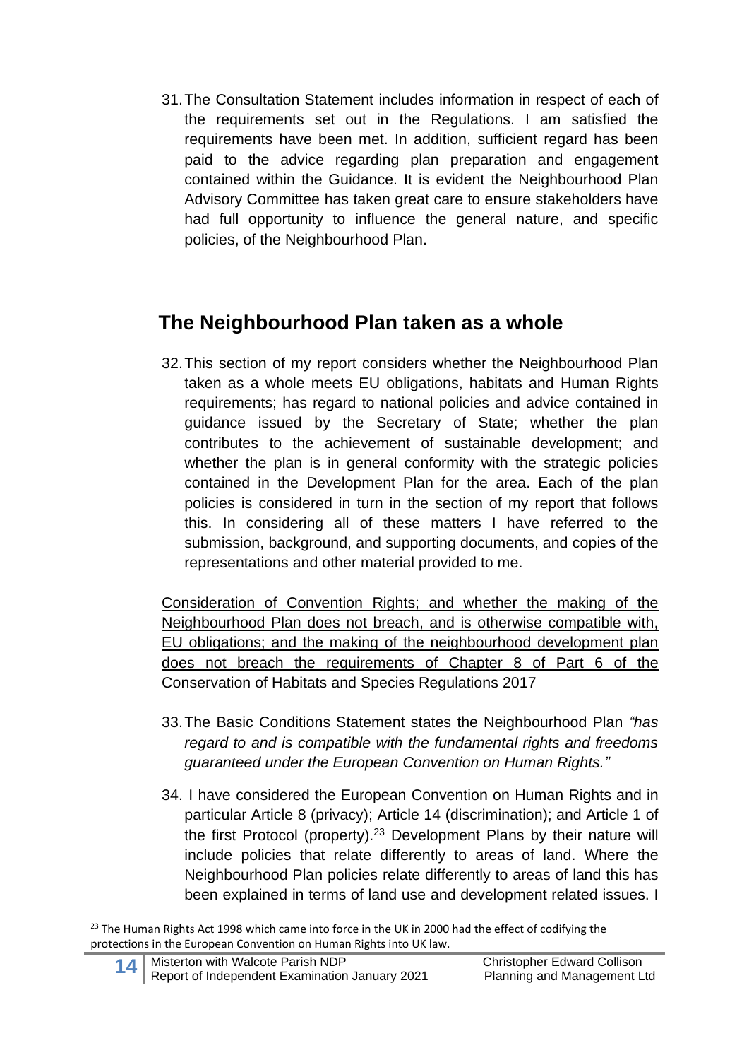31. The Consultation Statement includes information in respect of each of the requirements set out in the Regulations. I am satisfied the requirements have been met. In addition, sufficient regard has been paid to the advice regarding plan preparation and engagement contained within the Guidance. It is evident the Neighbourhood Plan Advisory Committee has taken great care to ensure stakeholders have had full opportunity to influence the general nature, and specific policies, of the Neighbourhood Plan.

## The Neighbourhood Plan taken as a whole

32. This section of my report considers whether the Neighbourhood Plan taken as a whole meets EU obligations, habitats and Human Rights requirements; has regard to national policies and advice contained in guidance issued by the Secretary of State; whether the plan contributes to the achievement of sustainable development; and whether the plan is in general conformity with the strategic policies contained in the Development Plan for the area. Each of the plan policies is considered in turn in the section of my report that follows this. In considering all of these matters I have referred to the submission, background, and supporting documents, and copies of the representations and other material provided to me.

<u>Consideration of Convention Rights; and whether the making of the Neighbourhood Plan does not breach, and is otherwise compatible with, EU obligations; and the making of the neighbourhood development plan does not breach the requirements of Chapter 8 of Part 6 of the Conservation of Habitats and Species Regulations 2017</u>

33. The Basic Conditions Statement states the Neighbourhood Plan *"has regard to and is compatible with the fundamental rights and freedoms guaranteed under the European Convention on Human Rights."*

34. I have considered the European Convention on Human Rights and in particular Article 8 (privacy); Article 14 (discrimination); and Article 1 of the first Protocol (property).[23] Development Plans by their nature will include policies that relate differently to areas of land. Where the Neighbourhood Plan policies relate differently to areas of land this has been explained in terms of land use and development related issues. I

[23] The Human Rights Act 1998 which came into force in the UK in 2000 had the effect of codifying the protections in the European Convention on Human Rights into UK law.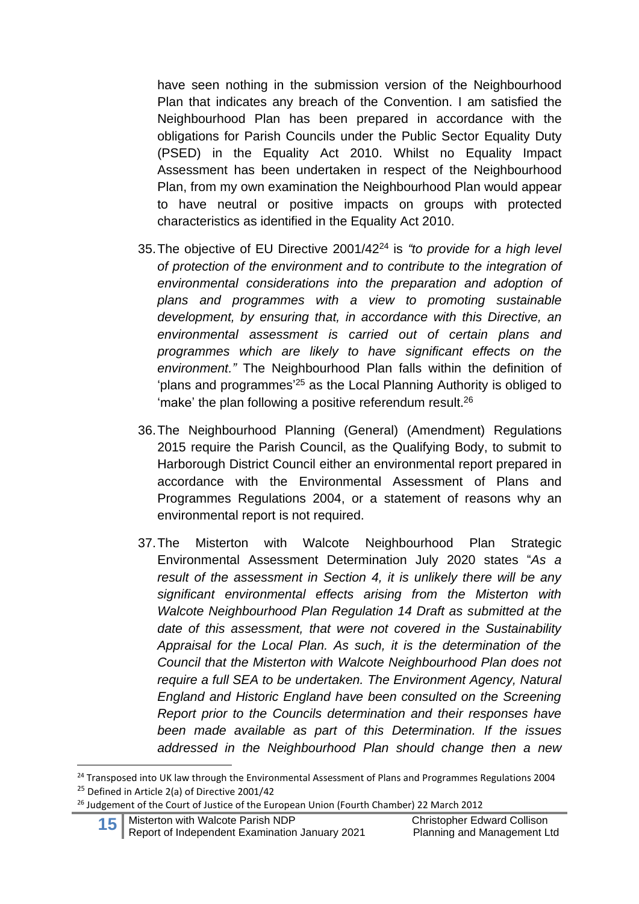have seen nothing in the submission version of the Neighbourhood Plan that indicates any breach of the Convention. I am satisfied the Neighbourhood Plan has been prepared in accordance with the obligations for Parish Councils under the Public Sector Equality Duty (PSED) in the Equality Act 2010. Whilst no Equality Impact Assessment has been undertaken in respect of the Neighbourhood Plan, from my own examination the Neighbourhood Plan would appear to have neutral or positive impacts on groups with protected characteristics as identified in the Equality Act 2010.

35. The objective of EU Directive 2001/42[24] is *"to provide for a high level of protection of the environment and to contribute to the integration of environmental considerations into the preparation and adoption of plans and programmes with a view to promoting sustainable development, by ensuring that, in accordance with this Directive, an environmental assessment is carried out of certain plans and programmes which are likely to have significant effects on the environment."* The Neighbourhood Plan falls within the definition of 'plans and programmes'[25] as the Local Planning Authority is obliged to 'make' the plan following a positive referendum result.[26]

36. The Neighbourhood Planning (General) (Amendment) Regulations 2015 require the Parish Council, as the Qualifying Body, to submit to Harborough District Council either an environmental report prepared in accordance with the Environmental Assessment of Plans and Programmes Regulations 2004, or a statement of reasons why an environmental report is not required.

37. The Misterton with Walcote Neighbourhood Plan Strategic Environmental Assessment Determination July 2020 states "*As a result of the assessment in Section 4, it is unlikely there will be any significant environmental effects arising from the Misterton with Walcote Neighbourhood Plan Regulation 14 Draft as submitted at the date of this assessment, that were not covered in the Sustainability Appraisal for the Local Plan. As such, it is the determination of the Council that the Misterton with Walcote Neighbourhood Plan does not require a full SEA to be undertaken. The Environment Agency, Natural England and Historic England have been consulted on the Screening Report prior to the Councils determination and their responses have been made available as part of this Determination. If the issues addressed in the Neighbourhood Plan should change then a new*

[24] Transposed into UK law through the Environmental Assessment of Plans and Programmes Regulations 2004

[25] Defined in Article 2(a) of Directive 2001/42

[26] Judgement of the Court of Justice of the European Union (Fourth Chamber) 22 March 2012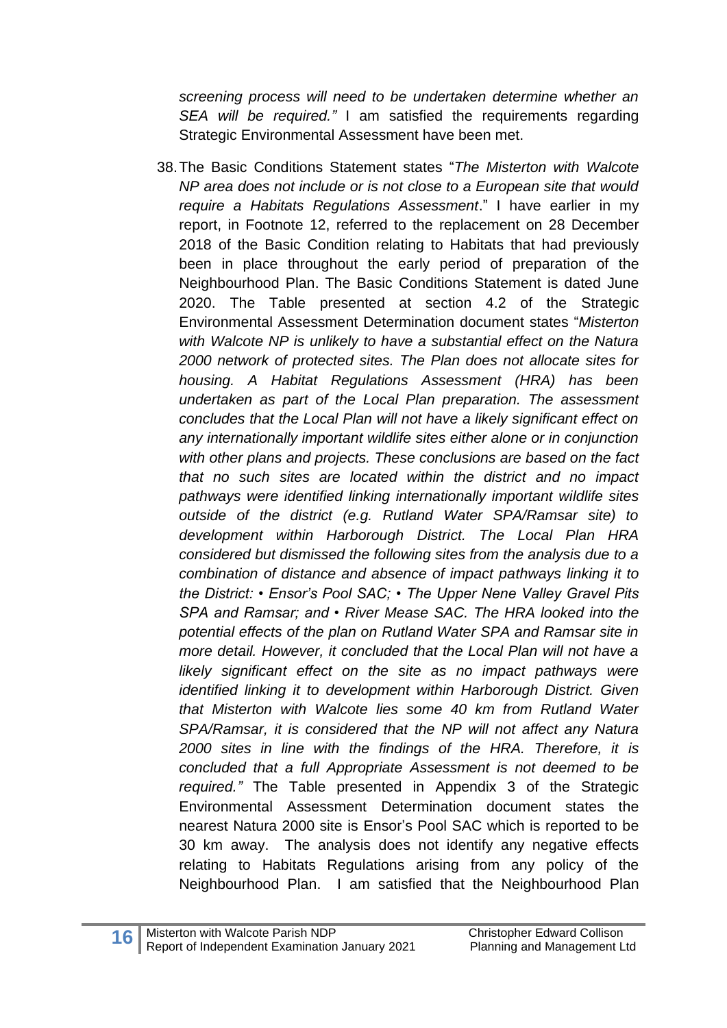*screening process will need to be undertaken determine whether an SEA will be required."* I am satisfied the requirements regarding Strategic Environmental Assessment have been met.

38. The Basic Conditions Statement states "*The Misterton with Walcote NP area does not include or is not close to a European site that would require a Habitats Regulations Assessment*." I have earlier in my report, in Footnote 12, referred to the replacement on 28 December 2018 of the Basic Condition relating to Habitats that had previously been in place throughout the early period of preparation of the Neighbourhood Plan. The Basic Conditions Statement is dated June 2020. The Table presented at section 4.2 of the Strategic Environmental Assessment Determination document states "*Misterton with Walcote NP is unlikely to have a substantial effect on the Natura 2000 network of protected sites. The Plan does not allocate sites for housing. A Habitat Regulations Assessment (HRA) has been undertaken as part of the Local Plan preparation. The assessment concludes that the Local Plan will not have a likely significant effect on any internationally important wildlife sites either alone or in conjunction with other plans and projects. These conclusions are based on the fact that no such sites are located within the district and no impact pathways were identified linking internationally important wildlife sites outside of the district (e.g. Rutland Water SPA/Ramsar site) to development within Harborough District. The Local Plan HRA considered but dismissed the following sites from the analysis due to a combination of distance and absence of impact pathways linking it to the District: • Ensor's Pool SAC; • The Upper Nene Valley Gravel Pits SPA and Ramsar; and • River Mease SAC. The HRA looked into the potential effects of the plan on Rutland Water SPA and Ramsar site in more detail. However, it concluded that the Local Plan will not have a likely significant effect on the site as no impact pathways were identified linking it to development within Harborough District. Given that Misterton with Walcote lies some 40 km from Rutland Water SPA/Ramsar, it is considered that the NP will not affect any Natura 2000 sites in line with the findings of the HRA. Therefore, it is concluded that a full Appropriate Assessment is not deemed to be required."* The Table presented in Appendix 3 of the Strategic Environmental Assessment Determination document states the nearest Natura 2000 site is Ensor's Pool SAC which is reported to be 30 km away. The analysis does not identify any negative effects relating to Habitats Regulations arising from any policy of the Neighbourhood Plan. I am satisfied that the Neighbourhood Plan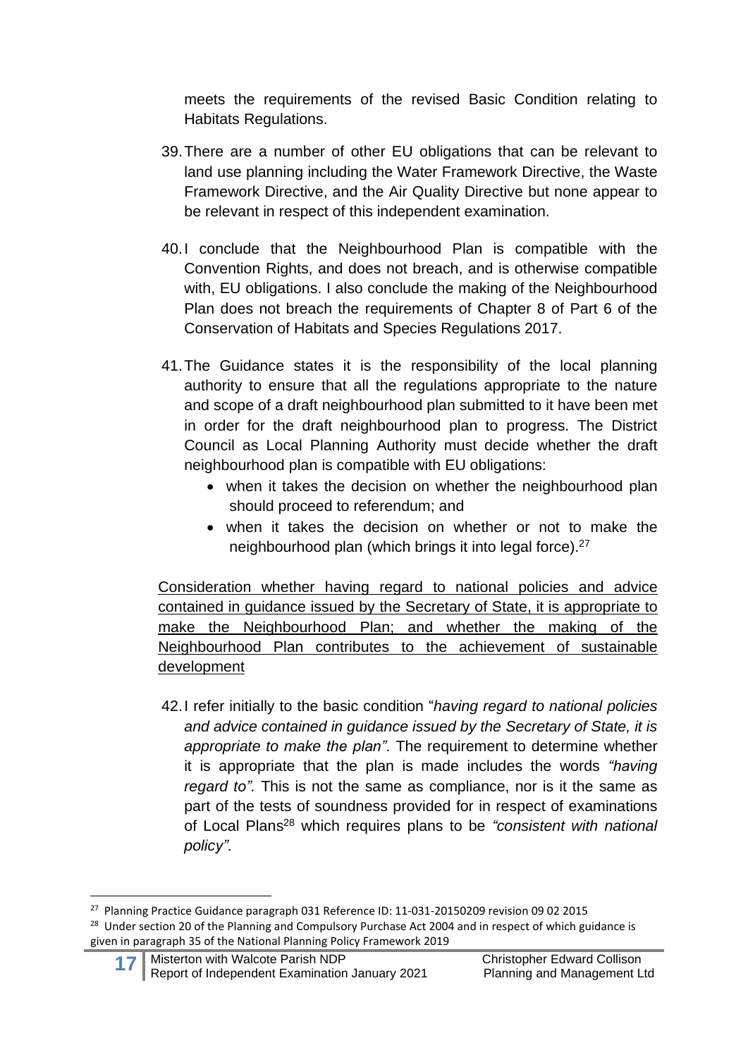meets the requirements of the revised Basic Condition relating to Habitats Regulations.

39. There are a number of other EU obligations that can be relevant to land use planning including the Water Framework Directive, the Waste Framework Directive, and the Air Quality Directive but none appear to be relevant in respect of this independent examination.

40. I conclude that the Neighbourhood Plan is compatible with the Convention Rights, and does not breach, and is otherwise compatible with, EU obligations. I also conclude the making of the Neighbourhood Plan does not breach the requirements of Chapter 8 of Part 6 of the Conservation of Habitats and Species Regulations 2017.

41. The Guidance states it is the responsibility of the local planning authority to ensure that all the regulations appropriate to the nature and scope of a draft neighbourhood plan submitted to it have been met in order for the draft neighbourhood plan to progress. The District Council as Local Planning Authority must decide whether the draft neighbourhood plan is compatible with EU obligations:
    - when it takes the decision on whether the neighbourhood plan should proceed to referendum; and
    - when it takes the decision on whether or not to make the neighbourhood plan (which brings it into legal force).[27]

<u>Consideration whether having regard to national policies and advice contained in guidance issued by the Secretary of State, it is appropriate to make the Neighbourhood Plan; and whether the making of the Neighbourhood Plan contributes to the achievement of sustainable development</u>

42. I refer initially to the basic condition "*having regard to national policies and advice contained in guidance issued by the Secretary of State, it is appropriate to make the plan".* The requirement to determine whether it is appropriate that the plan is made includes the words *"having regard to".* This is not the same as compliance, nor is it the same as part of the tests of soundness provided for in respect of examinations of Local Plans[28] which requires plans to be *"consistent with national policy".*

---

[27] Planning Practice Guidance paragraph 031 Reference ID: 11-031-20150209 revision 09 02 2015

[28] Under section 20 of the Planning and Compulsory Purchase Act 2004 and in respect of which guidance is given in paragraph 35 of the National Planning Policy Framework 2019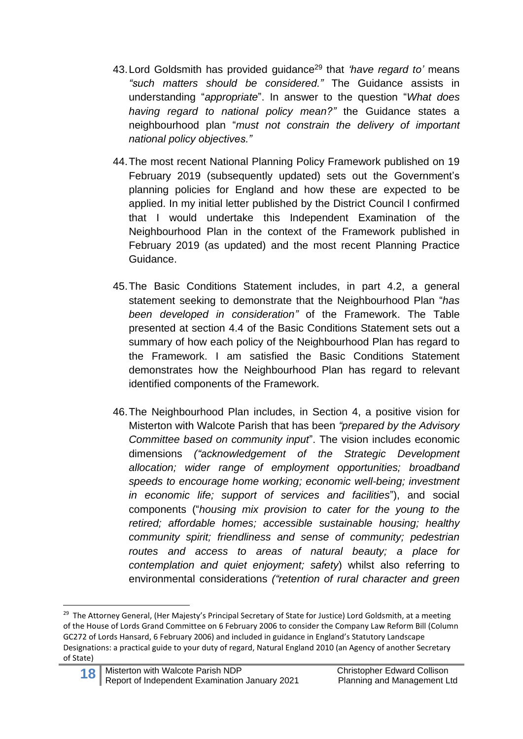43. Lord Goldsmith has provided guidance[29] that *'have regard to'* means *"such matters should be considered."* The Guidance assists in understanding "*appropriate*". In answer to the question "*What does having regard to national policy mean?"* the Guidance states a neighbourhood plan "*must not constrain the delivery of important national policy objectives."*

44. The most recent National Planning Policy Framework published on 19 February 2019 (subsequently updated) sets out the Government's planning policies for England and how these are expected to be applied. In my initial letter published by the District Council I confirmed that I would undertake this Independent Examination of the Neighbourhood Plan in the context of the Framework published in February 2019 (as updated) and the most recent Planning Practice Guidance.

45. The Basic Conditions Statement includes, in part 4.2, a general statement seeking to demonstrate that the Neighbourhood Plan "*has been developed in consideration"* of the Framework. The Table presented at section 4.4 of the Basic Conditions Statement sets out a summary of how each policy of the Neighbourhood Plan has regard to the Framework. I am satisfied the Basic Conditions Statement demonstrates how the Neighbourhood Plan has regard to relevant identified components of the Framework.

46. The Neighbourhood Plan includes, in Section 4, a positive vision for Misterton with Walcote Parish that has been *"prepared by the Advisory Committee based on community input*". The vision includes economic dimensions *("acknowledgement of the Strategic Development allocation; wider range of employment opportunities; broadband speeds to encourage home working; economic well-being; investment in economic life; support of services and facilities*"), and social components ("*housing mix provision to cater for the young to the retired; affordable homes; accessible sustainable housing; healthy community spirit; friendliness and sense of community; pedestrian routes and access to areas of natural beauty; a place for contemplation and quiet enjoyment; safety*) whilst also referring to environmental considerations *("retention of rural character and green*

---

[29] The Attorney General, (Her Majesty's Principal Secretary of State for Justice) Lord Goldsmith, at a meeting of the House of Lords Grand Committee on 6 February 2006 to consider the Company Law Reform Bill (Column GC272 of Lords Hansard, 6 February 2006) and included in guidance in England's Statutory Landscape Designations: a practical guide to your duty of regard, Natural England 2010 (an Agency of another Secretary of State)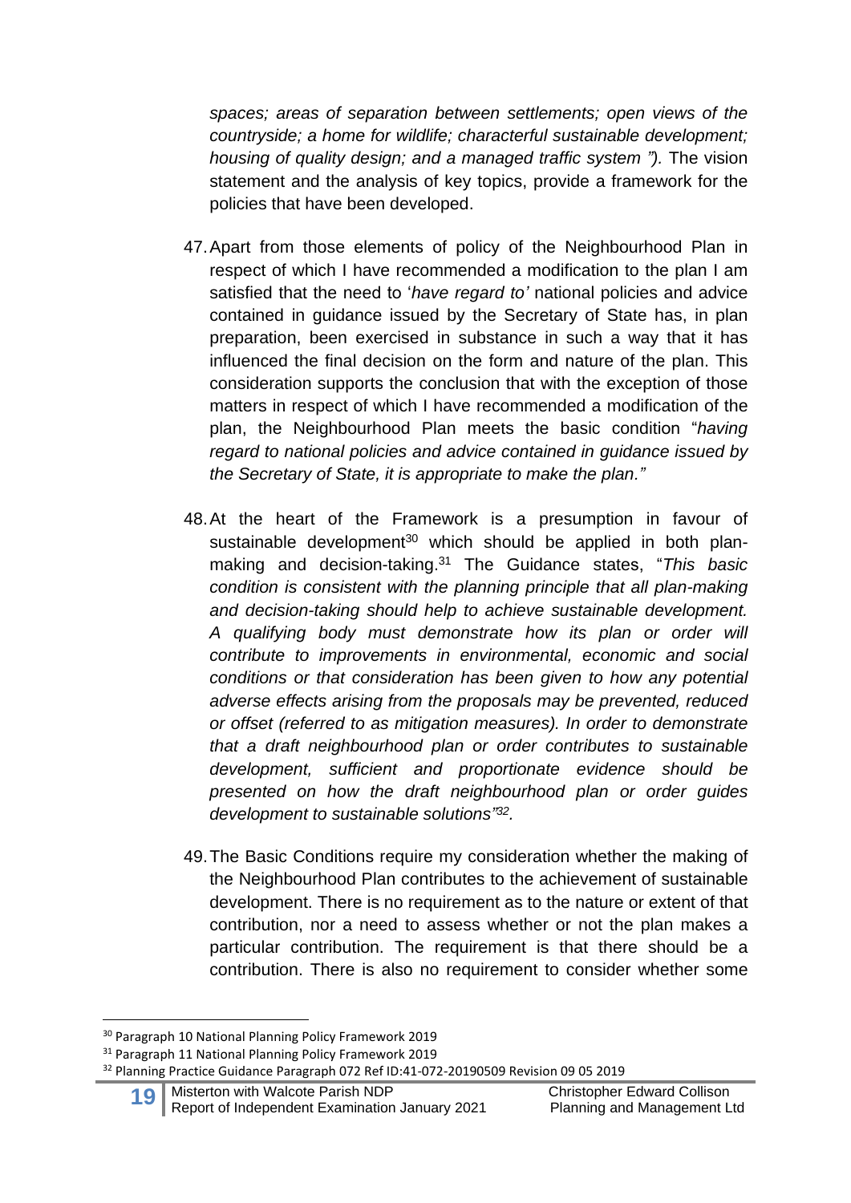*spaces; areas of separation between settlements; open views of the countryside; a home for wildlife; characterful sustainable development; housing of quality design; and a managed traffic system ").* The vision statement and the analysis of key topics, provide a framework for the policies that have been developed.

47. Apart from those elements of policy of the Neighbourhood Plan in respect of which I have recommended a modification to the plan I am satisfied that the need to '*have regard to'* national policies and advice contained in guidance issued by the Secretary of State has, in plan preparation, been exercised in substance in such a way that it has influenced the final decision on the form and nature of the plan. This consideration supports the conclusion that with the exception of those matters in respect of which I have recommended a modification of the plan, the Neighbourhood Plan meets the basic condition "*having regard to national policies and advice contained in guidance issued by the Secretary of State, it is appropriate to make the plan."*

48. At the heart of the Framework is a presumption in favour of sustainable development[30] which should be applied in both plan-making and decision-taking.[31] The Guidance states, "*This basic condition is consistent with the planning principle that all plan-making and decision-taking should help to achieve sustainable development. A qualifying body must demonstrate how its plan or order will contribute to improvements in environmental, economic and social conditions or that consideration has been given to how any potential adverse effects arising from the proposals may be prevented, reduced or offset (referred to as mitigation measures). In order to demonstrate that a draft neighbourhood plan or order contributes to sustainable development, sufficient and proportionate evidence should be presented on how the draft neighbourhood plan or order guides development to sustainable solutions"*[32].

49. The Basic Conditions require my consideration whether the making of the Neighbourhood Plan contributes to the achievement of sustainable development. There is no requirement as to the nature or extent of that contribution, nor a need to assess whether or not the plan makes a particular contribution. The requirement is that there should be a contribution. There is also no requirement to consider whether some

---

[30] Paragraph 10 National Planning Policy Framework 2019

[31] Paragraph 11 National Planning Policy Framework 2019

[32] Planning Practice Guidance Paragraph 072 Ref ID:41-072-20190509 Revision 09 05 2019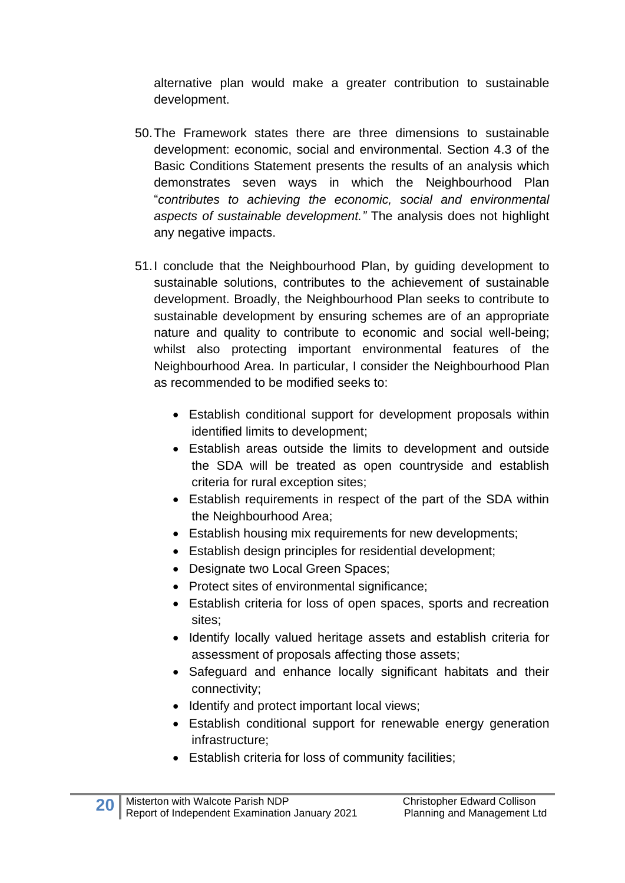alternative plan would make a greater contribution to sustainable development.

50. The Framework states there are three dimensions to sustainable development: economic, social and environmental. Section 4.3 of the Basic Conditions Statement presents the results of an analysis which demonstrates seven ways in which the Neighbourhood Plan "*contributes to achieving the economic, social and environmental aspects of sustainable development."* The analysis does not highlight any negative impacts.

51. I conclude that the Neighbourhood Plan, by guiding development to sustainable solutions, contributes to the achievement of sustainable development. Broadly, the Neighbourhood Plan seeks to contribute to sustainable development by ensuring schemes are of an appropriate nature and quality to contribute to economic and social well-being; whilst also protecting important environmental features of the Neighbourhood Area. In particular, I consider the Neighbourhood Plan as recommended to be modified seeks to:

    - Establish conditional support for development proposals within identified limits to development;
    - Establish areas outside the limits to development and outside the SDA will be treated as open countryside and establish criteria for rural exception sites;
    - Establish requirements in respect of the part of the SDA within the Neighbourhood Area;
    - Establish housing mix requirements for new developments;
    - Establish design principles for residential development;
    - Designate two Local Green Spaces;
    - Protect sites of environmental significance;
    - Establish criteria for loss of open spaces, sports and recreation sites;
    - Identify locally valued heritage assets and establish criteria for assessment of proposals affecting those assets;
    - Safeguard and enhance locally significant habitats and their connectivity;
    - Identify and protect important local views;
    - Establish conditional support for renewable energy generation infrastructure;
    - Establish criteria for loss of community facilities;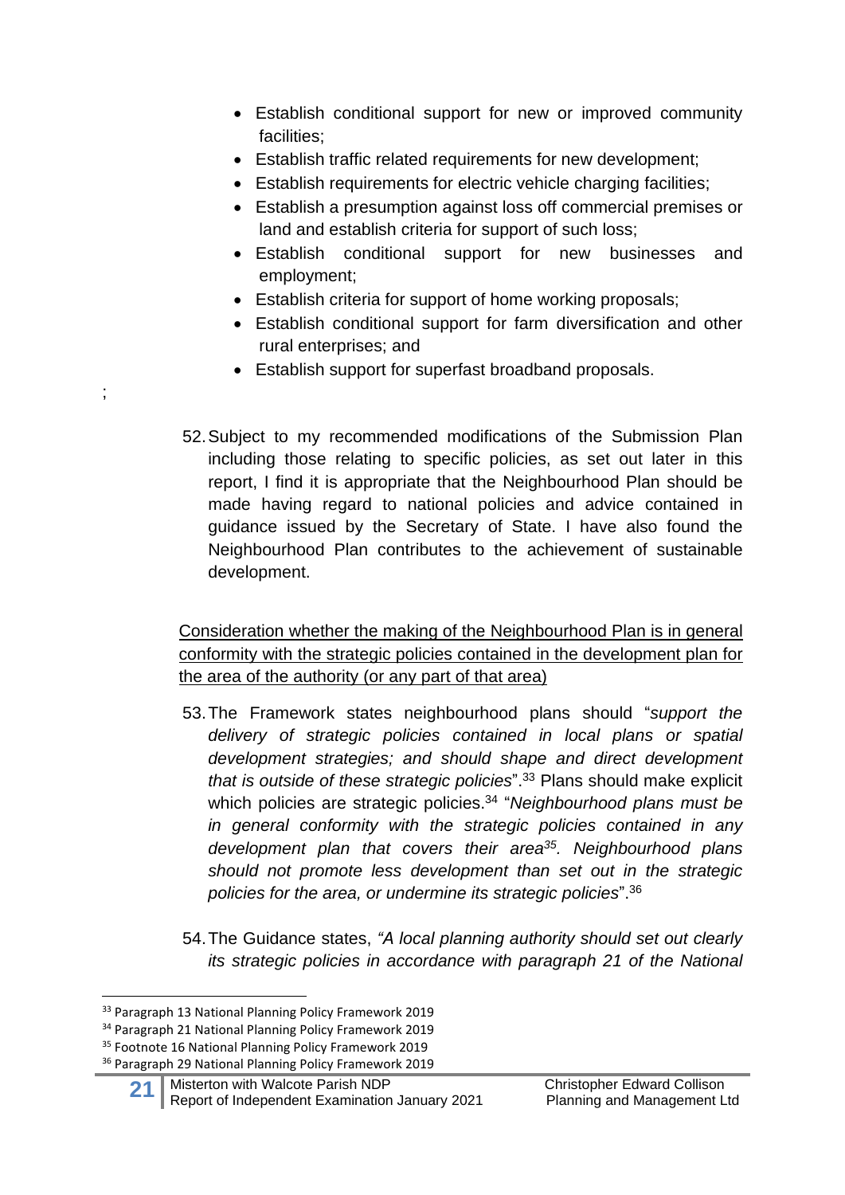- Establish conditional support for new or improved community facilities;
- Establish traffic related requirements for new development;
- Establish requirements for electric vehicle charging facilities;
- Establish a presumption against loss off commercial premises or land and establish criteria for support of such loss;
- Establish conditional support for new businesses and employment;
- Establish criteria for support of home working proposals;
- Establish conditional support for farm diversification and other rural enterprises; and
- Establish support for superfast broadband proposals.

;

52. Subject to my recommended modifications of the Submission Plan including those relating to specific policies, as set out later in this report, I find it is appropriate that the Neighbourhood Plan should be made having regard to national policies and advice contained in guidance issued by the Secretary of State. I have also found the Neighbourhood Plan contributes to the achievement of sustainable development.

<u>Consideration whether the making of the Neighbourhood Plan is in general conformity with the strategic policies contained in the development plan for the area of the authority (or any part of that area)</u>

53. The Framework states neighbourhood plans should "*support the delivery of strategic policies contained in local plans or spatial development strategies; and should shape and direct development that is outside of these strategic policies*".[33] Plans should make explicit which policies are strategic policies.[34] "*Neighbourhood plans must be in general conformity with the strategic policies contained in any development plan that covers their area[35]. Neighbourhood plans should not promote less development than set out in the strategic policies for the area, or undermine its strategic policies*".[36]

54. The Guidance states, *"A local planning authority should set out clearly its strategic policies in accordance with paragraph 21 of the National*

---

[33] Paragraph 13 National Planning Policy Framework 2019
[34] Paragraph 21 National Planning Policy Framework 2019
[35] Footnote 16 National Planning Policy Framework 2019
[36] Paragraph 29 National Planning Policy Framework 2019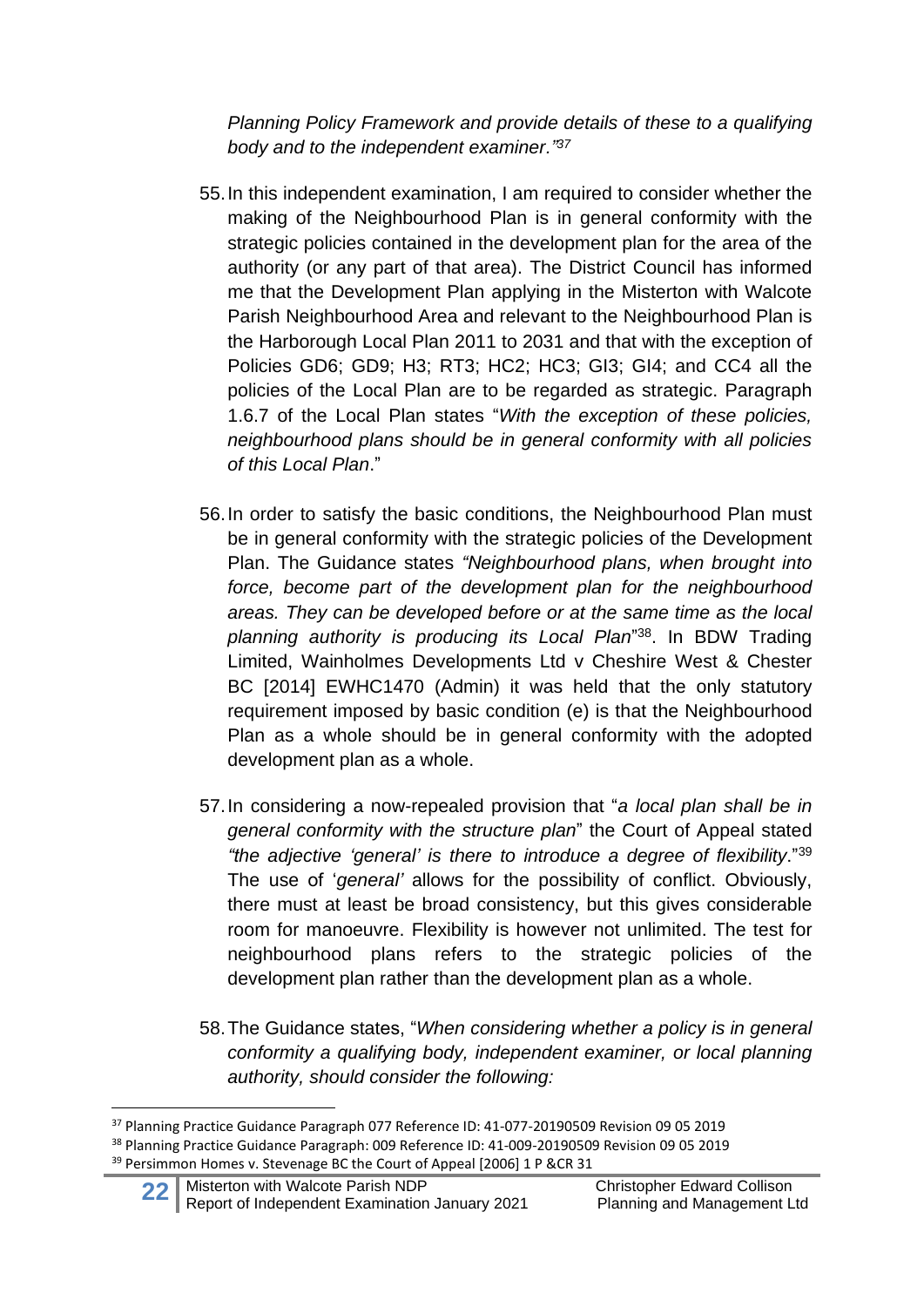*Planning Policy Framework and provide details of these to a qualifying body and to the independent examiner."*[37]

55. In this independent examination, I am required to consider whether the making of the Neighbourhood Plan is in general conformity with the strategic policies contained in the development plan for the area of the authority (or any part of that area). The District Council has informed me that the Development Plan applying in the Misterton with Walcote Parish Neighbourhood Area and relevant to the Neighbourhood Plan is the Harborough Local Plan 2011 to 2031 and that with the exception of Policies GD6; GD9; H3; RT3; HC2; HC3; GI3; GI4; and CC4 all the policies of the Local Plan are to be regarded as strategic. Paragraph 1.6.7 of the Local Plan states "*With the exception of these policies, neighbourhood plans should be in general conformity with all policies of this Local Plan*."

56. In order to satisfy the basic conditions, the Neighbourhood Plan must be in general conformity with the strategic policies of the Development Plan. The Guidance states *"Neighbourhood plans, when brought into force, become part of the development plan for the neighbourhood areas. They can be developed before or at the same time as the local planning authority is producing its Local Plan*"[38]. In BDW Trading Limited, Wainholmes Developments Ltd v Cheshire West & Chester BC [2014] EWHC1470 (Admin) it was held that the only statutory requirement imposed by basic condition (e) is that the Neighbourhood Plan as a whole should be in general conformity with the adopted development plan as a whole.

57. In considering a now-repealed provision that "*a local plan shall be in general conformity with the structure plan*" the Court of Appeal stated *"the adjective 'general' is there to introduce a degree of flexibility*."[39] The use of '*general'* allows for the possibility of conflict. Obviously, there must at least be broad consistency, but this gives considerable room for manoeuvre. Flexibility is however not unlimited. The test for neighbourhood plans refers to the strategic policies of the development plan rather than the development plan as a whole.

58. The Guidance states, "*When considering whether a policy is in general conformity a qualifying body, independent examiner, or local planning authority, should consider the following:*

---

[37] Planning Practice Guidance Paragraph 077 Reference ID: 41-077-20190509 Revision 09 05 2019

[38] Planning Practice Guidance Paragraph: 009 Reference ID: 41-009-20190509 Revision 09 05 2019

[39] Persimmon Homes v. Stevenage BC the Court of Appeal [2006] 1 P &CR 31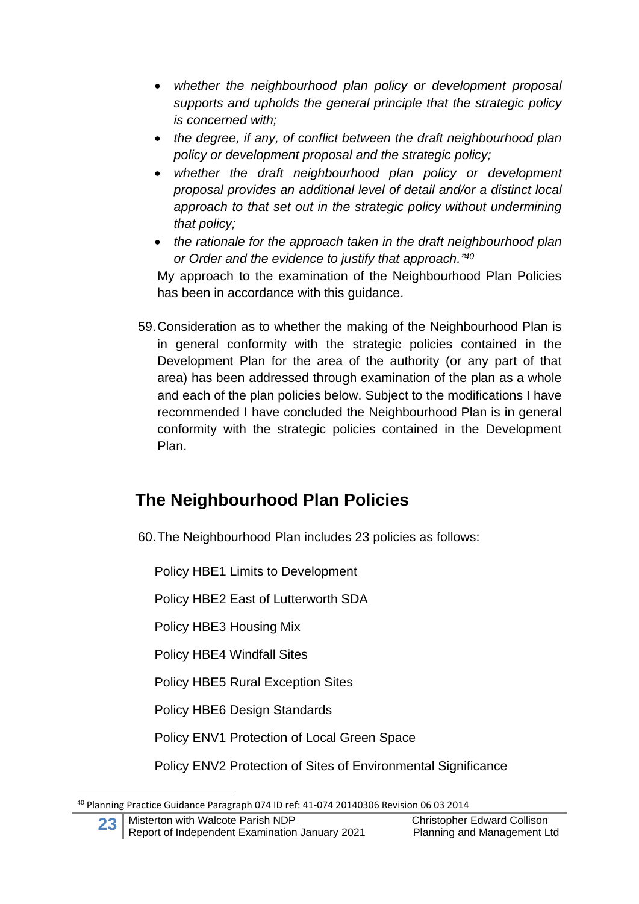- *whether the neighbourhood plan policy or development proposal supports and upholds the general principle that the strategic policy is concerned with;*
- *the degree, if any, of conflict between the draft neighbourhood plan policy or development proposal and the strategic policy;*
- *whether the draft neighbourhood plan policy or development proposal provides an additional level of detail and/or a distinct local approach to that set out in the strategic policy without undermining that policy;*
- *the rationale for the approach taken in the draft neighbourhood plan or Order and the evidence to justify that approach."*[40]

My approach to the examination of the Neighbourhood Plan Policies has been in accordance with this guidance.

59. Consideration as to whether the making of the Neighbourhood Plan is in general conformity with the strategic policies contained in the Development Plan for the area of the authority (or any part of that area) has been addressed through examination of the plan as a whole and each of the plan policies below. Subject to the modifications I have recommended I have concluded the Neighbourhood Plan is in general conformity with the strategic policies contained in the Development Plan.

## The Neighbourhood Plan Policies

60. The Neighbourhood Plan includes 23 policies as follows:

Policy HBE1 Limits to Development

Policy HBE2 East of Lutterworth SDA

Policy HBE3 Housing Mix

Policy HBE4 Windfall Sites

Policy HBE5 Rural Exception Sites

Policy HBE6 Design Standards

Policy ENV1 Protection of Local Green Space

Policy ENV2 Protection of Sites of Environmental Significance

[40] Planning Practice Guidance Paragraph 074 ID ref: 41-074 20140306 Revision 06 03 2014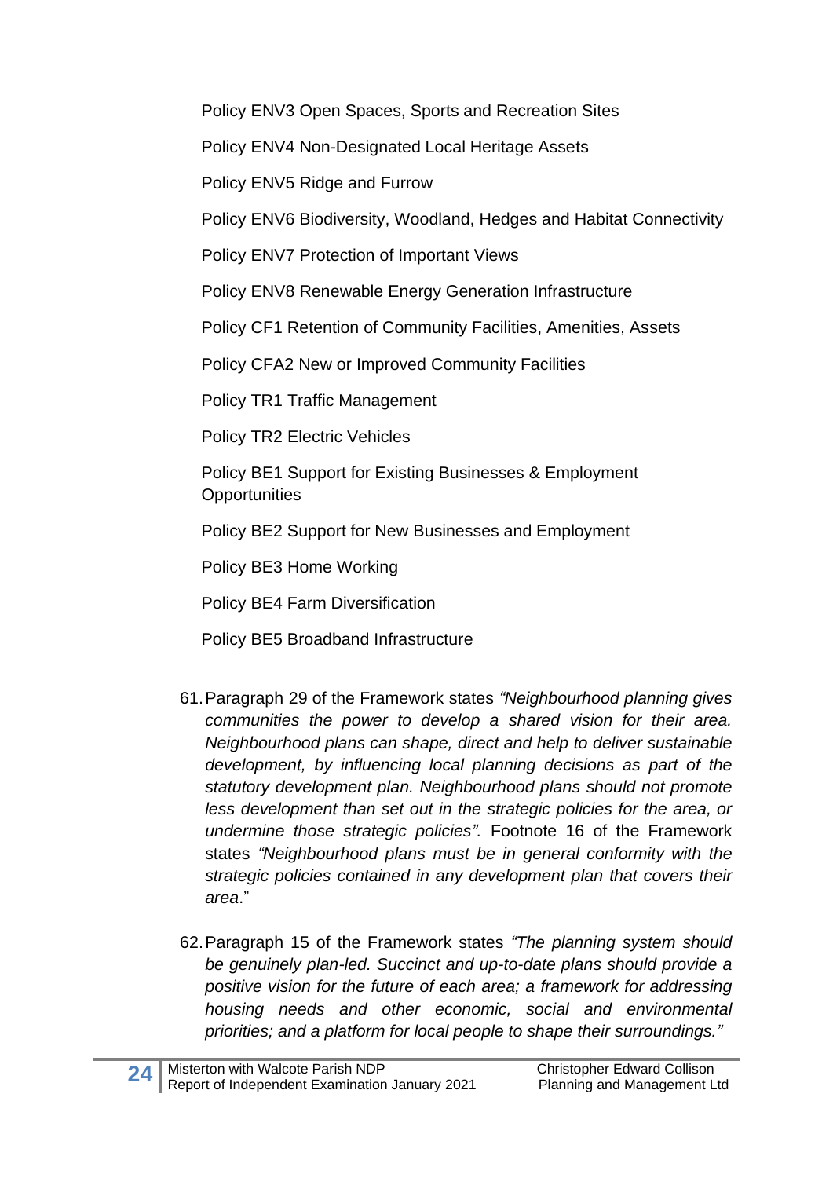Policy ENV3 Open Spaces, Sports and Recreation Sites

Policy ENV4 Non-Designated Local Heritage Assets

Policy ENV5 Ridge and Furrow

Policy ENV6 Biodiversity, Woodland, Hedges and Habitat Connectivity

Policy ENV7 Protection of Important Views

Policy ENV8 Renewable Energy Generation Infrastructure

Policy CF1 Retention of Community Facilities, Amenities, Assets

Policy CFA2 New or Improved Community Facilities

Policy TR1 Traffic Management

Policy TR2 Electric Vehicles

Policy BE1 Support for Existing Businesses & Employment Opportunities

Policy BE2 Support for New Businesses and Employment

Policy BE3 Home Working

Policy BE4 Farm Diversification

Policy BE5 Broadband Infrastructure

61. Paragraph 29 of the Framework states *"Neighbourhood planning gives communities the power to develop a shared vision for their area. Neighbourhood plans can shape, direct and help to deliver sustainable development, by influencing local planning decisions as part of the statutory development plan. Neighbourhood plans should not promote less development than set out in the strategic policies for the area, or undermine those strategic policies".* Footnote 16 of the Framework states *"Neighbourhood plans must be in general conformity with the strategic policies contained in any development plan that covers their area*."

62. Paragraph 15 of the Framework states *"The planning system should be genuinely plan-led. Succinct and up-to-date plans should provide a positive vision for the future of each area; a framework for addressing housing needs and other economic, social and environmental priorities; and a platform for local people to shape their surroundings."*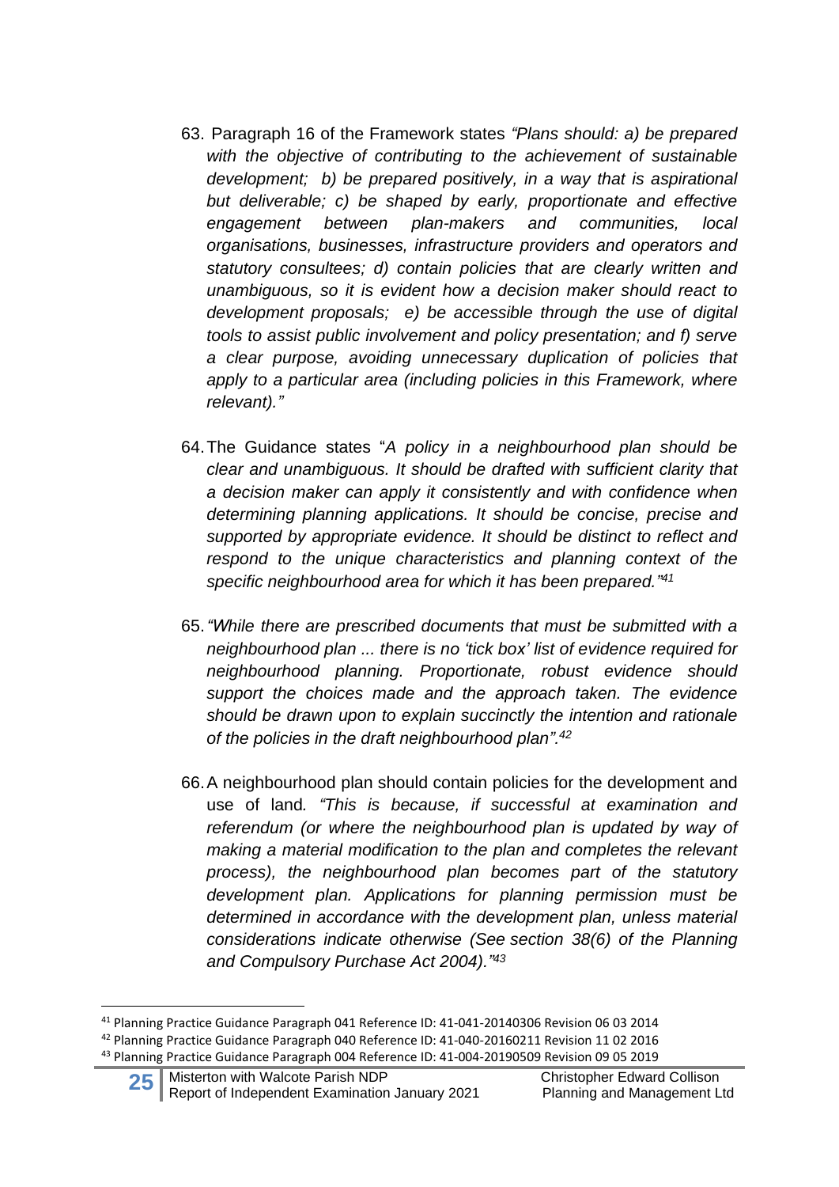63. Paragraph 16 of the Framework states *"Plans should: a) be prepared with the objective of contributing to the achievement of sustainable development; b) be prepared positively, in a way that is aspirational but deliverable; c) be shaped by early, proportionate and effective engagement between plan-makers and communities, local organisations, businesses, infrastructure providers and operators and statutory consultees; d) contain policies that are clearly written and unambiguous, so it is evident how a decision maker should react to development proposals; e) be accessible through the use of digital tools to assist public involvement and policy presentation; and f) serve a clear purpose, avoiding unnecessary duplication of policies that apply to a particular area (including policies in this Framework, where relevant)."*

64. The Guidance states "*A policy in a neighbourhood plan should be clear and unambiguous. It should be drafted with sufficient clarity that a decision maker can apply it consistently and with confidence when determining planning applications. It should be concise, precise and supported by appropriate evidence. It should be distinct to reflect and respond to the unique characteristics and planning context of the specific neighbourhood area for which it has been prepared."*[41]

65. *"While there are prescribed documents that must be submitted with a neighbourhood plan ... there is no 'tick box' list of evidence required for neighbourhood planning. Proportionate, robust evidence should support the choices made and the approach taken. The evidence should be drawn upon to explain succinctly the intention and rationale of the policies in the draft neighbourhood plan".*[42]

66. A neighbourhood plan should contain policies for the development and use of land*. "This is because, if successful at examination and referendum (or where the neighbourhood plan is updated by way of making a material modification to the plan and completes the relevant process), the neighbourhood plan becomes part of the statutory development plan. Applications for planning permission must be determined in accordance with the development plan, unless material considerations indicate otherwise (See section 38(6) of the Planning and Compulsory Purchase Act 2004)."*[43]

---

[41] Planning Practice Guidance Paragraph 041 Reference ID: 41-041-20140306 Revision 06 03 2014

[42] Planning Practice Guidance Paragraph 040 Reference ID: 41-040-20160211 Revision 11 02 2016

[43] Planning Practice Guidance Paragraph 004 Reference ID: 41-004-20190509 Revision 09 05 2019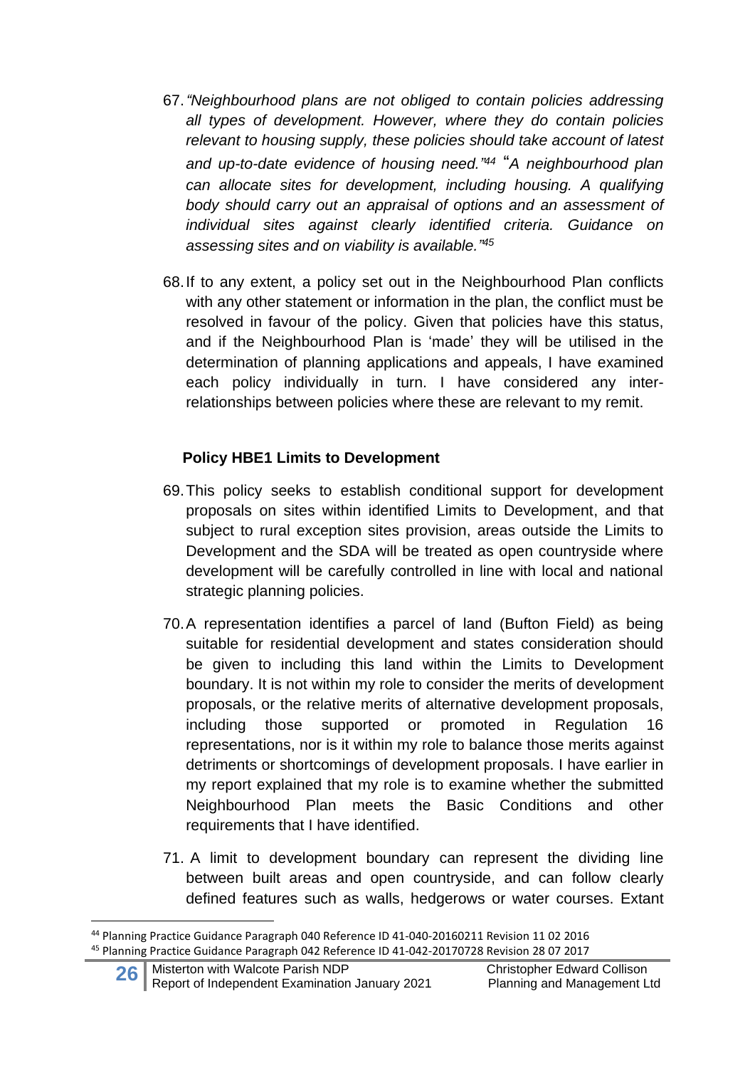67. *"Neighbourhood plans are not obliged to contain policies addressing all types of development. However, where they do contain policies relevant to housing supply, these policies should take account of latest and up-to-date evidence of housing need."*[44] "*A neighbourhood plan can allocate sites for development, including housing. A qualifying body should carry out an appraisal of options and an assessment of individual sites against clearly identified criteria. Guidance on assessing sites and on viability is available."*[45]

68. If to any extent, a policy set out in the Neighbourhood Plan conflicts with any other statement or information in the plan, the conflict must be resolved in favour of the policy. Given that policies have this status, and if the Neighbourhood Plan is 'made' they will be utilised in the determination of planning applications and appeals, I have examined each policy individually in turn. I have considered any inter-relationships between policies where these are relevant to my remit.

**Policy HBE1 Limits to Development**

69. This policy seeks to establish conditional support for development proposals on sites within identified Limits to Development, and that subject to rural exception sites provision, areas outside the Limits to Development and the SDA will be treated as open countryside where development will be carefully controlled in line with local and national strategic planning policies.

70. A representation identifies a parcel of land (Bufton Field) as being suitable for residential development and states consideration should be given to including this land within the Limits to Development boundary. It is not within my role to consider the merits of development proposals, or the relative merits of alternative development proposals, including those supported or promoted in Regulation 16 representations, nor is it within my role to balance those merits against detriments or shortcomings of development proposals. I have earlier in my report explained that my role is to examine whether the submitted Neighbourhood Plan meets the Basic Conditions and other requirements that I have identified.

71. A limit to development boundary can represent the dividing line between built areas and open countryside, and can follow clearly defined features such as walls, hedgerows or water courses. Extant

---

[44] Planning Practice Guidance Paragraph 040 Reference ID 41-040-20160211 Revision 11 02 2016

[45] Planning Practice Guidance Paragraph 042 Reference ID 41-042-20170728 Revision 28 07 2017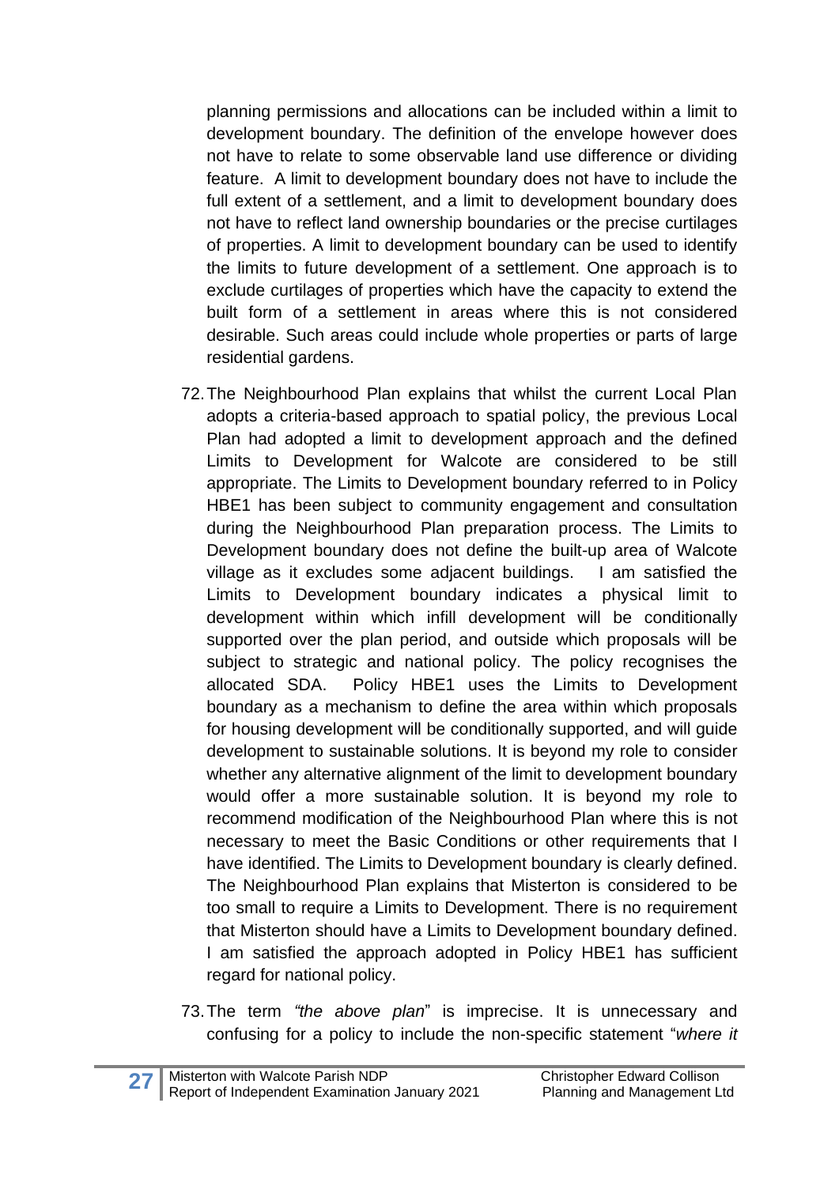planning permissions and allocations can be included within a limit to development boundary. The definition of the envelope however does not have to relate to some observable land use difference or dividing feature. A limit to development boundary does not have to include the full extent of a settlement, and a limit to development boundary does not have to reflect land ownership boundaries or the precise curtilages of properties. A limit to development boundary can be used to identify the limits to future development of a settlement. One approach is to exclude curtilages of properties which have the capacity to extend the built form of a settlement in areas where this is not considered desirable. Such areas could include whole properties or parts of large residential gardens.

72. The Neighbourhood Plan explains that whilst the current Local Plan adopts a criteria-based approach to spatial policy, the previous Local Plan had adopted a limit to development approach and the defined Limits to Development for Walcote are considered to be still appropriate. The Limits to Development boundary referred to in Policy HBE1 has been subject to community engagement and consultation during the Neighbourhood Plan preparation process. The Limits to Development boundary does not define the built-up area of Walcote village as it excludes some adjacent buildings. I am satisfied the Limits to Development boundary indicates a physical limit to development within which infill development will be conditionally supported over the plan period, and outside which proposals will be subject to strategic and national policy. The policy recognises the allocated SDA. Policy HBE1 uses the Limits to Development boundary as a mechanism to define the area within which proposals for housing development will be conditionally supported, and will guide development to sustainable solutions. It is beyond my role to consider whether any alternative alignment of the limit to development boundary would offer a more sustainable solution. It is beyond my role to recommend modification of the Neighbourhood Plan where this is not necessary to meet the Basic Conditions or other requirements that I have identified. The Limits to Development boundary is clearly defined. The Neighbourhood Plan explains that Misterton is considered to be too small to require a Limits to Development. There is no requirement that Misterton should have a Limits to Development boundary defined. I am satisfied the approach adopted in Policy HBE1 has sufficient regard for national policy.

73. The term *"the above plan*" is imprecise. It is unnecessary and confusing for a policy to include the non-specific statement "*where it*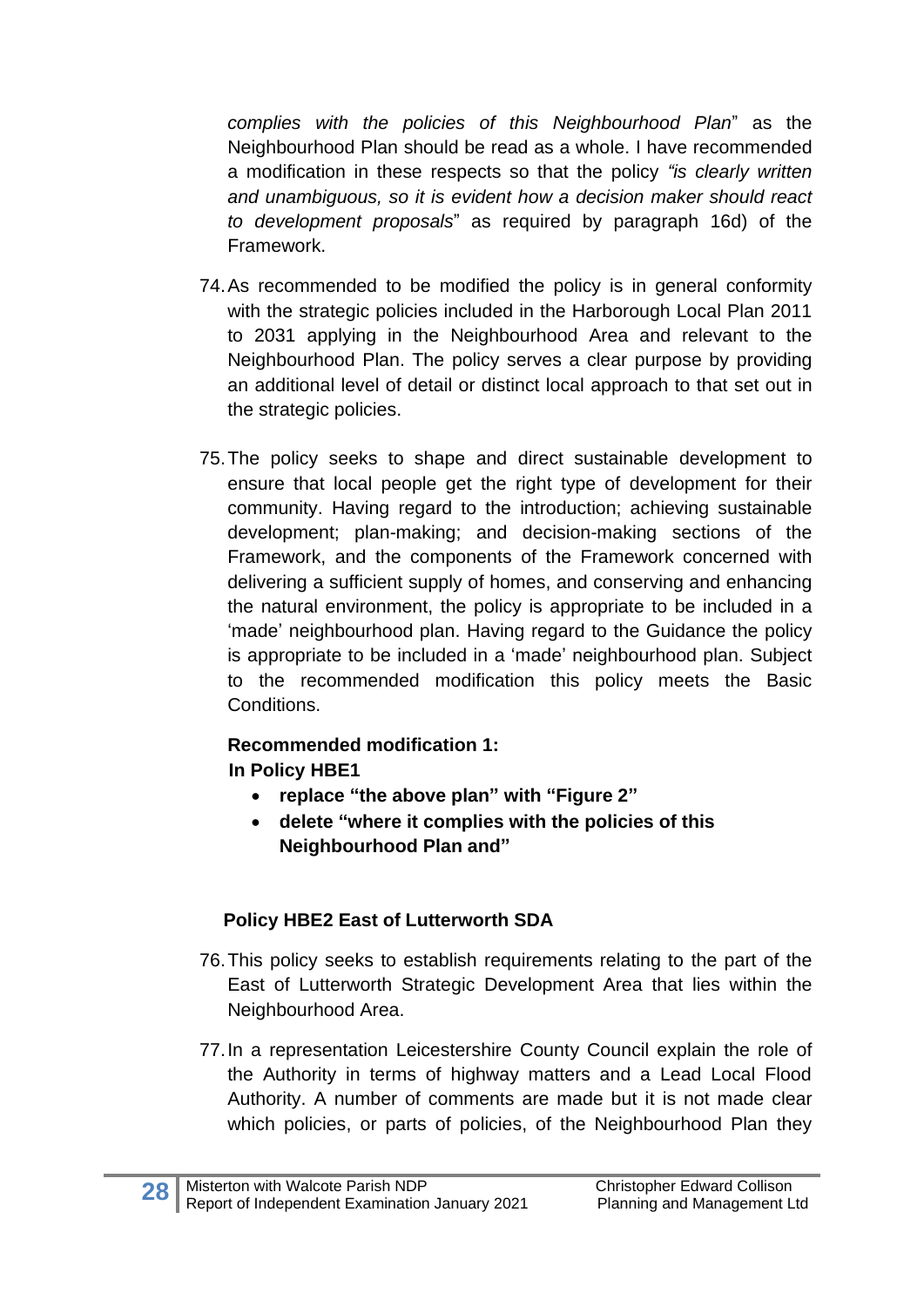*complies with the policies of this Neighbourhood Plan*" as the Neighbourhood Plan should be read as a whole. I have recommended a modification in these respects so that the policy *"is clearly written and unambiguous, so it is evident how a decision maker should react to development proposals*" as required by paragraph 16d) of the Framework.

74. As recommended to be modified the policy is in general conformity with the strategic policies included in the Harborough Local Plan 2011 to 2031 applying in the Neighbourhood Area and relevant to the Neighbourhood Plan. The policy serves a clear purpose by providing an additional level of detail or distinct local approach to that set out in the strategic policies.

75. The policy seeks to shape and direct sustainable development to ensure that local people get the right type of development for their community. Having regard to the introduction; achieving sustainable development; plan-making; and decision-making sections of the Framework, and the components of the Framework concerned with delivering a sufficient supply of homes, and conserving and enhancing the natural environment, the policy is appropriate to be included in a 'made' neighbourhood plan. Having regard to the Guidance the policy is appropriate to be included in a 'made' neighbourhood plan. Subject to the recommended modification this policy meets the Basic Conditions.

**Recommended modification 1:**
**In Policy HBE1**

- **replace "the above plan" with "Figure 2"**
- **delete "where it complies with the policies of this Neighbourhood Plan and"**

### Policy HBE2 East of Lutterworth SDA

76. This policy seeks to establish requirements relating to the part of the East of Lutterworth Strategic Development Area that lies within the Neighbourhood Area.

77. In a representation Leicestershire County Council explain the role of the Authority in terms of highway matters and a Lead Local Flood Authority. A number of comments are made but it is not made clear which policies, or parts of policies, of the Neighbourhood Plan they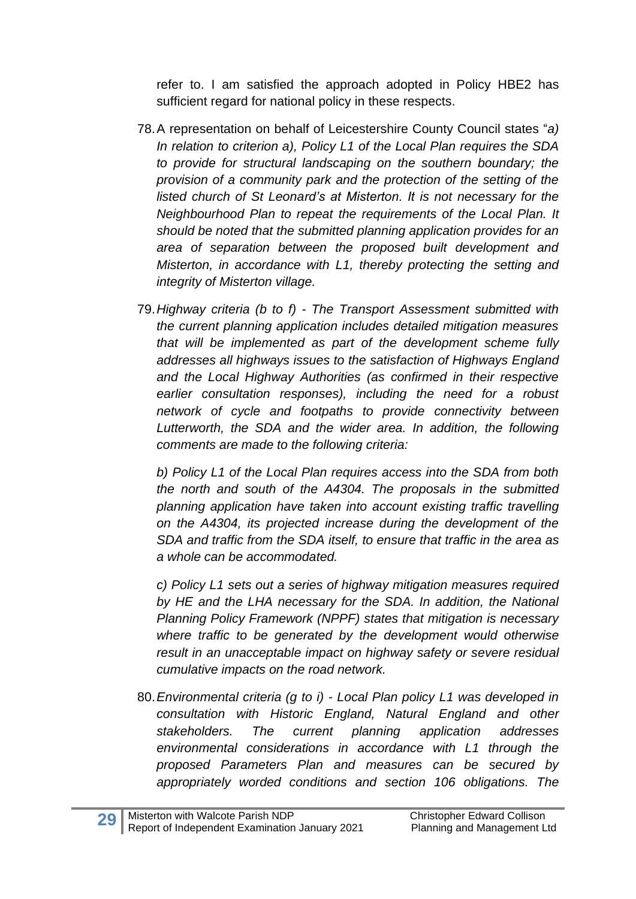refer to. I am satisfied the approach adopted in Policy HBE2 has sufficient regard for national policy in these respects.

78. A representation on behalf of Leicestershire County Council states "*a) In relation to criterion a), Policy L1 of the Local Plan requires the SDA to provide for structural landscaping on the southern boundary; the provision of a community park and the protection of the setting of the listed church of St Leonard's at Misterton. It is not necessary for the Neighbourhood Plan to repeat the requirements of the Local Plan. It should be noted that the submitted planning application provides for an area of separation between the proposed built development and Misterton, in accordance with L1, thereby protecting the setting and integrity of Misterton village.*

79. *Highway criteria (b to f) - The Transport Assessment submitted with the current planning application includes detailed mitigation measures that will be implemented as part of the development scheme fully addresses all highways issues to the satisfaction of Highways England and the Local Highway Authorities (as confirmed in their respective earlier consultation responses), including the need for a robust network of cycle and footpaths to provide connectivity between Lutterworth, the SDA and the wider area. In addition, the following comments are made to the following criteria:*

   *b) Policy L1 of the Local Plan requires access into the SDA from both the north and south of the A4304. The proposals in the submitted planning application have taken into account existing traffic travelling on the A4304, its projected increase during the development of the SDA and traffic from the SDA itself, to ensure that traffic in the area as a whole can be accommodated.*

   *c) Policy L1 sets out a series of highway mitigation measures required by HE and the LHA necessary for the SDA. In addition, the National Planning Policy Framework (NPPF) states that mitigation is necessary where traffic to be generated by the development would otherwise result in an unacceptable impact on highway safety or severe residual cumulative impacts on the road network.*

80. *Environmental criteria (g to i) - Local Plan policy L1 was developed in consultation with Historic England, Natural England and other stakeholders. The current planning application addresses environmental considerations in accordance with L1 through the proposed Parameters Plan and measures can be secured by appropriately worded conditions and section 106 obligations. The*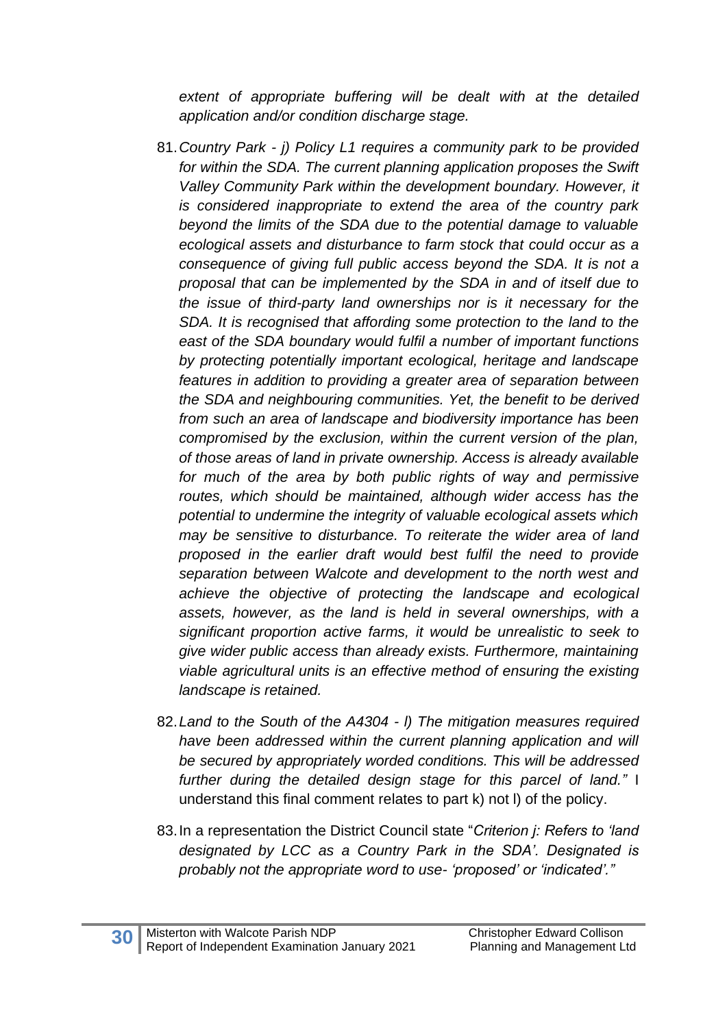*extent of appropriate buffering will be dealt with at the detailed application and/or condition discharge stage.*

81. *Country Park - j) Policy L1 requires a community park to be provided for within the SDA. The current planning application proposes the Swift Valley Community Park within the development boundary. However, it is considered inappropriate to extend the area of the country park beyond the limits of the SDA due to the potential damage to valuable ecological assets and disturbance to farm stock that could occur as a consequence of giving full public access beyond the SDA. It is not a proposal that can be implemented by the SDA in and of itself due to the issue of third-party land ownerships nor is it necessary for the SDA. It is recognised that affording some protection to the land to the east of the SDA boundary would fulfil a number of important functions by protecting potentially important ecological, heritage and landscape features in addition to providing a greater area of separation between the SDA and neighbouring communities. Yet, the benefit to be derived from such an area of landscape and biodiversity importance has been compromised by the exclusion, within the current version of the plan, of those areas of land in private ownership. Access is already available for much of the area by both public rights of way and permissive routes, which should be maintained, although wider access has the potential to undermine the integrity of valuable ecological assets which may be sensitive to disturbance. To reiterate the wider area of land proposed in the earlier draft would best fulfil the need to provide separation between Walcote and development to the north west and achieve the objective of protecting the landscape and ecological assets, however, as the land is held in several ownerships, with a significant proportion active farms, it would be unrealistic to seek to give wider public access than already exists. Furthermore, maintaining viable agricultural units is an effective method of ensuring the existing landscape is retained.*

82. *Land to the South of the A4304 - l) The mitigation measures required have been addressed within the current planning application and will be secured by appropriately worded conditions. This will be addressed further during the detailed design stage for this parcel of land."* I understand this final comment relates to part k) not l) of the policy.

83. In a representation the District Council state "*Criterion j: Refers to 'land designated by LCC as a Country Park in the SDA'. Designated is probably not the appropriate word to use- 'proposed' or 'indicated'."*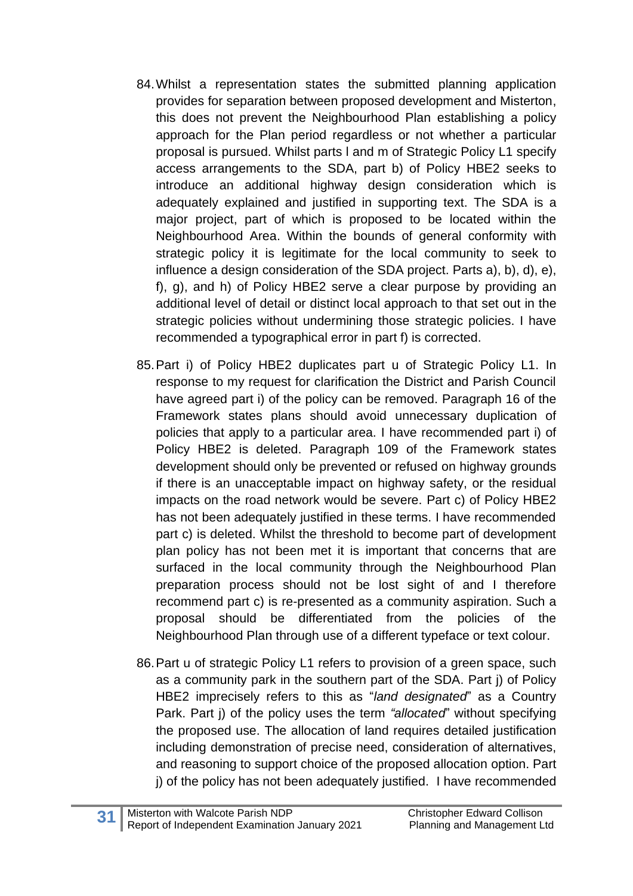84. Whilst a representation states the submitted planning application provides for separation between proposed development and Misterton, this does not prevent the Neighbourhood Plan establishing a policy approach for the Plan period regardless or not whether a particular proposal is pursued. Whilst parts l and m of Strategic Policy L1 specify access arrangements to the SDA, part b) of Policy HBE2 seeks to introduce an additional highway design consideration which is adequately explained and justified in supporting text. The SDA is a major project, part of which is proposed to be located within the Neighbourhood Area. Within the bounds of general conformity with strategic policy it is legitimate for the local community to seek to influence a design consideration of the SDA project. Parts a), b), d), e), f), g), and h) of Policy HBE2 serve a clear purpose by providing an additional level of detail or distinct local approach to that set out in the strategic policies without undermining those strategic policies. I have recommended a typographical error in part f) is corrected.

85. Part i) of Policy HBE2 duplicates part u of Strategic Policy L1. In response to my request for clarification the District and Parish Council have agreed part i) of the policy can be removed. Paragraph 16 of the Framework states plans should avoid unnecessary duplication of policies that apply to a particular area. I have recommended part i) of Policy HBE2 is deleted. Paragraph 109 of the Framework states development should only be prevented or refused on highway grounds if there is an unacceptable impact on highway safety, or the residual impacts on the road network would be severe. Part c) of Policy HBE2 has not been adequately justified in these terms. I have recommended part c) is deleted. Whilst the threshold to become part of development plan policy has not been met it is important that concerns that are surfaced in the local community through the Neighbourhood Plan preparation process should not be lost sight of and I therefore recommend part c) is re-presented as a community aspiration. Such a proposal should be differentiated from the policies of the Neighbourhood Plan through use of a different typeface or text colour.

86. Part u of strategic Policy L1 refers to provision of a green space, such as a community park in the southern part of the SDA. Part j) of Policy HBE2 imprecisely refers to this as "*land designated*" as a Country Park. Part j) of the policy uses the term *"allocated*" without specifying the proposed use. The allocation of land requires detailed justification including demonstration of precise need, consideration of alternatives, and reasoning to support choice of the proposed allocation option. Part j) of the policy has not been adequately justified. I have recommended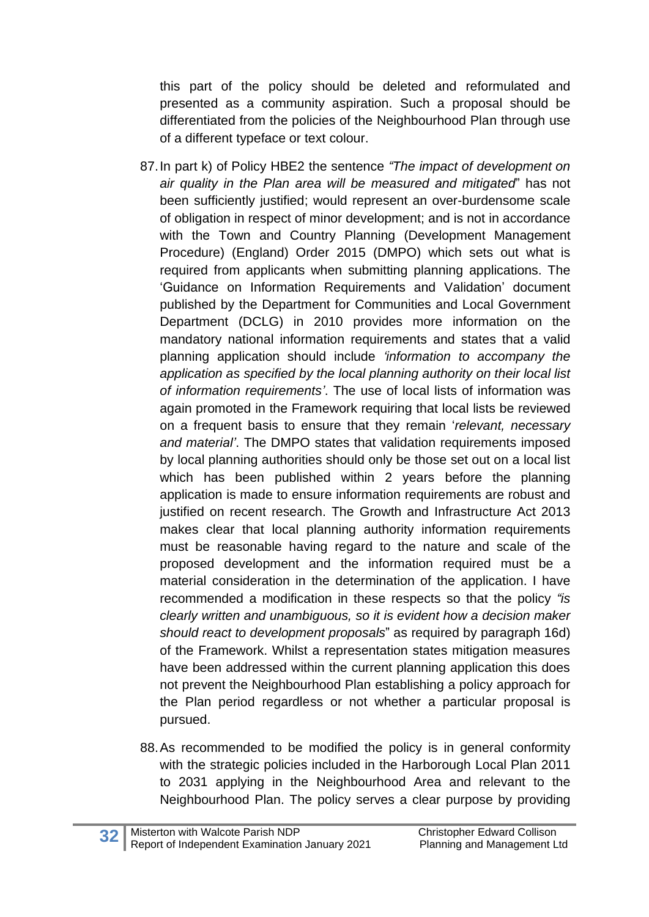this part of the policy should be deleted and reformulated and presented as a community aspiration. Such a proposal should be differentiated from the policies of the Neighbourhood Plan through use of a different typeface or text colour.

87. In part k) of Policy HBE2 the sentence *"The impact of development on air quality in the Plan area will be measured and mitigated*" has not been sufficiently justified; would represent an over-burdensome scale of obligation in respect of minor development; and is not in accordance with the Town and Country Planning (Development Management Procedure) (England) Order 2015 (DMPO) which sets out what is required from applicants when submitting planning applications. The 'Guidance on Information Requirements and Validation' document published by the Department for Communities and Local Government Department (DCLG) in 2010 provides more information on the mandatory national information requirements and states that a valid planning application should include *'information to accompany the application as specified by the local planning authority on their local list of information requirements'*. The use of local lists of information was again promoted in the Framework requiring that local lists be reviewed on a frequent basis to ensure that they remain '*relevant, necessary and material'*. The DMPO states that validation requirements imposed by local planning authorities should only be those set out on a local list which has been published within 2 years before the planning application is made to ensure information requirements are robust and justified on recent research. The Growth and Infrastructure Act 2013 makes clear that local planning authority information requirements must be reasonable having regard to the nature and scale of the proposed development and the information required must be a material consideration in the determination of the application. I have recommended a modification in these respects so that the policy *"is clearly written and unambiguous, so it is evident how a decision maker should react to development proposals*" as required by paragraph 16d) of the Framework. Whilst a representation states mitigation measures have been addressed within the current planning application this does not prevent the Neighbourhood Plan establishing a policy approach for the Plan period regardless or not whether a particular proposal is pursued.

88. As recommended to be modified the policy is in general conformity with the strategic policies included in the Harborough Local Plan 2011 to 2031 applying in the Neighbourhood Area and relevant to the Neighbourhood Plan. The policy serves a clear purpose by providing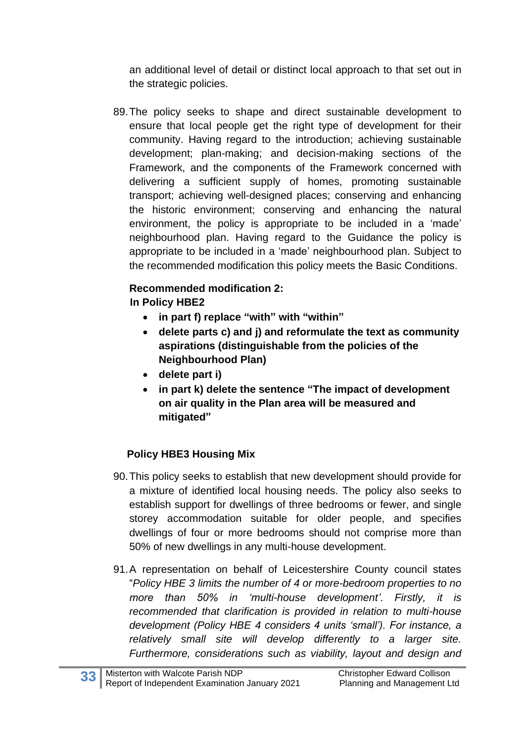an additional level of detail or distinct local approach to that set out in the strategic policies.

89. The policy seeks to shape and direct sustainable development to ensure that local people get the right type of development for their community. Having regard to the introduction; achieving sustainable development; plan-making; and decision-making sections of the Framework, and the components of the Framework concerned with delivering a sufficient supply of homes, promoting sustainable transport; achieving well-designed places; conserving and enhancing the historic environment; conserving and enhancing the natural environment, the policy is appropriate to be included in a 'made' neighbourhood plan. Having regard to the Guidance the policy is appropriate to be included in a 'made' neighbourhood plan. Subject to the recommended modification this policy meets the Basic Conditions.

**Recommended modification 2:**
**In Policy HBE2**

- **in part f) replace "with" with "within"**
- **delete parts c) and j) and reformulate the text as community aspirations (distinguishable from the policies of the Neighbourhood Plan)**
- **delete part i)**
- **in part k) delete the sentence "The impact of development on air quality in the Plan area will be measured and mitigated"**

**Policy HBE3 Housing Mix**

90. This policy seeks to establish that new development should provide for a mixture of identified local housing needs. The policy also seeks to establish support for dwellings of three bedrooms or fewer, and single storey accommodation suitable for older people, and specifies dwellings of four or more bedrooms should not comprise more than 50% of new dwellings in any multi-house development.

91. A representation on behalf of Leicestershire County council states "*Policy HBE 3 limits the number of 4 or more-bedroom properties to no more than 50% in 'multi-house development'. Firstly, it is recommended that clarification is provided in relation to multi-house development (Policy HBE 4 considers 4 units 'small'). For instance, a relatively small site will develop differently to a larger site. Furthermore, considerations such as viability, layout and design and*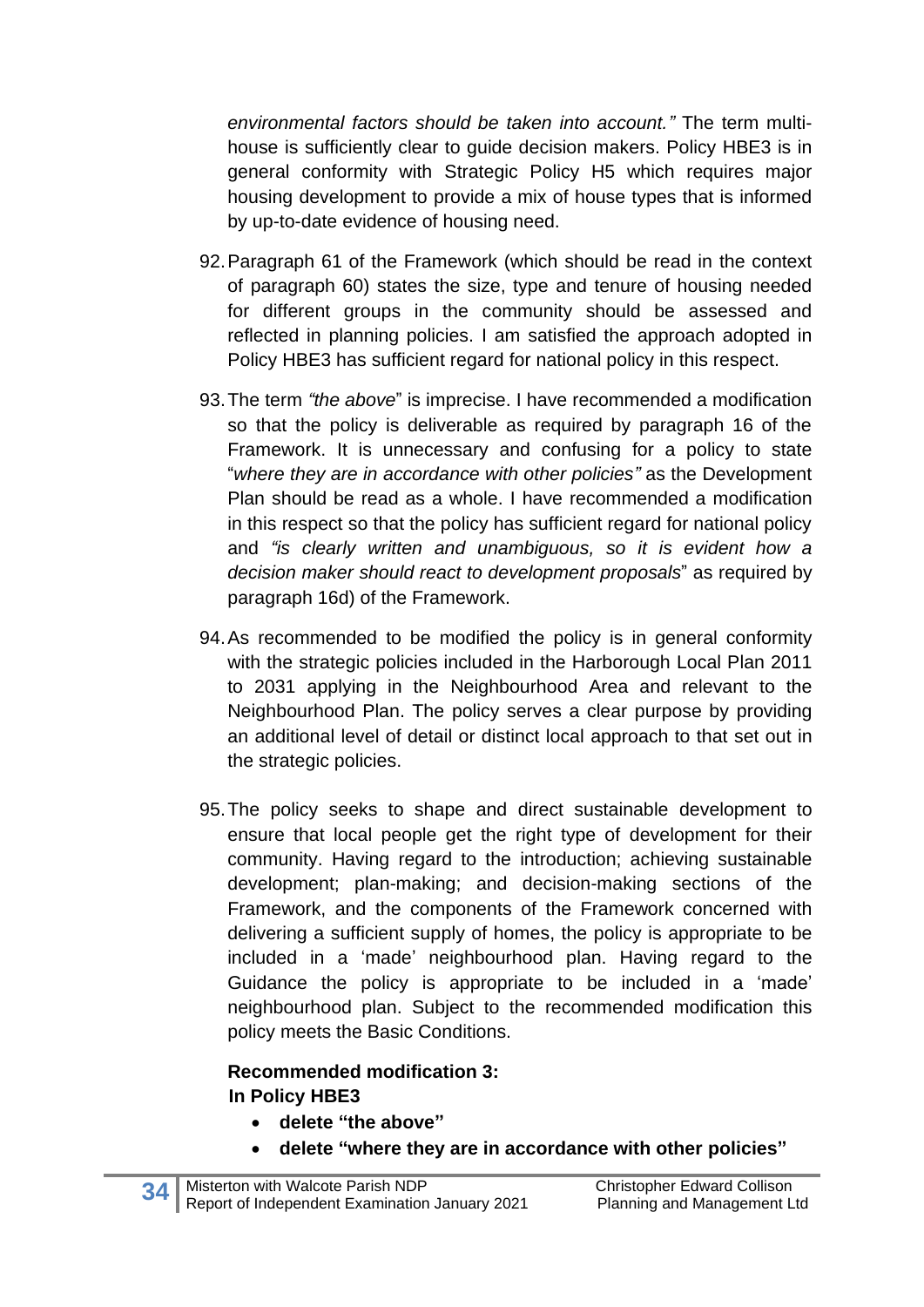*environmental factors should be taken into account."* The term multi-house is sufficiently clear to guide decision makers. Policy HBE3 is in general conformity with Strategic Policy H5 which requires major housing development to provide a mix of house types that is informed by up-to-date evidence of housing need.

92. Paragraph 61 of the Framework (which should be read in the context of paragraph 60) states the size, type and tenure of housing needed for different groups in the community should be assessed and reflected in planning policies. I am satisfied the approach adopted in Policy HBE3 has sufficient regard for national policy in this respect.

93. The term *"the above*" is imprecise. I have recommended a modification so that the policy is deliverable as required by paragraph 16 of the Framework. It is unnecessary and confusing for a policy to state "*where they are in accordance with other policies"* as the Development Plan should be read as a whole. I have recommended a modification in this respect so that the policy has sufficient regard for national policy and *"is clearly written and unambiguous, so it is evident how a decision maker should react to development proposals*" as required by paragraph 16d) of the Framework.

94. As recommended to be modified the policy is in general conformity with the strategic policies included in the Harborough Local Plan 2011 to 2031 applying in the Neighbourhood Area and relevant to the Neighbourhood Plan. The policy serves a clear purpose by providing an additional level of detail or distinct local approach to that set out in the strategic policies.

95. The policy seeks to shape and direct sustainable development to ensure that local people get the right type of development for their community. Having regard to the introduction; achieving sustainable development; plan-making; and decision-making sections of the Framework, and the components of the Framework concerned with delivering a sufficient supply of homes, the policy is appropriate to be included in a 'made' neighbourhood plan. Having regard to the Guidance the policy is appropriate to be included in a 'made' neighbourhood plan. Subject to the recommended modification this policy meets the Basic Conditions.

**Recommended modification 3:**
**In Policy HBE3**

- **delete "the above"**
- **delete "where they are in accordance with other policies"**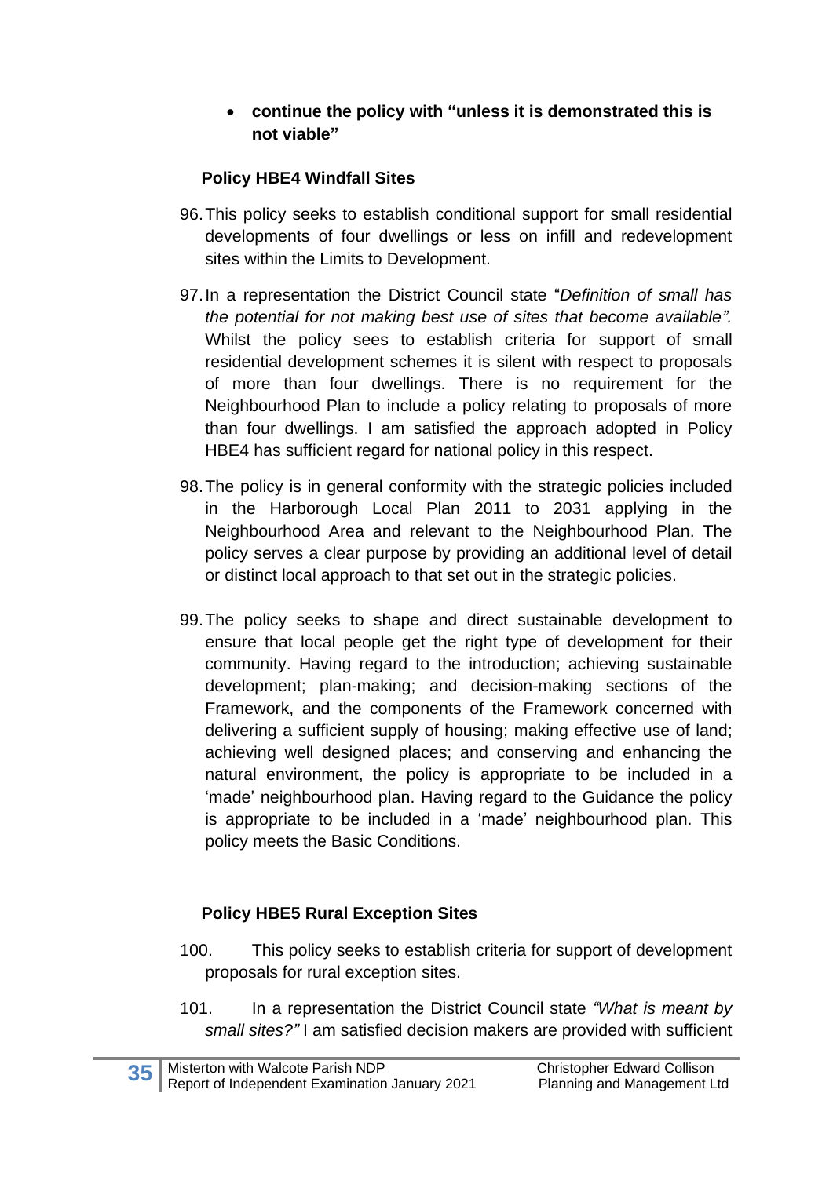- **continue the policy with "unless it is demonstrated this is not viable"**

**Policy HBE4 Windfall Sites**

96. This policy seeks to establish conditional support for small residential developments of four dwellings or less on infill and redevelopment sites within the Limits to Development.

97. In a representation the District Council state "*Definition of small has the potential for not making best use of sites that become available".* Whilst the policy sees to establish criteria for support of small residential development schemes it is silent with respect to proposals of more than four dwellings. There is no requirement for the Neighbourhood Plan to include a policy relating to proposals of more than four dwellings. I am satisfied the approach adopted in Policy HBE4 has sufficient regard for national policy in this respect.

98. The policy is in general conformity with the strategic policies included in the Harborough Local Plan 2011 to 2031 applying in the Neighbourhood Area and relevant to the Neighbourhood Plan. The policy serves a clear purpose by providing an additional level of detail or distinct local approach to that set out in the strategic policies.

99. The policy seeks to shape and direct sustainable development to ensure that local people get the right type of development for their community. Having regard to the introduction; achieving sustainable development; plan-making; and decision-making sections of the Framework, and the components of the Framework concerned with delivering a sufficient supply of housing; making effective use of land; achieving well designed places; and conserving and enhancing the natural environment, the policy is appropriate to be included in a 'made' neighbourhood plan. Having regard to the Guidance the policy is appropriate to be included in a 'made' neighbourhood plan. This policy meets the Basic Conditions.

**Policy HBE5 Rural Exception Sites**

100. This policy seeks to establish criteria for support of development proposals for rural exception sites.

101. In a representation the District Council state *"What is meant by small sites?"* I am satisfied decision makers are provided with sufficient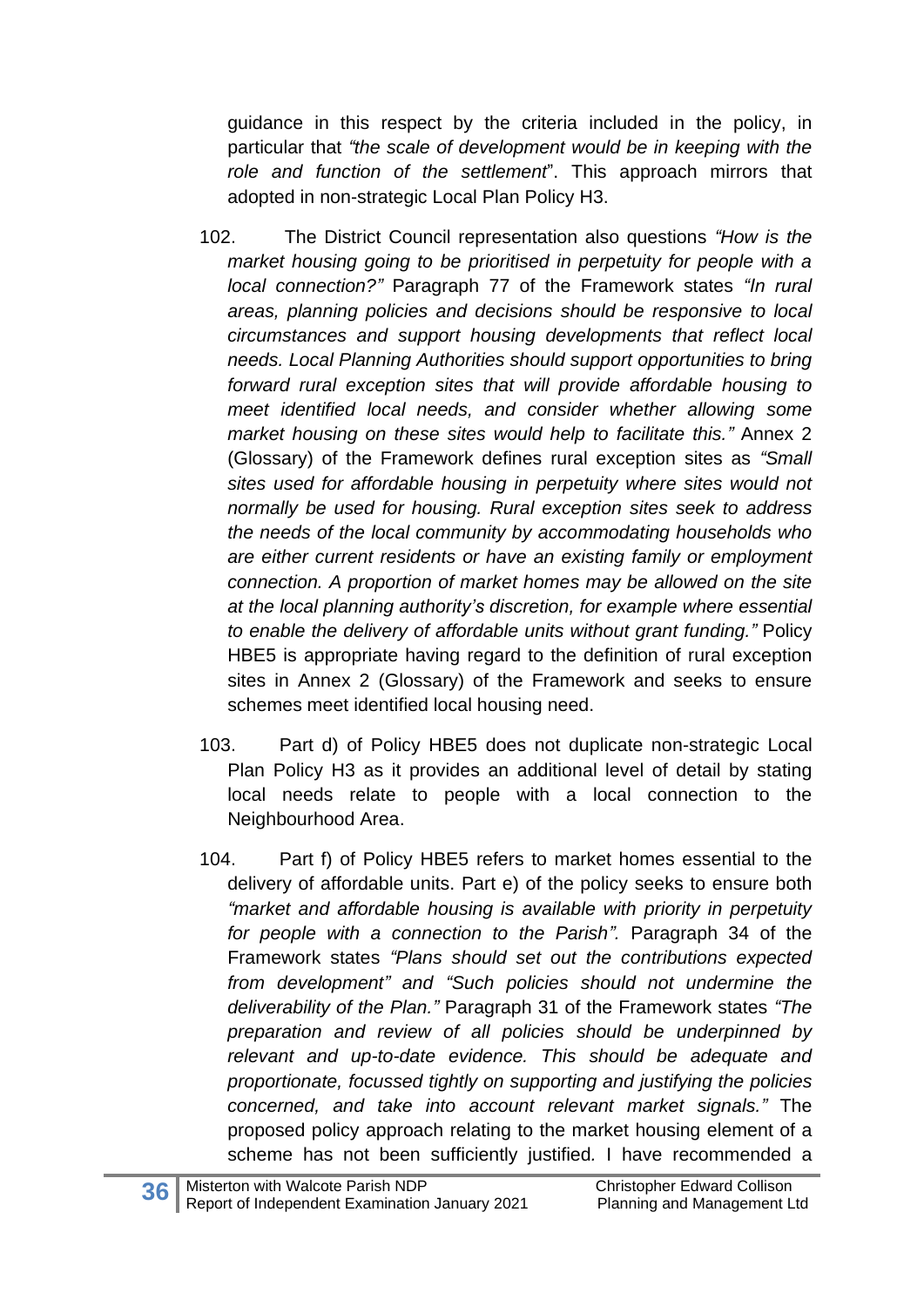guidance in this respect by the criteria included in the policy, in particular that *"the scale of development would be in keeping with the role and function of the settlement*". This approach mirrors that adopted in non-strategic Local Plan Policy H3.

102. The District Council representation also questions *"How is the market housing going to be prioritised in perpetuity for people with a local connection?"* Paragraph 77 of the Framework states *"In rural areas, planning policies and decisions should be responsive to local circumstances and support housing developments that reflect local needs. Local Planning Authorities should support opportunities to bring forward rural exception sites that will provide affordable housing to meet identified local needs, and consider whether allowing some market housing on these sites would help to facilitate this."* Annex 2 (Glossary) of the Framework defines rural exception sites as *"Small sites used for affordable housing in perpetuity where sites would not normally be used for housing. Rural exception sites seek to address the needs of the local community by accommodating households who are either current residents or have an existing family or employment connection. A proportion of market homes may be allowed on the site at the local planning authority's discretion, for example where essential to enable the delivery of affordable units without grant funding."* Policy HBE5 is appropriate having regard to the definition of rural exception sites in Annex 2 (Glossary) of the Framework and seeks to ensure schemes meet identified local housing need.

103. Part d) of Policy HBE5 does not duplicate non-strategic Local Plan Policy H3 as it provides an additional level of detail by stating local needs relate to people with a local connection to the Neighbourhood Area.

104. Part f) of Policy HBE5 refers to market homes essential to the delivery of affordable units. Part e) of the policy seeks to ensure both *"market and affordable housing is available with priority in perpetuity for people with a connection to the Parish".* Paragraph 34 of the Framework states *"Plans should set out the contributions expected from development" and "Such policies should not undermine the deliverability of the Plan."* Paragraph 31 of the Framework states *"The preparation and review of all policies should be underpinned by relevant and up-to-date evidence. This should be adequate and proportionate, focussed tightly on supporting and justifying the policies concerned, and take into account relevant market signals."* The proposed policy approach relating to the market housing element of a scheme has not been sufficiently justified. I have recommended a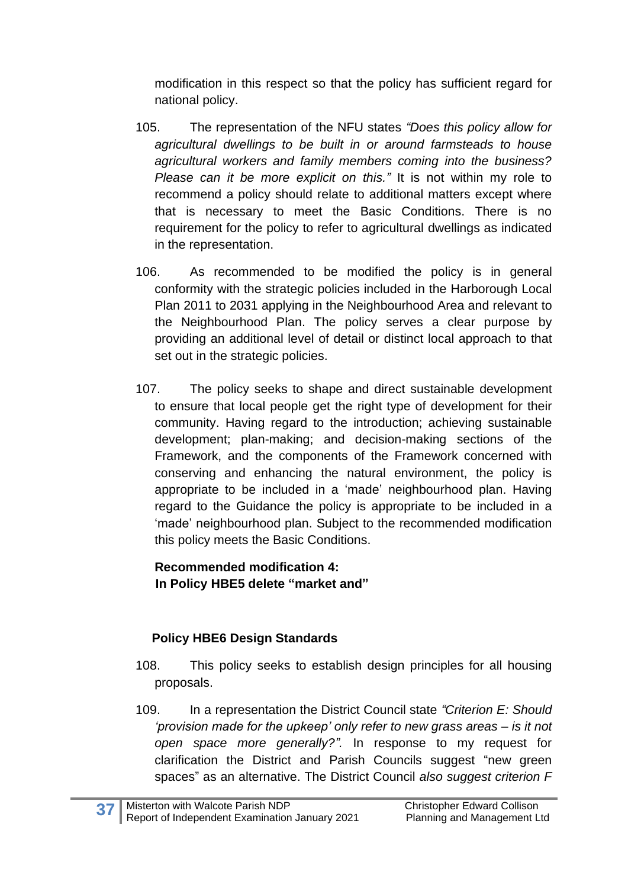modification in this respect so that the policy has sufficient regard for national policy.

105. The representation of the NFU states *"Does this policy allow for agricultural dwellings to be built in or around farmsteads to house agricultural workers and family members coming into the business? Please can it be more explicit on this."* It is not within my role to recommend a policy should relate to additional matters except where that is necessary to meet the Basic Conditions. There is no requirement for the policy to refer to agricultural dwellings as indicated in the representation.

106. As recommended to be modified the policy is in general conformity with the strategic policies included in the Harborough Local Plan 2011 to 2031 applying in the Neighbourhood Area and relevant to the Neighbourhood Plan. The policy serves a clear purpose by providing an additional level of detail or distinct local approach to that set out in the strategic policies.

107. The policy seeks to shape and direct sustainable development to ensure that local people get the right type of development for their community. Having regard to the introduction; achieving sustainable development; plan-making; and decision-making sections of the Framework, and the components of the Framework concerned with conserving and enhancing the natural environment, the policy is appropriate to be included in a 'made' neighbourhood plan. Having regard to the Guidance the policy is appropriate to be included in a 'made' neighbourhood plan. Subject to the recommended modification this policy meets the Basic Conditions.

**Recommended modification 4:**
**In Policy HBE5 delete "market and"**

### Policy HBE6 Design Standards

108. This policy seeks to establish design principles for all housing proposals.

109. In a representation the District Council state *"Criterion E: Should 'provision made for the upkeep' only refer to new grass areas – is it not open space more generally?".* In response to my request for clarification the District and Parish Councils suggest "new green spaces" as an alternative. The District Council *also suggest criterion F*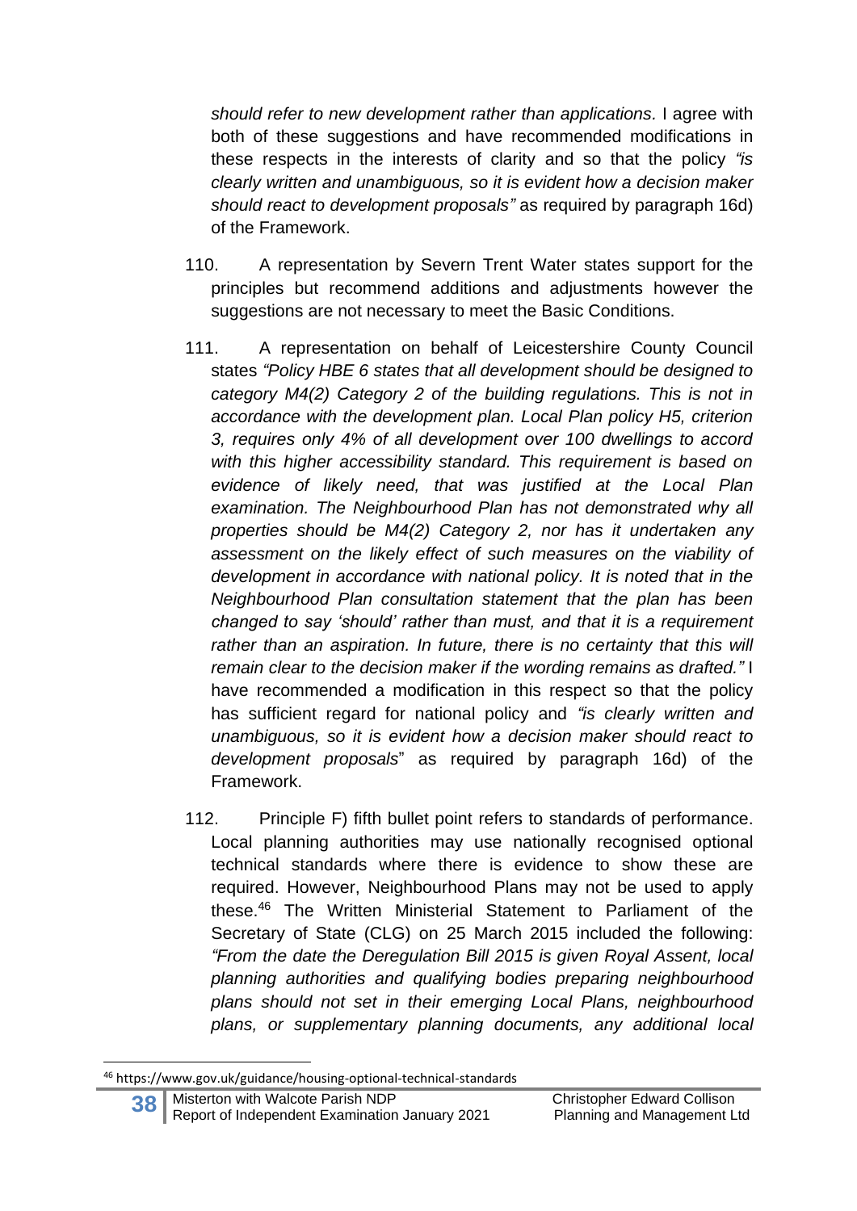*should refer to new development rather than applications.* I agree with both of these suggestions and have recommended modifications in these respects in the interests of clarity and so that the policy *"is clearly written and unambiguous, so it is evident how a decision maker should react to development proposals"* as required by paragraph 16d) of the Framework.

110. A representation by Severn Trent Water states support for the principles but recommend additions and adjustments however the suggestions are not necessary to meet the Basic Conditions.

111. A representation on behalf of Leicestershire County Council states *"Policy HBE 6 states that all development should be designed to category M4(2) Category 2 of the building regulations. This is not in accordance with the development plan. Local Plan policy H5, criterion 3, requires only 4% of all development over 100 dwellings to accord with this higher accessibility standard. This requirement is based on evidence of likely need, that was justified at the Local Plan examination. The Neighbourhood Plan has not demonstrated why all properties should be M4(2) Category 2, nor has it undertaken any assessment on the likely effect of such measures on the viability of development in accordance with national policy. It is noted that in the Neighbourhood Plan consultation statement that the plan has been changed to say 'should' rather than must, and that it is a requirement rather than an aspiration. In future, there is no certainty that this will remain clear to the decision maker if the wording remains as drafted."* I have recommended a modification in this respect so that the policy has sufficient regard for national policy and *"is clearly written and unambiguous, so it is evident how a decision maker should react to development proposals*" as required by paragraph 16d) of the Framework.

112. Principle F) fifth bullet point refers to standards of performance. Local planning authorities may use nationally recognised optional technical standards where there is evidence to show these are required. However, Neighbourhood Plans may not be used to apply these.[46] The Written Ministerial Statement to Parliament of the Secretary of State (CLG) on 25 March 2015 included the following: *"From the date the Deregulation Bill 2015 is given Royal Assent, local planning authorities and qualifying bodies preparing neighbourhood plans should not set in their emerging Local Plans, neighbourhood plans, or supplementary planning documents, any additional local*

[46] https://www.gov.uk/guidance/housing-optional-technical-standards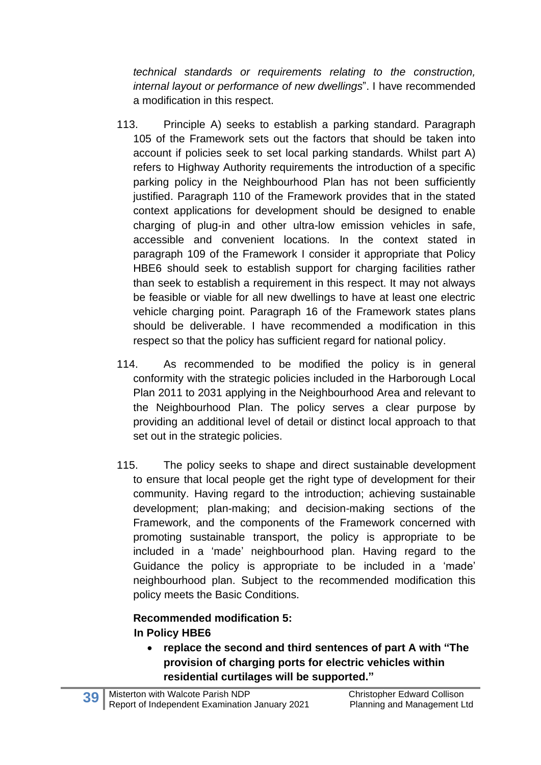*technical standards or requirements relating to the construction, internal layout or performance of new dwellings*". I have recommended a modification in this respect.

113. Principle A) seeks to establish a parking standard. Paragraph 105 of the Framework sets out the factors that should be taken into account if policies seek to set local parking standards. Whilst part A) refers to Highway Authority requirements the introduction of a specific parking policy in the Neighbourhood Plan has not been sufficiently justified. Paragraph 110 of the Framework provides that in the stated context applications for development should be designed to enable charging of plug-in and other ultra-low emission vehicles in safe, accessible and convenient locations. In the context stated in paragraph 109 of the Framework I consider it appropriate that Policy HBE6 should seek to establish support for charging facilities rather than seek to establish a requirement in this respect. It may not always be feasible or viable for all new dwellings to have at least one electric vehicle charging point. Paragraph 16 of the Framework states plans should be deliverable. I have recommended a modification in this respect so that the policy has sufficient regard for national policy.

114. As recommended to be modified the policy is in general conformity with the strategic policies included in the Harborough Local Plan 2011 to 2031 applying in the Neighbourhood Area and relevant to the Neighbourhood Plan. The policy serves a clear purpose by providing an additional level of detail or distinct local approach to that set out in the strategic policies.

115. The policy seeks to shape and direct sustainable development to ensure that local people get the right type of development for their community. Having regard to the introduction; achieving sustainable development; plan-making; and decision-making sections of the Framework, and the components of the Framework concerned with promoting sustainable transport, the policy is appropriate to be included in a 'made' neighbourhood plan. Having regard to the Guidance the policy is appropriate to be included in a 'made' neighbourhood plan. Subject to the recommended modification this policy meets the Basic Conditions.

**Recommended modification 5:**
**In Policy HBE6**

- **replace the second and third sentences of part A with "The provision of charging ports for electric vehicles within residential curtilages will be supported."**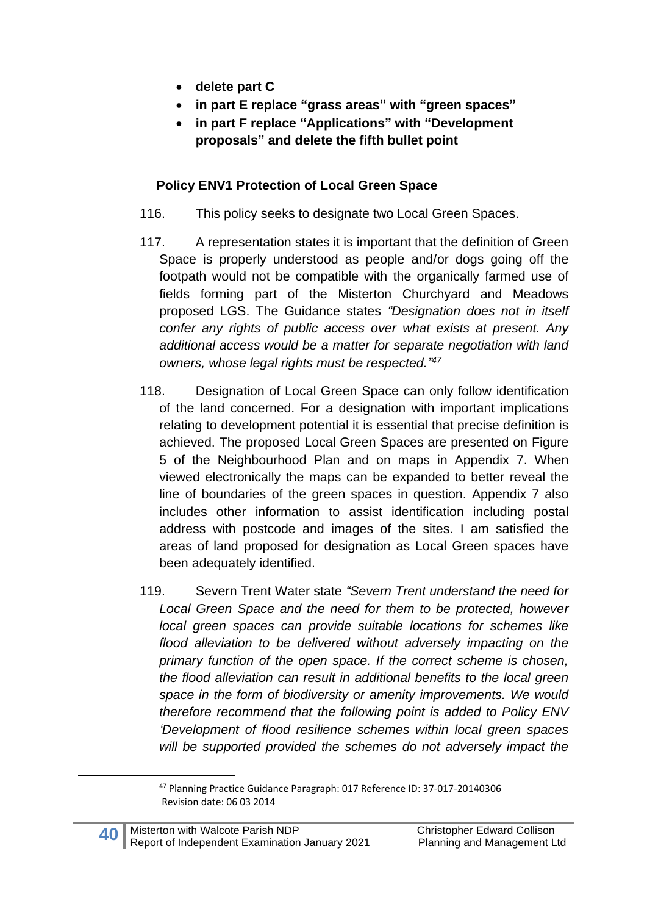- **delete part C**
- **in part E replace "grass areas" with "green spaces"**
- **in part F replace "Applications" with "Development proposals" and delete the fifth bullet point**

**Policy ENV1 Protection of Local Green Space**

116. This policy seeks to designate two Local Green Spaces.

117. A representation states it is important that the definition of Green Space is properly understood as people and/or dogs going off the footpath would not be compatible with the organically farmed use of fields forming part of the Misterton Churchyard and Meadows proposed LGS. The Guidance states *"Designation does not in itself confer any rights of public access over what exists at present. Any additional access would be a matter for separate negotiation with land owners, whose legal rights must be respected."*[47]

118. Designation of Local Green Space can only follow identification of the land concerned. For a designation with important implications relating to development potential it is essential that precise definition is achieved. The proposed Local Green Spaces are presented on Figure 5 of the Neighbourhood Plan and on maps in Appendix 7. When viewed electronically the maps can be expanded to better reveal the line of boundaries of the green spaces in question. Appendix 7 also includes other information to assist identification including postal address with postcode and images of the sites. I am satisfied the areas of land proposed for designation as Local Green spaces have been adequately identified.

119. Severn Trent Water state *"Severn Trent understand the need for Local Green Space and the need for them to be protected, however local green spaces can provide suitable locations for schemes like flood alleviation to be delivered without adversely impacting on the primary function of the open space. If the correct scheme is chosen, the flood alleviation can result in additional benefits to the local green space in the form of biodiversity or amenity improvements. We would therefore recommend that the following point is added to Policy ENV 'Development of flood resilience schemes within local green spaces will be supported provided the schemes do not adversely impact the*

---

[47] Planning Practice Guidance Paragraph: 017 Reference ID: 37-017-20140306 Revision date: 06 03 2014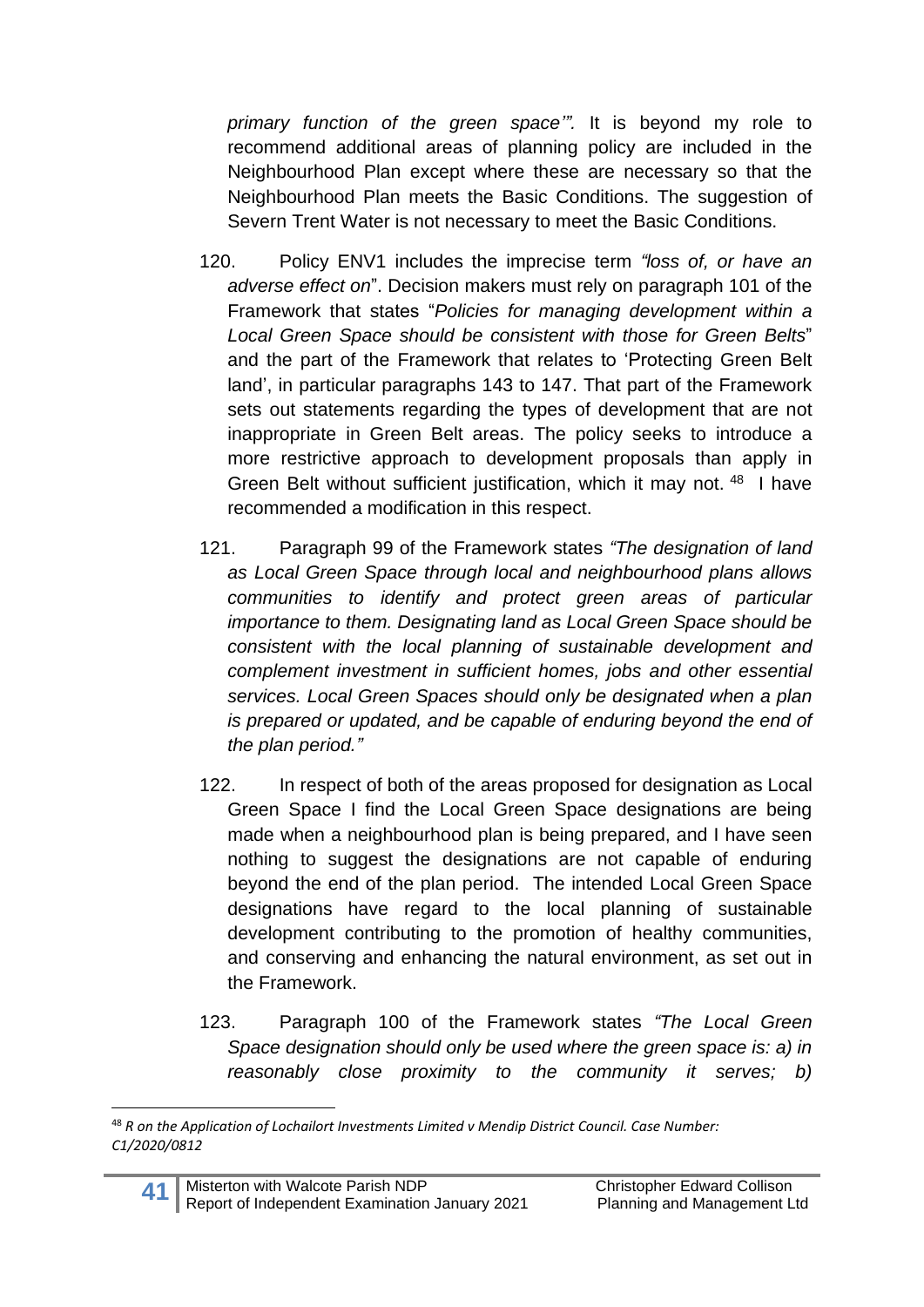*primary function of the green space'".* It is beyond my role to recommend additional areas of planning policy are included in the Neighbourhood Plan except where these are necessary so that the Neighbourhood Plan meets the Basic Conditions. The suggestion of Severn Trent Water is not necessary to meet the Basic Conditions.

120. Policy ENV1 includes the imprecise term *"loss of, or have an adverse effect on*". Decision makers must rely on paragraph 101 of the Framework that states "*Policies for managing development within a Local Green Space should be consistent with those for Green Belts*" and the part of the Framework that relates to 'Protecting Green Belt land', in particular paragraphs 143 to 147. That part of the Framework sets out statements regarding the types of development that are not inappropriate in Green Belt areas. The policy seeks to introduce a more restrictive approach to development proposals than apply in Green Belt without sufficient justification, which it may not. [48] I have recommended a modification in this respect.

121. Paragraph 99 of the Framework states *"The designation of land as Local Green Space through local and neighbourhood plans allows communities to identify and protect green areas of particular importance to them. Designating land as Local Green Space should be consistent with the local planning of sustainable development and complement investment in sufficient homes, jobs and other essential services. Local Green Spaces should only be designated when a plan is prepared or updated, and be capable of enduring beyond the end of the plan period."*

122. In respect of both of the areas proposed for designation as Local Green Space I find the Local Green Space designations are being made when a neighbourhood plan is being prepared, and I have seen nothing to suggest the designations are not capable of enduring beyond the end of the plan period. The intended Local Green Space designations have regard to the local planning of sustainable development contributing to the promotion of healthy communities, and conserving and enhancing the natural environment, as set out in the Framework.

123. Paragraph 100 of the Framework states *"The Local Green Space designation should only be used where the green space is: a) in reasonably close proximity to the community it serves; b)*

---

[48] *R on the Application of Lochailort Investments Limited v Mendip District Council. Case Number: C1/2020/0812*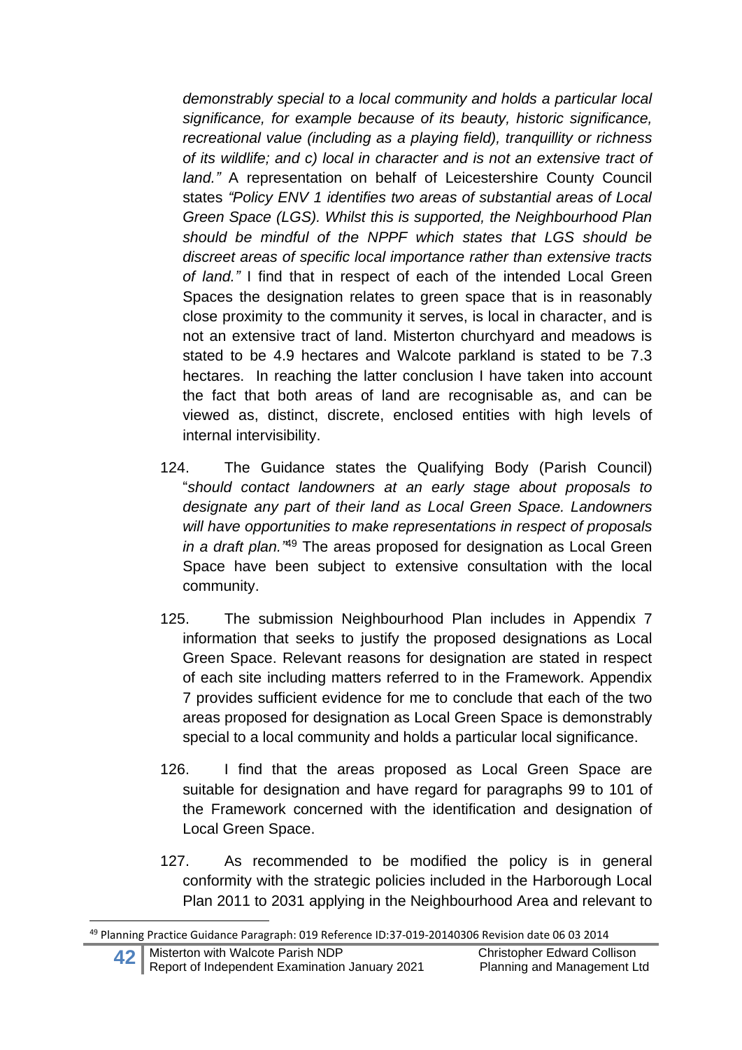*demonstrably special to a local community and holds a particular local significance, for example because of its beauty, historic significance, recreational value (including as a playing field), tranquillity or richness of its wildlife; and c) local in character and is not an extensive tract of land."* A representation on behalf of Leicestershire County Council states *"Policy ENV 1 identifies two areas of substantial areas of Local Green Space (LGS). Whilst this is supported, the Neighbourhood Plan should be mindful of the NPPF which states that LGS should be discreet areas of specific local importance rather than extensive tracts of land."* I find that in respect of each of the intended Local Green Spaces the designation relates to green space that is in reasonably close proximity to the community it serves, is local in character, and is not an extensive tract of land. Misterton churchyard and meadows is stated to be 4.9 hectares and Walcote parkland is stated to be 7.3 hectares. In reaching the latter conclusion I have taken into account the fact that both areas of land are recognisable as, and can be viewed as, distinct, discrete, enclosed entities with high levels of internal intervisibility.

124. The Guidance states the Qualifying Body (Parish Council) "*should contact landowners at an early stage about proposals to designate any part of their land as Local Green Space. Landowners will have opportunities to make representations in respect of proposals in a draft plan."*[49] The areas proposed for designation as Local Green Space have been subject to extensive consultation with the local community.

125. The submission Neighbourhood Plan includes in Appendix 7 information that seeks to justify the proposed designations as Local Green Space. Relevant reasons for designation are stated in respect of each site including matters referred to in the Framework. Appendix 7 provides sufficient evidence for me to conclude that each of the two areas proposed for designation as Local Green Space is demonstrably special to a local community and holds a particular local significance.

126. I find that the areas proposed as Local Green Space are suitable for designation and have regard for paragraphs 99 to 101 of the Framework concerned with the identification and designation of Local Green Space.

127. As recommended to be modified the policy is in general conformity with the strategic policies included in the Harborough Local Plan 2011 to 2031 applying in the Neighbourhood Area and relevant to

[49] Planning Practice Guidance Paragraph: 019 Reference ID:37-019-20140306 Revision date 06 03 2014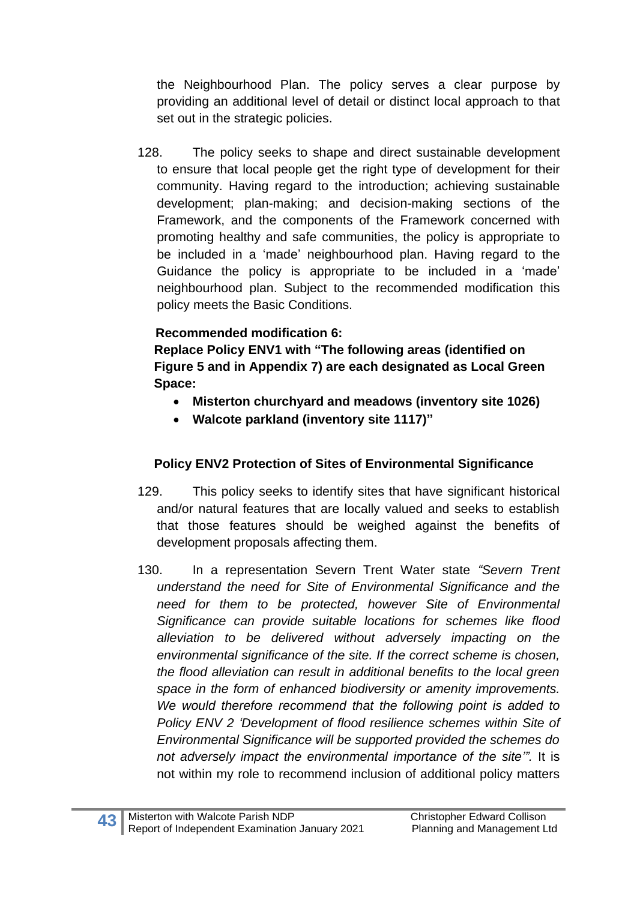the Neighbourhood Plan. The policy serves a clear purpose by providing an additional level of detail or distinct local approach to that set out in the strategic policies.

128. The policy seeks to shape and direct sustainable development to ensure that local people get the right type of development for their community. Having regard to the introduction; achieving sustainable development; plan-making; and decision-making sections of the Framework, and the components of the Framework concerned with promoting healthy and safe communities, the policy is appropriate to be included in a 'made' neighbourhood plan. Having regard to the Guidance the policy is appropriate to be included in a 'made' neighbourhood plan. Subject to the recommended modification this policy meets the Basic Conditions.

**Recommended modification 6:**
**Replace Policy ENV1 with "The following areas (identified on Figure 5 and in Appendix 7) are each designated as Local Green Space:**

- **Misterton churchyard and meadows (inventory site 1026)**
- **Walcote parkland (inventory site 1117)"**

**Policy ENV2 Protection of Sites of Environmental Significance**

129. This policy seeks to identify sites that have significant historical and/or natural features that are locally valued and seeks to establish that those features should be weighed against the benefits of development proposals affecting them.

130. In a representation Severn Trent Water state *"Severn Trent understand the need for Site of Environmental Significance and the need for them to be protected, however Site of Environmental Significance can provide suitable locations for schemes like flood alleviation to be delivered without adversely impacting on the environmental significance of the site. If the correct scheme is chosen, the flood alleviation can result in additional benefits to the local green space in the form of enhanced biodiversity or amenity improvements. We would therefore recommend that the following point is added to Policy ENV 2 'Development of flood resilience schemes within Site of Environmental Significance will be supported provided the schemes do not adversely impact the environmental importance of the site'".* It is not within my role to recommend inclusion of additional policy matters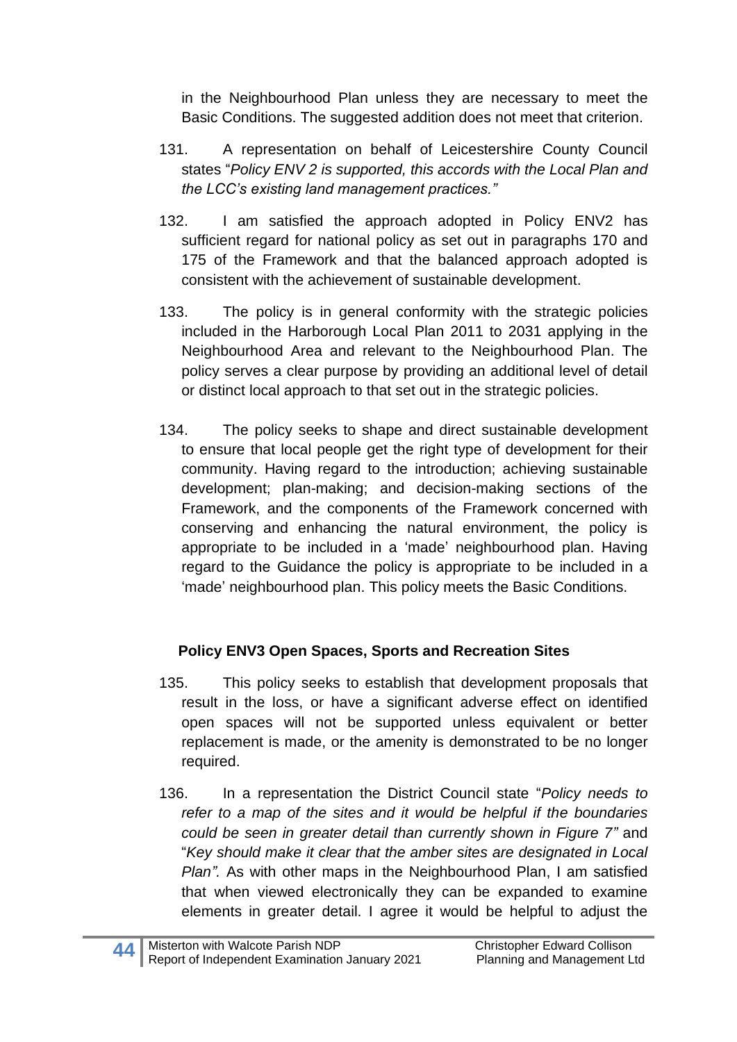in the Neighbourhood Plan unless they are necessary to meet the Basic Conditions. The suggested addition does not meet that criterion.

131. A representation on behalf of Leicestershire County Council states "*Policy ENV 2 is supported, this accords with the Local Plan and the LCC's existing land management practices."*

132. I am satisfied the approach adopted in Policy ENV2 has sufficient regard for national policy as set out in paragraphs 170 and 175 of the Framework and that the balanced approach adopted is consistent with the achievement of sustainable development.

133. The policy is in general conformity with the strategic policies included in the Harborough Local Plan 2011 to 2031 applying in the Neighbourhood Area and relevant to the Neighbourhood Plan. The policy serves a clear purpose by providing an additional level of detail or distinct local approach to that set out in the strategic policies.

134. The policy seeks to shape and direct sustainable development to ensure that local people get the right type of development for their community. Having regard to the introduction; achieving sustainable development; plan-making; and decision-making sections of the Framework, and the components of the Framework concerned with conserving and enhancing the natural environment, the policy is appropriate to be included in a 'made' neighbourhood plan. Having regard to the Guidance the policy is appropriate to be included in a 'made' neighbourhood plan. This policy meets the Basic Conditions.

### Policy ENV3 Open Spaces, Sports and Recreation Sites

135. This policy seeks to establish that development proposals that result in the loss, or have a significant adverse effect on identified open spaces will not be supported unless equivalent or better replacement is made, or the amenity is demonstrated to be no longer required.

136. In a representation the District Council state "*Policy needs to refer to a map of the sites and it would be helpful if the boundaries could be seen in greater detail than currently shown in Figure 7"* and "*Key should make it clear that the amber sites are designated in Local Plan".* As with other maps in the Neighbourhood Plan, I am satisfied that when viewed electronically they can be expanded to examine elements in greater detail. I agree it would be helpful to adjust the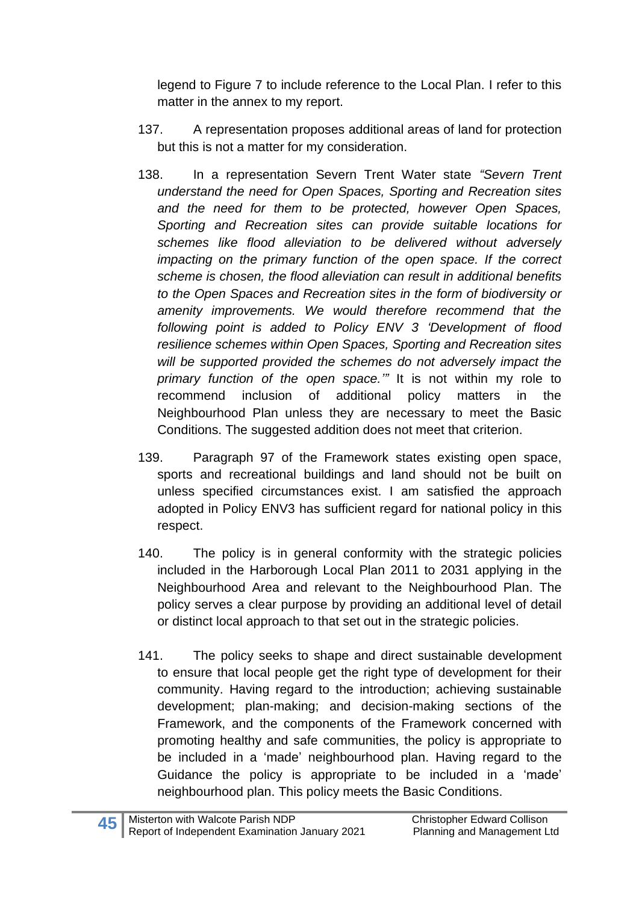legend to Figure 7 to include reference to the Local Plan. I refer to this matter in the annex to my report.

137. A representation proposes additional areas of land for protection but this is not a matter for my consideration.

138. In a representation Severn Trent Water state *"Severn Trent understand the need for Open Spaces, Sporting and Recreation sites and the need for them to be protected, however Open Spaces, Sporting and Recreation sites can provide suitable locations for schemes like flood alleviation to be delivered without adversely impacting on the primary function of the open space. If the correct scheme is chosen, the flood alleviation can result in additional benefits to the Open Spaces and Recreation sites in the form of biodiversity or amenity improvements. We would therefore recommend that the following point is added to Policy ENV 3 'Development of flood resilience schemes within Open Spaces, Sporting and Recreation sites will be supported provided the schemes do not adversely impact the primary function of the open space.'"* It is not within my role to recommend inclusion of additional policy matters in the Neighbourhood Plan unless they are necessary to meet the Basic Conditions. The suggested addition does not meet that criterion.

139. Paragraph 97 of the Framework states existing open space, sports and recreational buildings and land should not be built on unless specified circumstances exist. I am satisfied the approach adopted in Policy ENV3 has sufficient regard for national policy in this respect.

140. The policy is in general conformity with the strategic policies included in the Harborough Local Plan 2011 to 2031 applying in the Neighbourhood Area and relevant to the Neighbourhood Plan. The policy serves a clear purpose by providing an additional level of detail or distinct local approach to that set out in the strategic policies.

141. The policy seeks to shape and direct sustainable development to ensure that local people get the right type of development for their community. Having regard to the introduction; achieving sustainable development; plan-making; and decision-making sections of the Framework, and the components of the Framework concerned with promoting healthy and safe communities, the policy is appropriate to be included in a 'made' neighbourhood plan. Having regard to the Guidance the policy is appropriate to be included in a 'made' neighbourhood plan. This policy meets the Basic Conditions.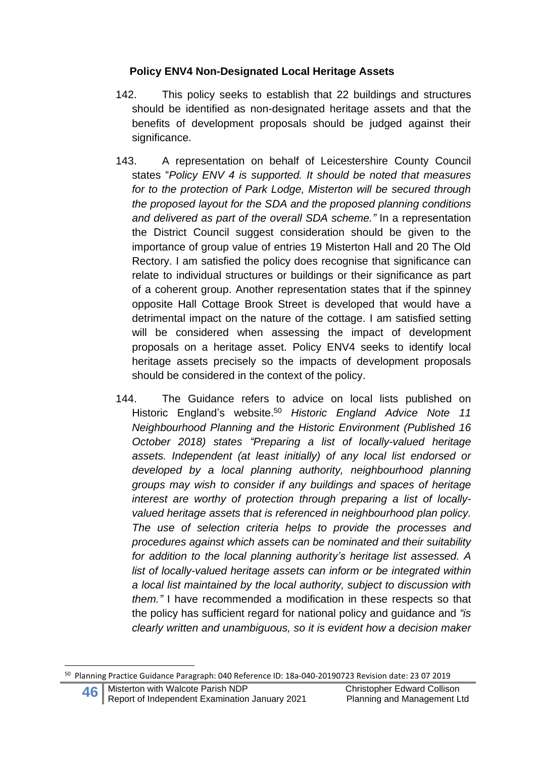**Policy ENV4 Non-Designated Local Heritage Assets**

142. This policy seeks to establish that 22 buildings and structures should be identified as non-designated heritage assets and that the benefits of development proposals should be judged against their significance.

143. A representation on behalf of Leicestershire County Council states "*Policy ENV 4 is supported. It should be noted that measures for to the protection of Park Lodge, Misterton will be secured through the proposed layout for the SDA and the proposed planning conditions and delivered as part of the overall SDA scheme."* In a representation the District Council suggest consideration should be given to the importance of group value of entries 19 Misterton Hall and 20 The Old Rectory. I am satisfied the policy does recognise that significance can relate to individual structures or buildings or their significance as part of a coherent group. Another representation states that if the spinney opposite Hall Cottage Brook Street is developed that would have a detrimental impact on the nature of the cottage. I am satisfied setting will be considered when assessing the impact of development proposals on a heritage asset. Policy ENV4 seeks to identify local heritage assets precisely so the impacts of development proposals should be considered in the context of the policy.

144. The Guidance refers to advice on local lists published on Historic England's website.[50] *Historic England Advice Note 11 Neighbourhood Planning and the Historic Environment (Published 16 October 2018) states "Preparing a list of locally-valued heritage assets. Independent (at least initially) of any local list endorsed or developed by a local planning authority, neighbourhood planning groups may wish to consider if any buildings and spaces of heritage interest are worthy of protection through preparing a list of locally-valued heritage assets that is referenced in neighbourhood plan policy. The use of selection criteria helps to provide the processes and procedures against which assets can be nominated and their suitability for addition to the local planning authority's heritage list assessed. A list of locally-valued heritage assets can inform or be integrated within a local list maintained by the local authority, subject to discussion with them."* I have recommended a modification in these respects so that the policy has sufficient regard for national policy and guidance and *"is clearly written and unambiguous, so it is evident how a decision maker*

[50] Planning Practice Guidance Paragraph: 040 Reference ID: 18a-040-20190723 Revision date: 23 07 2019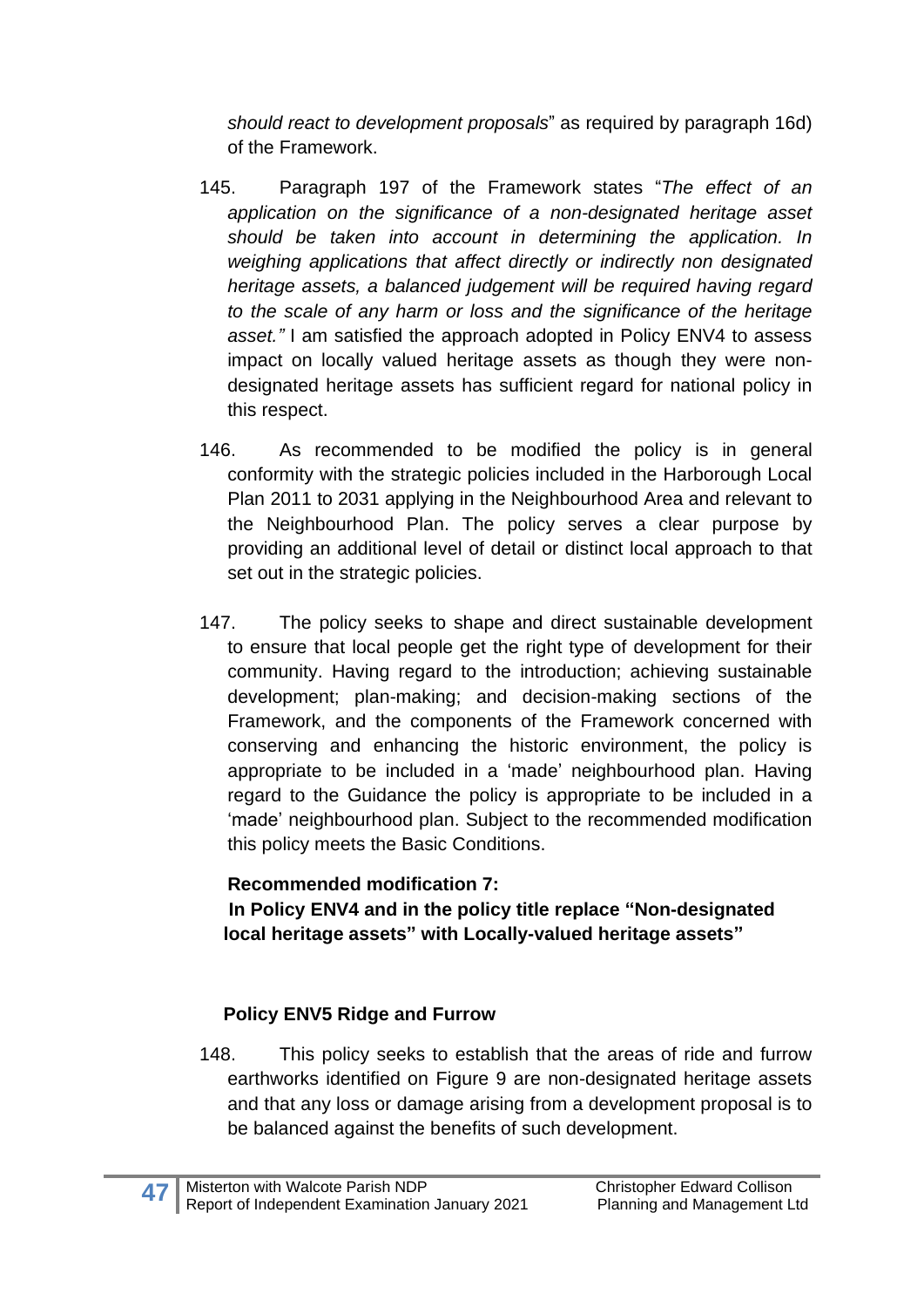*should react to development proposals*" as required by paragraph 16d) of the Framework.

145. Paragraph 197 of the Framework states "*The effect of an application on the significance of a non-designated heritage asset should be taken into account in determining the application. In weighing applications that affect directly or indirectly non designated heritage assets, a balanced judgement will be required having regard to the scale of any harm or loss and the significance of the heritage asset."* I am satisfied the approach adopted in Policy ENV4 to assess impact on locally valued heritage assets as though they were non-designated heritage assets has sufficient regard for national policy in this respect.

146. As recommended to be modified the policy is in general conformity with the strategic policies included in the Harborough Local Plan 2011 to 2031 applying in the Neighbourhood Area and relevant to the Neighbourhood Plan. The policy serves a clear purpose by providing an additional level of detail or distinct local approach to that set out in the strategic policies.

147. The policy seeks to shape and direct sustainable development to ensure that local people get the right type of development for their community. Having regard to the introduction; achieving sustainable development; plan-making; and decision-making sections of the Framework, and the components of the Framework concerned with conserving and enhancing the historic environment, the policy is appropriate to be included in a 'made' neighbourhood plan. Having regard to the Guidance the policy is appropriate to be included in a 'made' neighbourhood plan. Subject to the recommended modification this policy meets the Basic Conditions.

**Recommended modification 7:**
**In Policy ENV4 and in the policy title replace "Non-designated local heritage assets" with Locally-valued heritage assets"**

### Policy ENV5 Ridge and Furrow

148. This policy seeks to establish that the areas of ride and furrow earthworks identified on Figure 9 are non-designated heritage assets and that any loss or damage arising from a development proposal is to be balanced against the benefits of such development.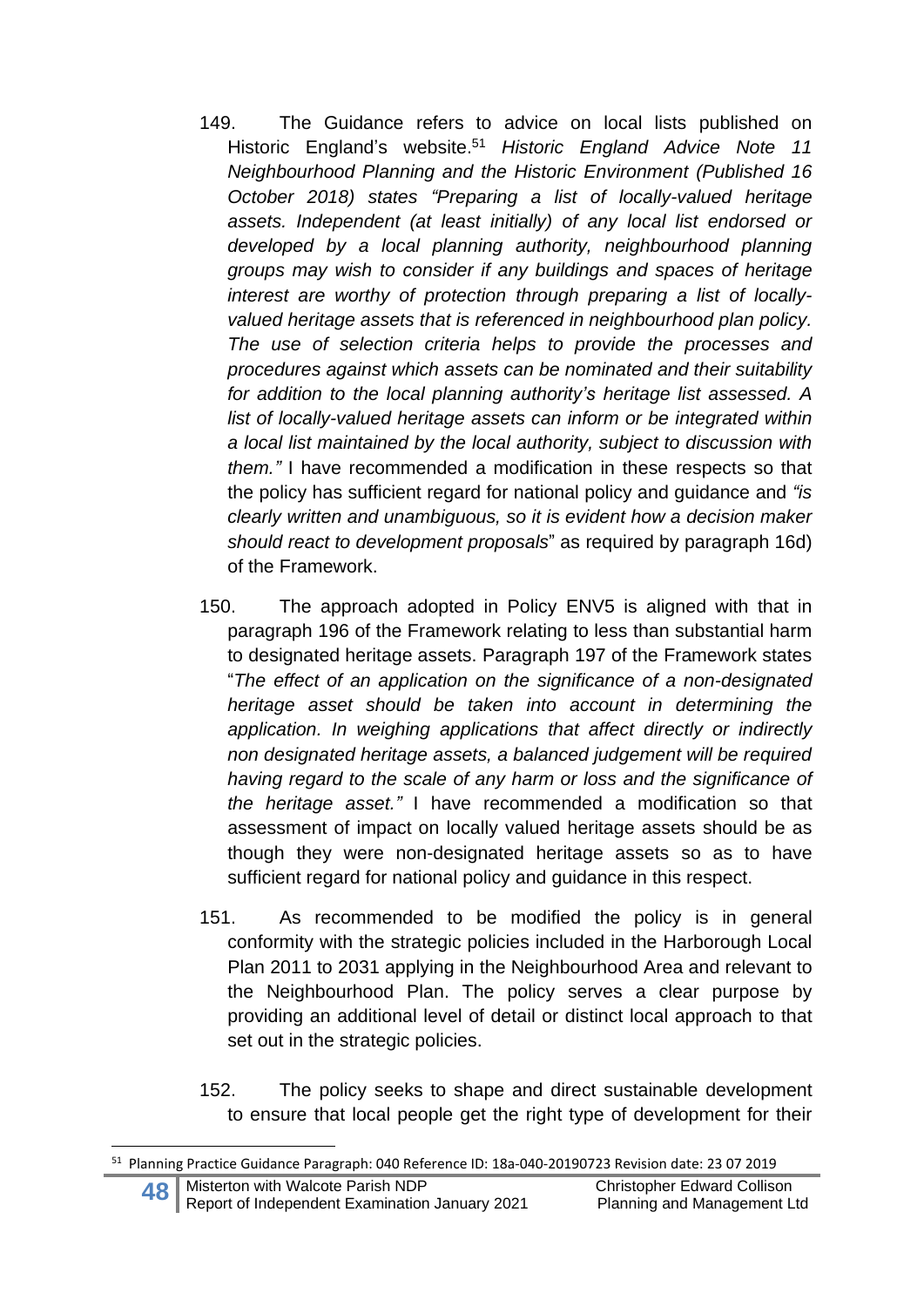149. The Guidance refers to advice on local lists published on Historic England's website.[51] *Historic England Advice Note 11 Neighbourhood Planning and the Historic Environment (Published 16 October 2018) states "Preparing a list of locally-valued heritage assets. Independent (at least initially) of any local list endorsed or developed by a local planning authority, neighbourhood planning groups may wish to consider if any buildings and spaces of heritage interest are worthy of protection through preparing a list of locally-valued heritage assets that is referenced in neighbourhood plan policy. The use of selection criteria helps to provide the processes and procedures against which assets can be nominated and their suitability for addition to the local planning authority's heritage list assessed. A list of locally-valued heritage assets can inform or be integrated within a local list maintained by the local authority, subject to discussion with them."* I have recommended a modification in these respects so that the policy has sufficient regard for national policy and guidance and *"is clearly written and unambiguous, so it is evident how a decision maker should react to development proposals*" as required by paragraph 16d) of the Framework.

150. The approach adopted in Policy ENV5 is aligned with that in paragraph 196 of the Framework relating to less than substantial harm to designated heritage assets. Paragraph 197 of the Framework states "*The effect of an application on the significance of a non-designated heritage asset should be taken into account in determining the application. In weighing applications that affect directly or indirectly non designated heritage assets, a balanced judgement will be required having regard to the scale of any harm or loss and the significance of the heritage asset."* I have recommended a modification so that assessment of impact on locally valued heritage assets should be as though they were non-designated heritage assets so as to have sufficient regard for national policy and guidance in this respect.

151. As recommended to be modified the policy is in general conformity with the strategic policies included in the Harborough Local Plan 2011 to 2031 applying in the Neighbourhood Area and relevant to the Neighbourhood Plan. The policy serves a clear purpose by providing an additional level of detail or distinct local approach to that set out in the strategic policies.

152. The policy seeks to shape and direct sustainable development to ensure that local people get the right type of development for their

---

[51] Planning Practice Guidance Paragraph: 040 Reference ID: 18a-040-20190723 Revision date: 23 07 2019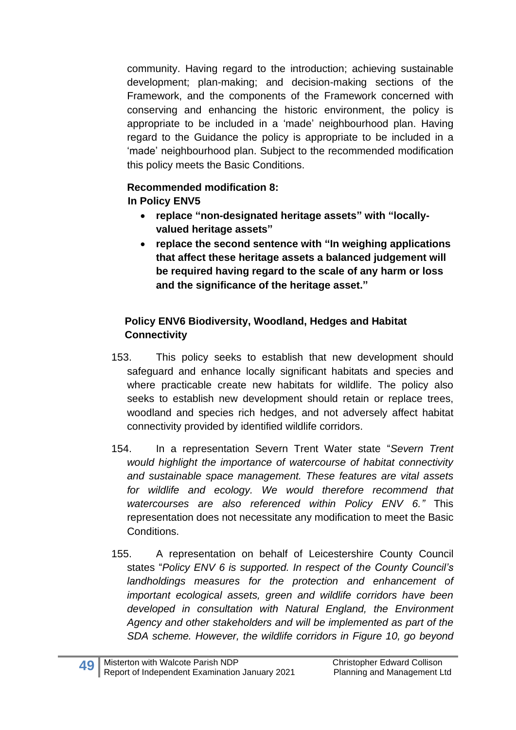community. Having regard to the introduction; achieving sustainable development; plan-making; and decision-making sections of the Framework, and the components of the Framework concerned with conserving and enhancing the historic environment, the policy is appropriate to be included in a 'made' neighbourhood plan. Having regard to the Guidance the policy is appropriate to be included in a 'made' neighbourhood plan. Subject to the recommended modification this policy meets the Basic Conditions.

**Recommended modification 8:**
**In Policy ENV5**

- **replace "non-designated heritage assets" with "locally-valued heritage assets"**
- **replace the second sentence with "In weighing applications that affect these heritage assets a balanced judgement will be required having regard to the scale of any harm or loss and the significance of the heritage asset."**

**Policy ENV6 Biodiversity, Woodland, Hedges and Habitat Connectivity**

153. This policy seeks to establish that new development should safeguard and enhance locally significant habitats and species and where practicable create new habitats for wildlife. The policy also seeks to establish new development should retain or replace trees, woodland and species rich hedges, and not adversely affect habitat connectivity provided by identified wildlife corridors.

154. In a representation Severn Trent Water state "*Severn Trent would highlight the importance of watercourse of habitat connectivity and sustainable space management. These features are vital assets for wildlife and ecology. We would therefore recommend that watercourses are also referenced within Policy ENV 6."* This representation does not necessitate any modification to meet the Basic Conditions.

155. A representation on behalf of Leicestershire County Council states "*Policy ENV 6 is supported. In respect of the County Council's landholdings measures for the protection and enhancement of important ecological assets, green and wildlife corridors have been developed in consultation with Natural England, the Environment Agency and other stakeholders and will be implemented as part of the SDA scheme. However, the wildlife corridors in Figure 10, go beyond*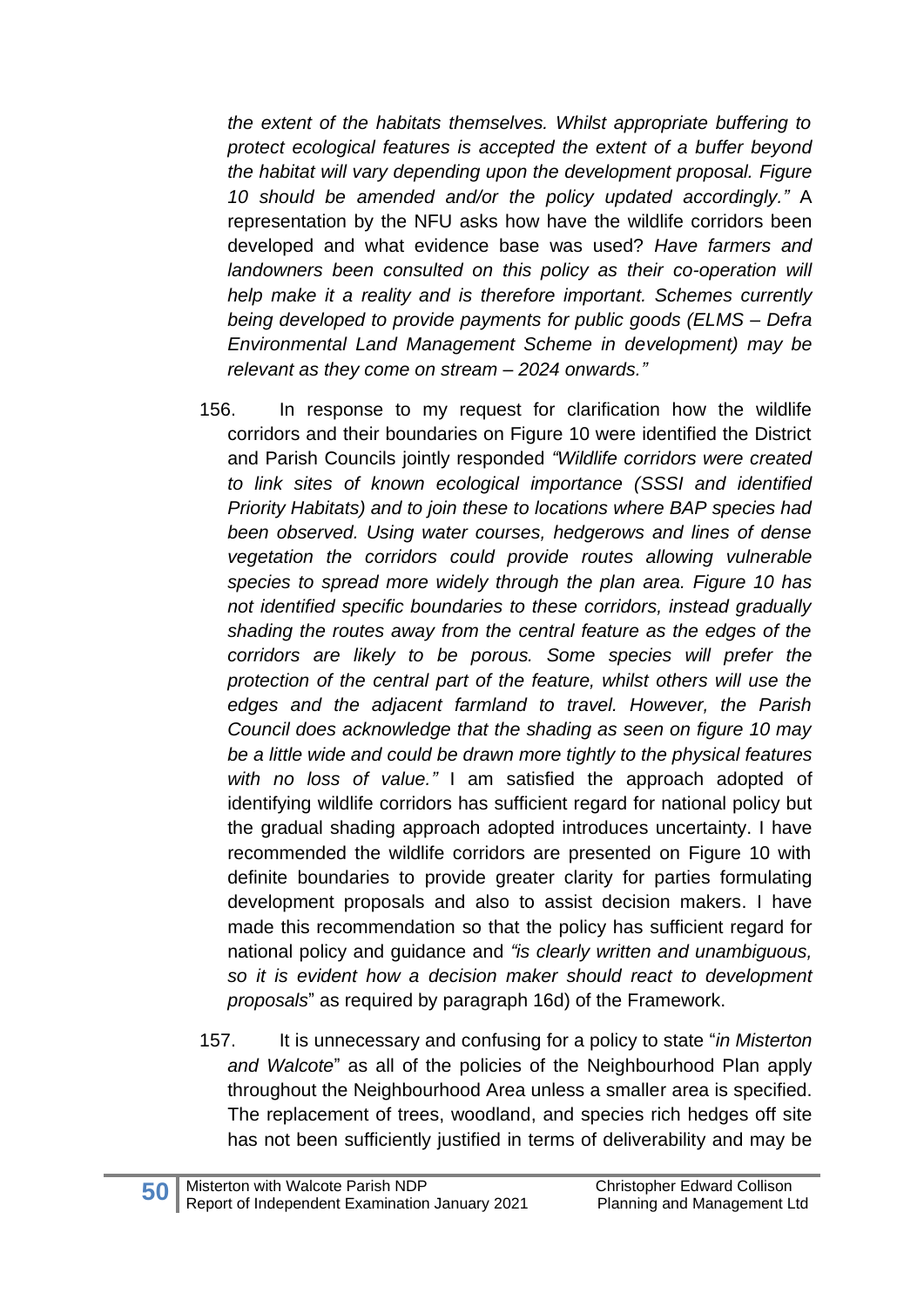*the extent of the habitats themselves. Whilst appropriate buffering to protect ecological features is accepted the extent of a buffer beyond the habitat will vary depending upon the development proposal. Figure 10 should be amended and/or the policy updated accordingly."* A representation by the NFU asks how have the wildlife corridors been developed and what evidence base was used? *Have farmers and landowners been consulted on this policy as their co-operation will help make it a reality and is therefore important. Schemes currently being developed to provide payments for public goods (ELMS – Defra Environmental Land Management Scheme in development) may be relevant as they come on stream – 2024 onwards."*

156. In response to my request for clarification how the wildlife corridors and their boundaries on Figure 10 were identified the District and Parish Councils jointly responded *"Wildlife corridors were created to link sites of known ecological importance (SSSI and identified Priority Habitats) and to join these to locations where BAP species had been observed. Using water courses, hedgerows and lines of dense vegetation the corridors could provide routes allowing vulnerable species to spread more widely through the plan area. Figure 10 has not identified specific boundaries to these corridors, instead gradually shading the routes away from the central feature as the edges of the corridors are likely to be porous. Some species will prefer the protection of the central part of the feature, whilst others will use the edges and the adjacent farmland to travel. However, the Parish Council does acknowledge that the shading as seen on figure 10 may be a little wide and could be drawn more tightly to the physical features with no loss of value."* I am satisfied the approach adopted of identifying wildlife corridors has sufficient regard for national policy but the gradual shading approach adopted introduces uncertainty. I have recommended the wildlife corridors are presented on Figure 10 with definite boundaries to provide greater clarity for parties formulating development proposals and also to assist decision makers. I have made this recommendation so that the policy has sufficient regard for national policy and guidance and *"is clearly written and unambiguous, so it is evident how a decision maker should react to development proposals*" as required by paragraph 16d) of the Framework.

157. It is unnecessary and confusing for a policy to state "*in Misterton and Walcote*" as all of the policies of the Neighbourhood Plan apply throughout the Neighbourhood Area unless a smaller area is specified. The replacement of trees, woodland, and species rich hedges off site has not been sufficiently justified in terms of deliverability and may be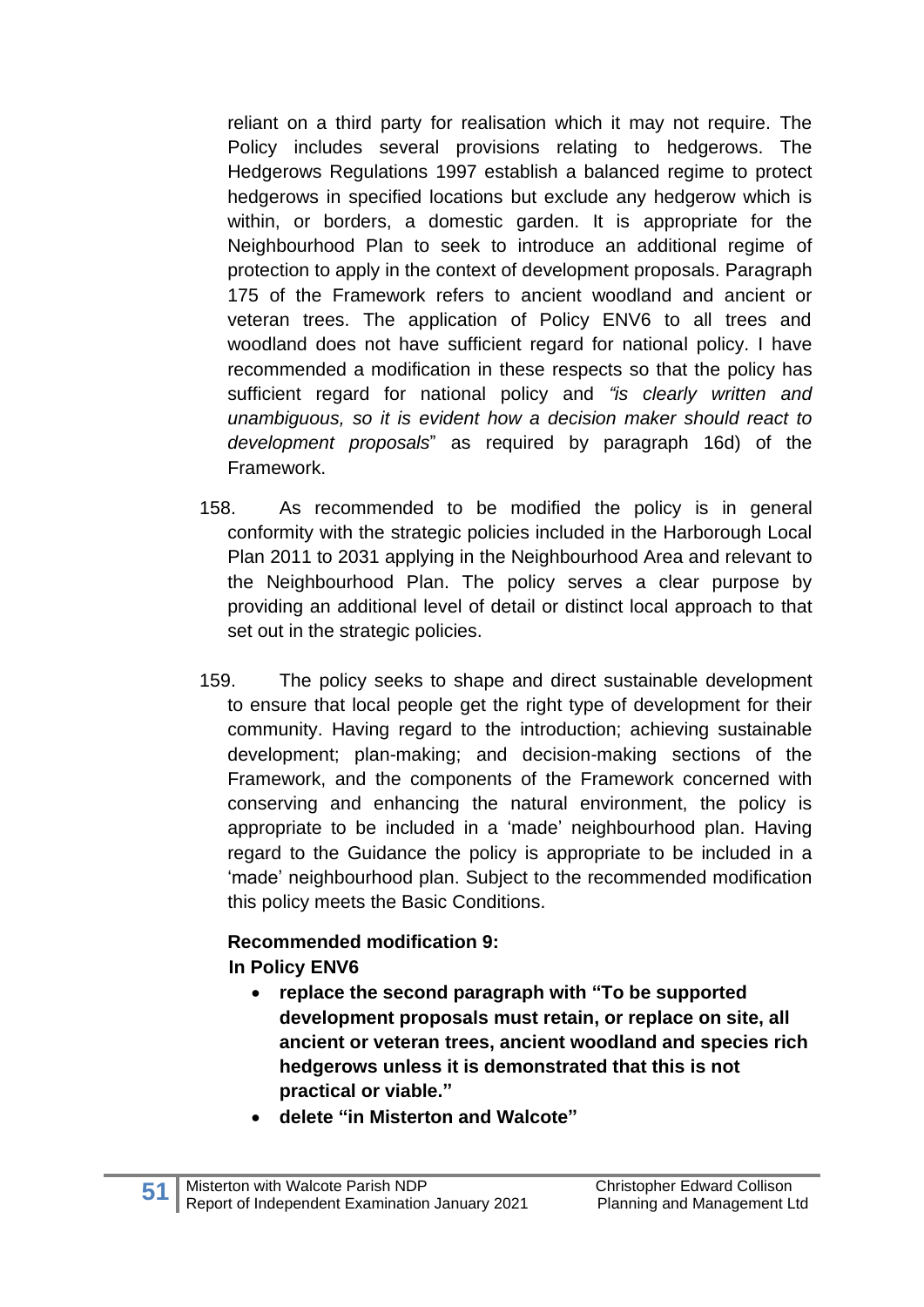reliant on a third party for realisation which it may not require. The Policy includes several provisions relating to hedgerows. The Hedgerows Regulations 1997 establish a balanced regime to protect hedgerows in specified locations but exclude any hedgerow which is within, or borders, a domestic garden. It is appropriate for the Neighbourhood Plan to seek to introduce an additional regime of protection to apply in the context of development proposals. Paragraph 175 of the Framework refers to ancient woodland and ancient or veteran trees. The application of Policy ENV6 to all trees and woodland does not have sufficient regard for national policy. I have recommended a modification in these respects so that the policy has sufficient regard for national policy and *"is clearly written and unambiguous, so it is evident how a decision maker should react to development proposals*" as required by paragraph 16d) of the Framework.

158. As recommended to be modified the policy is in general conformity with the strategic policies included in the Harborough Local Plan 2011 to 2031 applying in the Neighbourhood Area and relevant to the Neighbourhood Plan. The policy serves a clear purpose by providing an additional level of detail or distinct local approach to that set out in the strategic policies.

159. The policy seeks to shape and direct sustainable development to ensure that local people get the right type of development for their community. Having regard to the introduction; achieving sustainable development; plan-making; and decision-making sections of the Framework, and the components of the Framework concerned with conserving and enhancing the natural environment, the policy is appropriate to be included in a 'made' neighbourhood plan. Having regard to the Guidance the policy is appropriate to be included in a 'made' neighbourhood plan. Subject to the recommended modification this policy meets the Basic Conditions.

**Recommended modification 9:**
**In Policy ENV6**

- **replace the second paragraph with "To be supported development proposals must retain, or replace on site, all ancient or veteran trees, ancient woodland and species rich hedgerows unless it is demonstrated that this is not practical or viable."**
- **delete "in Misterton and Walcote"**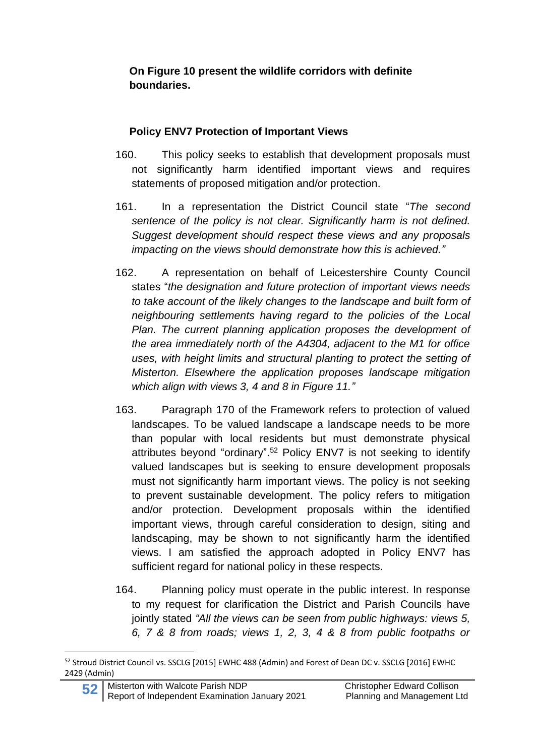**On Figure 10 present the wildlife corridors with definite boundaries.**

**Policy ENV7 Protection of Important Views**

160. This policy seeks to establish that development proposals must not significantly harm identified important views and requires statements of proposed mitigation and/or protection.

161. In a representation the District Council state "*The second sentence of the policy is not clear. Significantly harm is not defined. Suggest development should respect these views and any proposals impacting on the views should demonstrate how this is achieved.*"

162. A representation on behalf of Leicestershire County Council states "*the designation and future protection of important views needs to take account of the likely changes to the landscape and built form of neighbouring settlements having regard to the policies of the Local Plan. The current planning application proposes the development of the area immediately north of the A4304, adjacent to the M1 for office uses, with height limits and structural planting to protect the setting of Misterton. Elsewhere the application proposes landscape mitigation which align with views 3, 4 and 8 in Figure 11.*"

163. Paragraph 170 of the Framework refers to protection of valued landscapes. To be valued landscape a landscape needs to be more than popular with local residents but must demonstrate physical attributes beyond "ordinary".[52] Policy ENV7 is not seeking to identify valued landscapes but is seeking to ensure development proposals must not significantly harm important views. The policy is not seeking to prevent sustainable development. The policy refers to mitigation and/or protection. Development proposals within the identified important views, through careful consideration to design, siting and landscaping, may be shown to not significantly harm the identified views. I am satisfied the approach adopted in Policy ENV7 has sufficient regard for national policy in these respects.

164. Planning policy must operate in the public interest. In response to my request for clarification the District and Parish Councils have jointly stated *"All the views can be seen from public highways: views 5, 6, 7 & 8 from roads; views 1, 2, 3, 4 & 8 from public footpaths or*

[52] Stroud District Council vs. SSCLG [2015] EWHC 488 (Admin) and Forest of Dean DC v. SSCLG [2016] EWHC 2429 (Admin)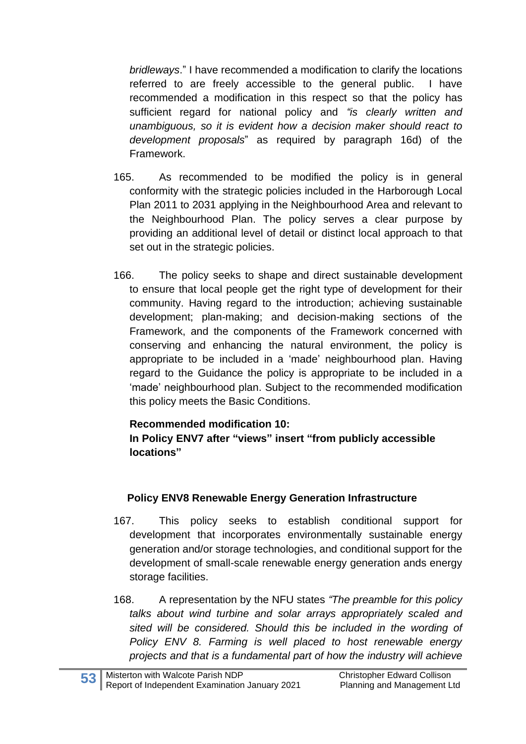*bridleways*." I have recommended a modification to clarify the locations referred to are freely accessible to the general public. I have recommended a modification in this respect so that the policy has sufficient regard for national policy and *"is clearly written and unambiguous, so it is evident how a decision maker should react to development proposals*" as required by paragraph 16d) of the Framework.

165. As recommended to be modified the policy is in general conformity with the strategic policies included in the Harborough Local Plan 2011 to 2031 applying in the Neighbourhood Area and relevant to the Neighbourhood Plan. The policy serves a clear purpose by providing an additional level of detail or distinct local approach to that set out in the strategic policies.

166. The policy seeks to shape and direct sustainable development to ensure that local people get the right type of development for their community. Having regard to the introduction; achieving sustainable development; plan-making; and decision-making sections of the Framework, and the components of the Framework concerned with conserving and enhancing the natural environment, the policy is appropriate to be included in a 'made' neighbourhood plan. Having regard to the Guidance the policy is appropriate to be included in a 'made' neighbourhood plan. Subject to the recommended modification this policy meets the Basic Conditions.

**Recommended modification 10:**
**In Policy ENV7 after "views" insert "from publicly accessible locations"**

### Policy ENV8 Renewable Energy Generation Infrastructure

167. This policy seeks to establish conditional support for development that incorporates environmentally sustainable energy generation and/or storage technologies, and conditional support for the development of small-scale renewable energy generation ands energy storage facilities.

168. A representation by the NFU states *"The preamble for this policy talks about wind turbine and solar arrays appropriately scaled and sited will be considered. Should this be included in the wording of Policy ENV 8. Farming is well placed to host renewable energy projects and that is a fundamental part of how the industry will achieve*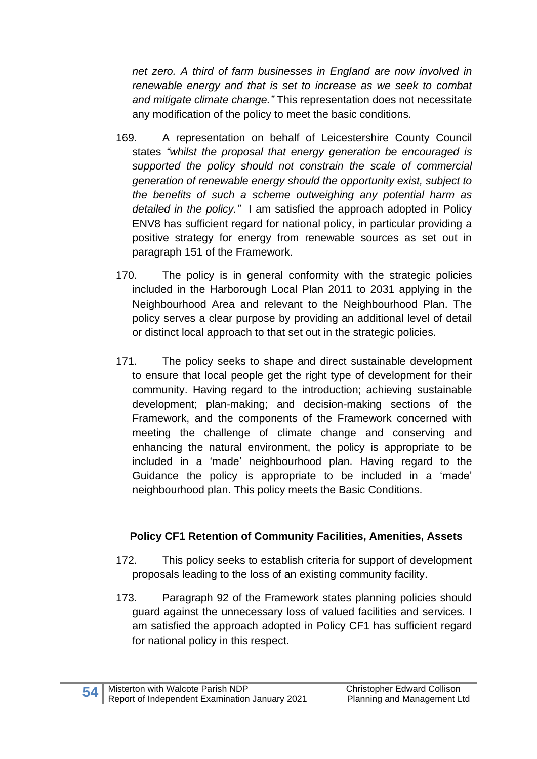*net zero. A third of farm businesses in England are now involved in renewable energy and that is set to increase as we seek to combat and mitigate climate change."* This representation does not necessitate any modification of the policy to meet the basic conditions.

169. A representation on behalf of Leicestershire County Council states *"whilst the proposal that energy generation be encouraged is supported the policy should not constrain the scale of commercial generation of renewable energy should the opportunity exist, subject to the benefits of such a scheme outweighing any potential harm as detailed in the policy."* I am satisfied the approach adopted in Policy ENV8 has sufficient regard for national policy, in particular providing a positive strategy for energy from renewable sources as set out in paragraph 151 of the Framework.

170. The policy is in general conformity with the strategic policies included in the Harborough Local Plan 2011 to 2031 applying in the Neighbourhood Area and relevant to the Neighbourhood Plan. The policy serves a clear purpose by providing an additional level of detail or distinct local approach to that set out in the strategic policies.

171. The policy seeks to shape and direct sustainable development to ensure that local people get the right type of development for their community. Having regard to the introduction; achieving sustainable development; plan-making; and decision-making sections of the Framework, and the components of the Framework concerned with meeting the challenge of climate change and conserving and enhancing the natural environment, the policy is appropriate to be included in a 'made' neighbourhood plan. Having regard to the Guidance the policy is appropriate to be included in a 'made' neighbourhood plan. This policy meets the Basic Conditions.

**Policy CF1 Retention of Community Facilities, Amenities, Assets**

172. This policy seeks to establish criteria for support of development proposals leading to the loss of an existing community facility.

173. Paragraph 92 of the Framework states planning policies should guard against the unnecessary loss of valued facilities and services. I am satisfied the approach adopted in Policy CF1 has sufficient regard for national policy in this respect.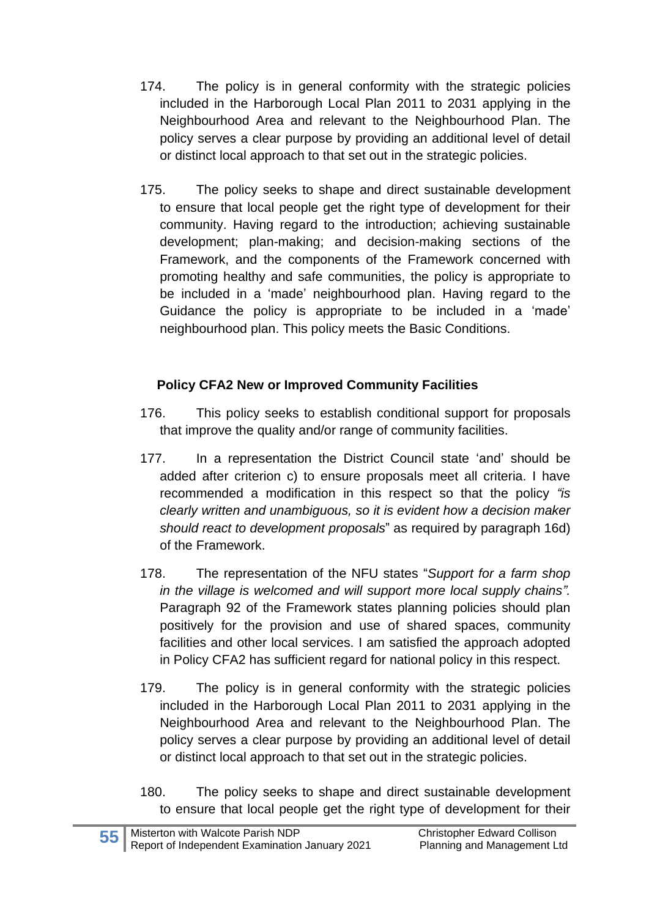174. The policy is in general conformity with the strategic policies included in the Harborough Local Plan 2011 to 2031 applying in the Neighbourhood Area and relevant to the Neighbourhood Plan. The policy serves a clear purpose by providing an additional level of detail or distinct local approach to that set out in the strategic policies.

175. The policy seeks to shape and direct sustainable development to ensure that local people get the right type of development for their community. Having regard to the introduction; achieving sustainable development; plan-making; and decision-making sections of the Framework, and the components of the Framework concerned with promoting healthy and safe communities, the policy is appropriate to be included in a 'made' neighbourhood plan. Having regard to the Guidance the policy is appropriate to be included in a 'made' neighbourhood plan. This policy meets the Basic Conditions.

**Policy CFA2 New or Improved Community Facilities**

176. This policy seeks to establish conditional support for proposals that improve the quality and/or range of community facilities.

177. In a representation the District Council state 'and' should be added after criterion c) to ensure proposals meet all criteria. I have recommended a modification in this respect so that the policy *"is clearly written and unambiguous, so it is evident how a decision maker should react to development proposals*" as required by paragraph 16d) of the Framework.

178. The representation of the NFU states "*Support for a farm shop in the village is welcomed and will support more local supply chains".* Paragraph 92 of the Framework states planning policies should plan positively for the provision and use of shared spaces, community facilities and other local services. I am satisfied the approach adopted in Policy CFA2 has sufficient regard for national policy in this respect.

179. The policy is in general conformity with the strategic policies included in the Harborough Local Plan 2011 to 2031 applying in the Neighbourhood Area and relevant to the Neighbourhood Plan. The policy serves a clear purpose by providing an additional level of detail or distinct local approach to that set out in the strategic policies.

180. The policy seeks to shape and direct sustainable development to ensure that local people get the right type of development for their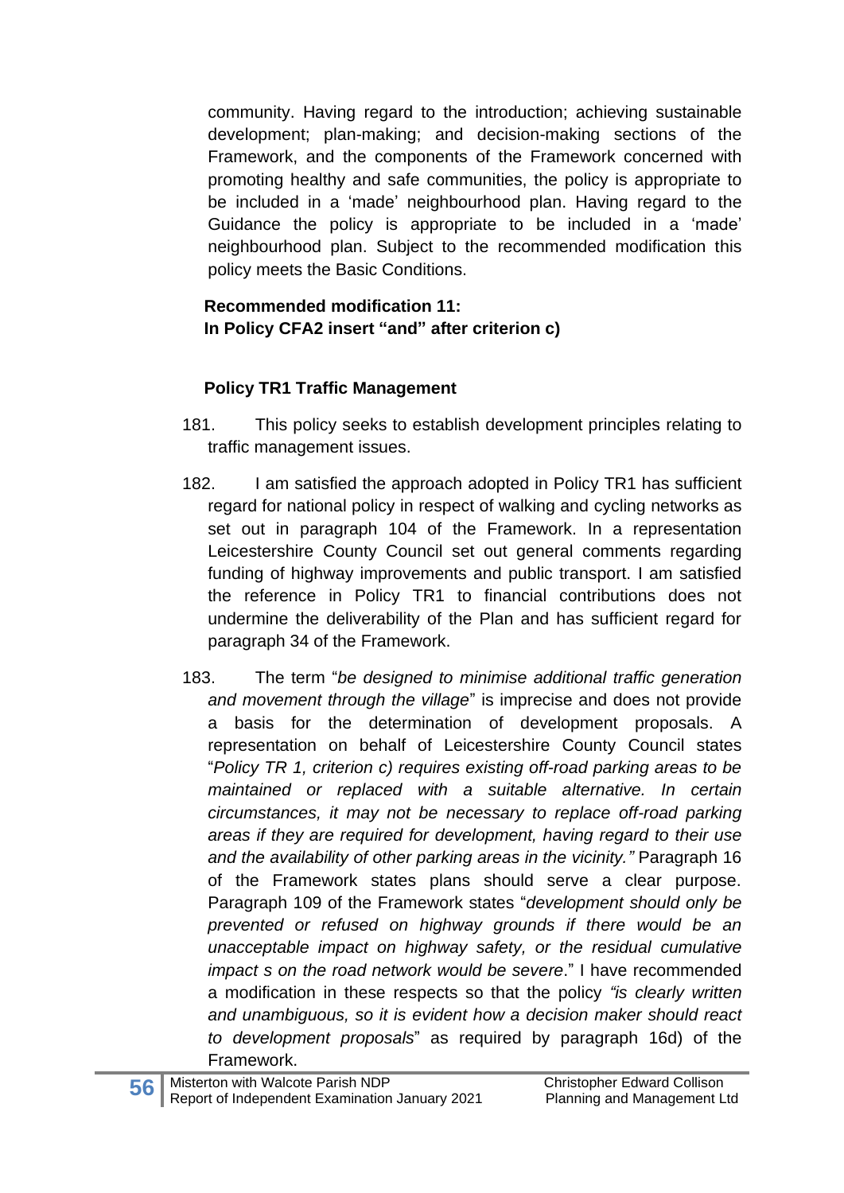community. Having regard to the introduction; achieving sustainable development; plan-making; and decision-making sections of the Framework, and the components of the Framework concerned with promoting healthy and safe communities, the policy is appropriate to be included in a 'made' neighbourhood plan. Having regard to the Guidance the policy is appropriate to be included in a 'made' neighbourhood plan. Subject to the recommended modification this policy meets the Basic Conditions.

**Recommended modification 11:**
**In Policy CFA2 insert "and" after criterion c)**

**Policy TR1 Traffic Management**

181. This policy seeks to establish development principles relating to traffic management issues.

182. I am satisfied the approach adopted in Policy TR1 has sufficient regard for national policy in respect of walking and cycling networks as set out in paragraph 104 of the Framework. In a representation Leicestershire County Council set out general comments regarding funding of highway improvements and public transport. I am satisfied the reference in Policy TR1 to financial contributions does not undermine the deliverability of the Plan and has sufficient regard for paragraph 34 of the Framework.

183. The term "*be designed to minimise additional traffic generation and movement through the village*" is imprecise and does not provide a basis for the determination of development proposals. A representation on behalf of Leicestershire County Council states "*Policy TR 1, criterion c) requires existing off-road parking areas to be maintained or replaced with a suitable alternative. In certain circumstances, it may not be necessary to replace off-road parking areas if they are required for development, having regard to their use and the availability of other parking areas in the vicinity."* Paragraph 16 of the Framework states plans should serve a clear purpose. Paragraph 109 of the Framework states "*development should only be prevented or refused on highway grounds if there would be an unacceptable impact on highway safety, or the residual cumulative impact s on the road network would be severe*." I have recommended a modification in these respects so that the policy *"is clearly written and unambiguous, so it is evident how a decision maker should react to development proposals*" as required by paragraph 16d) of the Framework.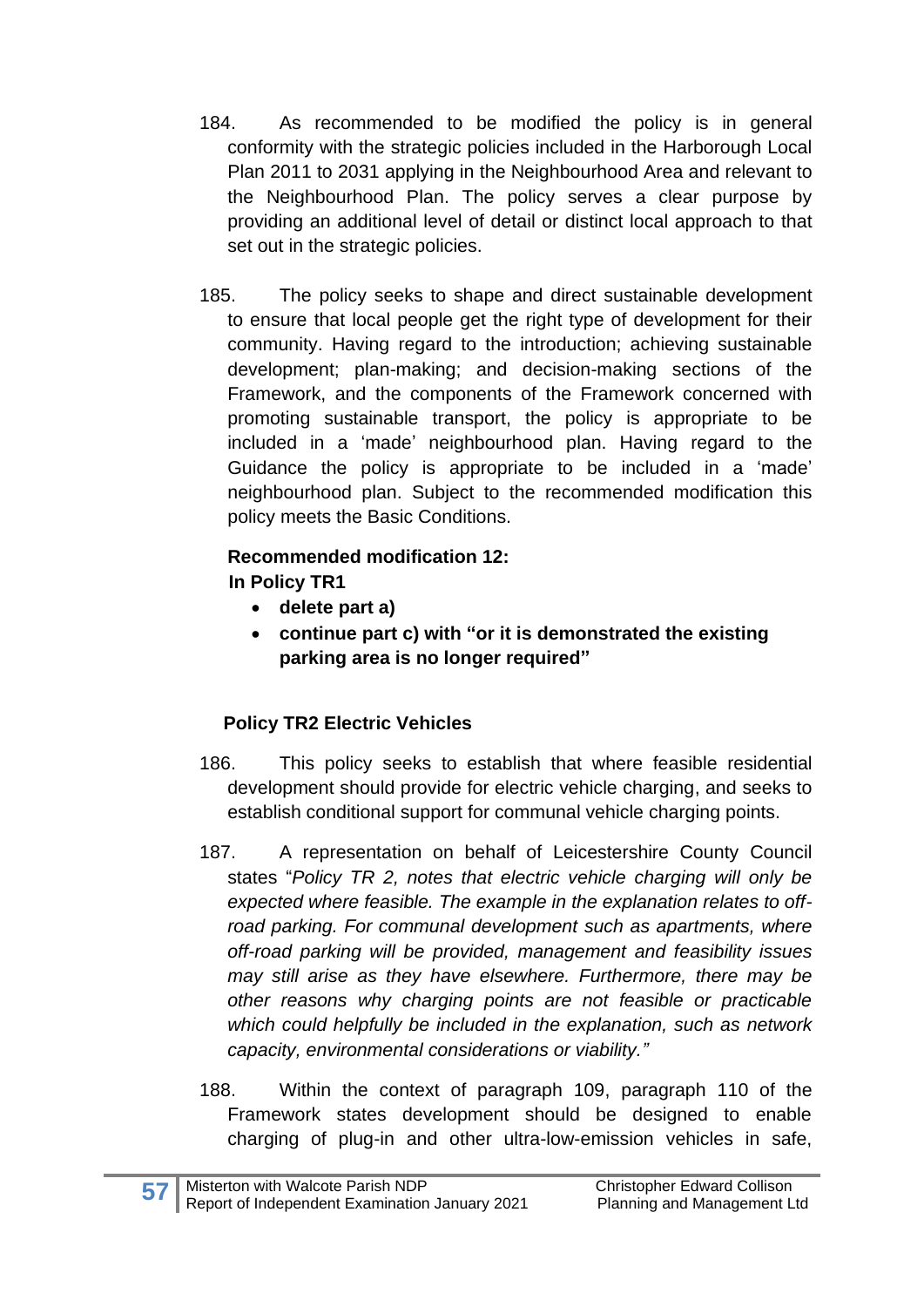184. As recommended to be modified the policy is in general conformity with the strategic policies included in the Harborough Local Plan 2011 to 2031 applying in the Neighbourhood Area and relevant to the Neighbourhood Plan. The policy serves a clear purpose by providing an additional level of detail or distinct local approach to that set out in the strategic policies.

185. The policy seeks to shape and direct sustainable development to ensure that local people get the right type of development for their community. Having regard to the introduction; achieving sustainable development; plan-making; and decision-making sections of the Framework, and the components of the Framework concerned with promoting sustainable transport, the policy is appropriate to be included in a 'made' neighbourhood plan. Having regard to the Guidance the policy is appropriate to be included in a 'made' neighbourhood plan. Subject to the recommended modification this policy meets the Basic Conditions.

**Recommended modification 12:**
**In Policy TR1**

- **delete part a)**
- **continue part c) with "or it is demonstrated the existing parking area is no longer required"**

### Policy TR2 Electric Vehicles

186. This policy seeks to establish that where feasible residential development should provide for electric vehicle charging, and seeks to establish conditional support for communal vehicle charging points.

187. A representation on behalf of Leicestershire County Council states "*Policy TR 2, notes that electric vehicle charging will only be expected where feasible. The example in the explanation relates to off-road parking. For communal development such as apartments, where off-road parking will be provided, management and feasibility issues may still arise as they have elsewhere. Furthermore, there may be other reasons why charging points are not feasible or practicable which could helpfully be included in the explanation, such as network capacity, environmental considerations or viability.*"

188. Within the context of paragraph 109, paragraph 110 of the Framework states development should be designed to enable charging of plug-in and other ultra-low-emission vehicles in safe,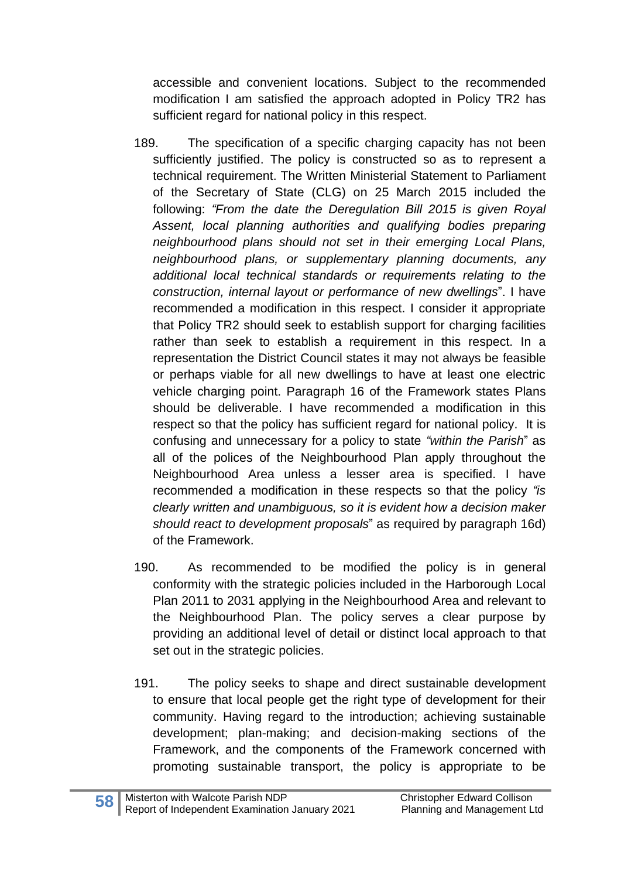accessible and convenient locations. Subject to the recommended modification I am satisfied the approach adopted in Policy TR2 has sufficient regard for national policy in this respect.

189. The specification of a specific charging capacity has not been sufficiently justified. The policy is constructed so as to represent a technical requirement. The Written Ministerial Statement to Parliament of the Secretary of State (CLG) on 25 March 2015 included the following: *"From the date the Deregulation Bill 2015 is given Royal Assent, local planning authorities and qualifying bodies preparing neighbourhood plans should not set in their emerging Local Plans, neighbourhood plans, or supplementary planning documents, any additional local technical standards or requirements relating to the construction, internal layout or performance of new dwellings*". I have recommended a modification in this respect. I consider it appropriate that Policy TR2 should seek to establish support for charging facilities rather than seek to establish a requirement in this respect. In a representation the District Council states it may not always be feasible or perhaps viable for all new dwellings to have at least one electric vehicle charging point. Paragraph 16 of the Framework states Plans should be deliverable. I have recommended a modification in this respect so that the policy has sufficient regard for national policy. It is confusing and unnecessary for a policy to state *"within the Parish*" as all of the polices of the Neighbourhood Plan apply throughout the Neighbourhood Area unless a lesser area is specified. I have recommended a modification in these respects so that the policy *"is clearly written and unambiguous, so it is evident how a decision maker should react to development proposals*" as required by paragraph 16d) of the Framework.

190. As recommended to be modified the policy is in general conformity with the strategic policies included in the Harborough Local Plan 2011 to 2031 applying in the Neighbourhood Area and relevant to the Neighbourhood Plan. The policy serves a clear purpose by providing an additional level of detail or distinct local approach to that set out in the strategic policies.

191. The policy seeks to shape and direct sustainable development to ensure that local people get the right type of development for their community. Having regard to the introduction; achieving sustainable development; plan-making; and decision-making sections of the Framework, and the components of the Framework concerned with promoting sustainable transport, the policy is appropriate to be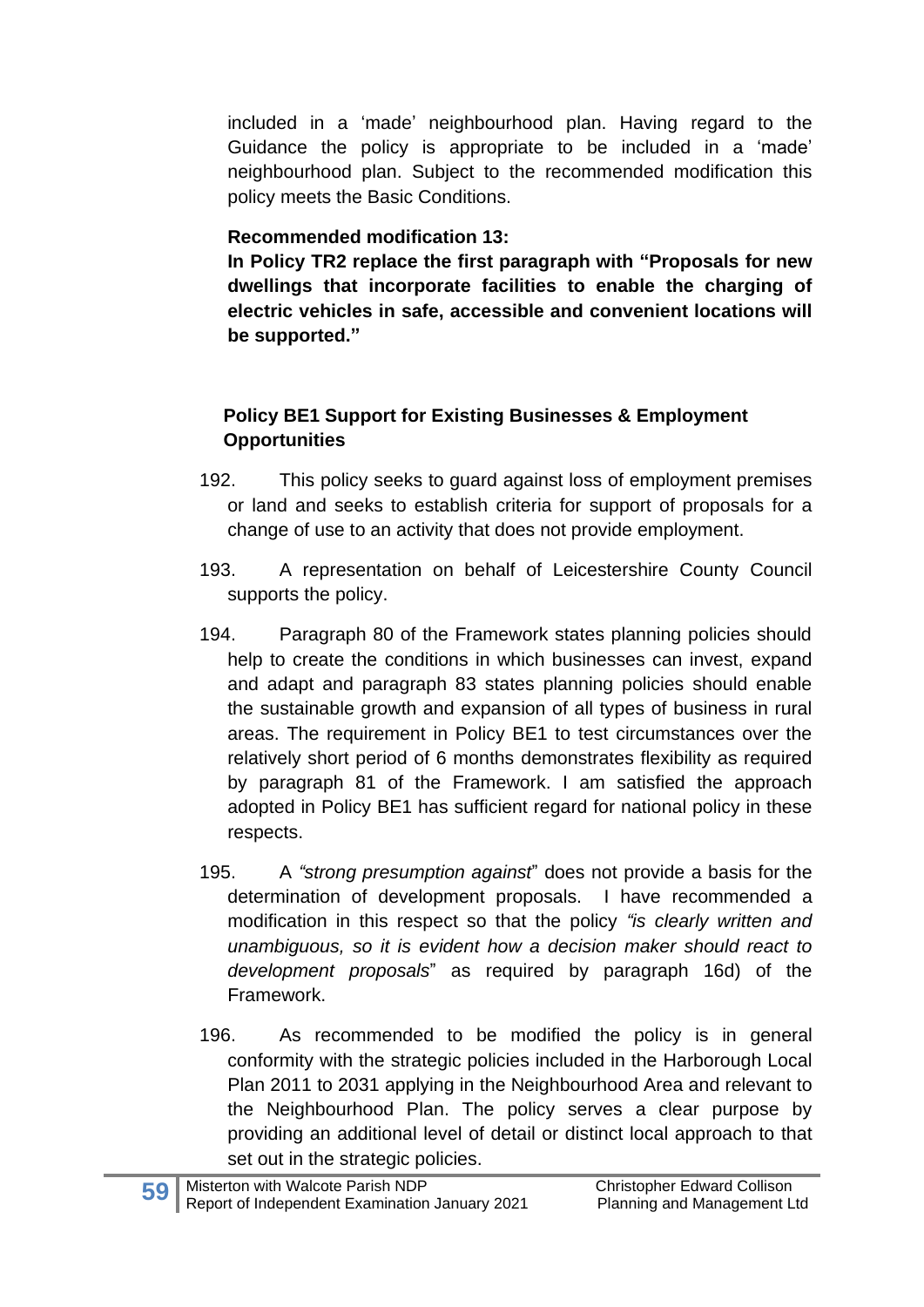included in a 'made' neighbourhood plan. Having regard to the Guidance the policy is appropriate to be included in a 'made' neighbourhood plan. Subject to the recommended modification this policy meets the Basic Conditions.

**Recommended modification 13:**
**In Policy TR2 replace the first paragraph with "Proposals for new dwellings that incorporate facilities to enable the charging of electric vehicles in safe, accessible and convenient locations will be supported."**

### Policy BE1 Support for Existing Businesses & Employment Opportunities

192. This policy seeks to guard against loss of employment premises or land and seeks to establish criteria for support of proposals for a change of use to an activity that does not provide employment.

193. A representation on behalf of Leicestershire County Council supports the policy.

194. Paragraph 80 of the Framework states planning policies should help to create the conditions in which businesses can invest, expand and adapt and paragraph 83 states planning policies should enable the sustainable growth and expansion of all types of business in rural areas. The requirement in Policy BE1 to test circumstances over the relatively short period of 6 months demonstrates flexibility as required by paragraph 81 of the Framework. I am satisfied the approach adopted in Policy BE1 has sufficient regard for national policy in these respects.

195. A *"strong presumption against*" does not provide a basis for the determination of development proposals. I have recommended a modification in this respect so that the policy *"is clearly written and unambiguous, so it is evident how a decision maker should react to development proposals*" as required by paragraph 16d) of the Framework.

196. As recommended to be modified the policy is in general conformity with the strategic policies included in the Harborough Local Plan 2011 to 2031 applying in the Neighbourhood Area and relevant to the Neighbourhood Plan. The policy serves a clear purpose by providing an additional level of detail or distinct local approach to that set out in the strategic policies.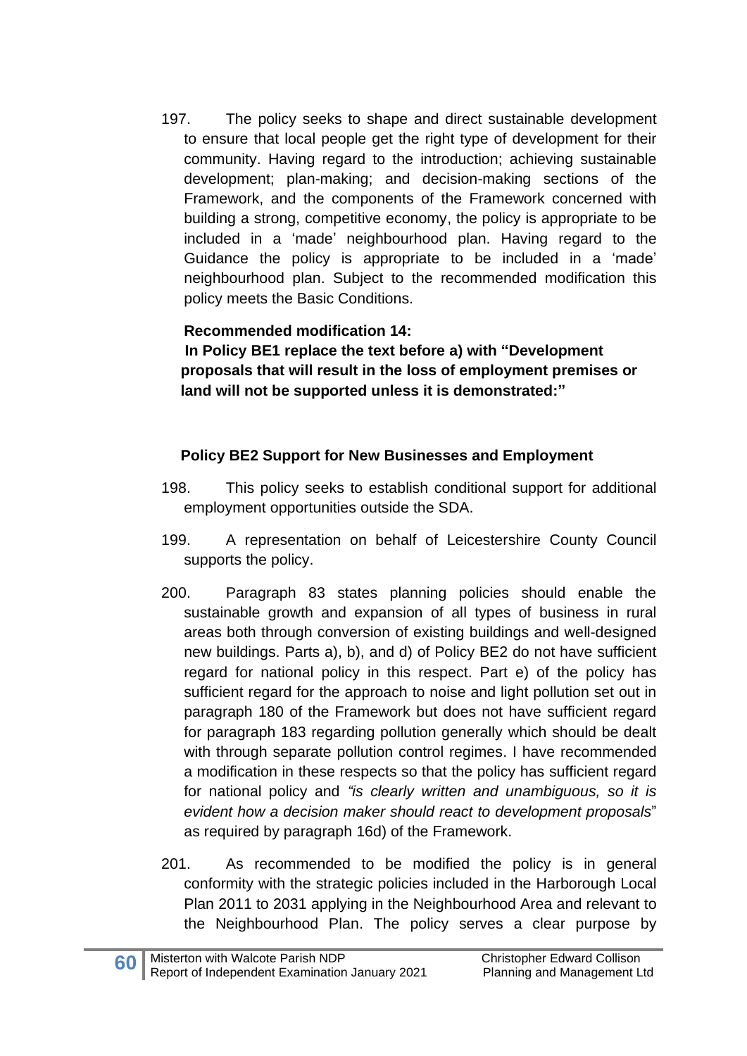197. The policy seeks to shape and direct sustainable development to ensure that local people get the right type of development for their community. Having regard to the introduction; achieving sustainable development; plan-making; and decision-making sections of the Framework, and the components of the Framework concerned with building a strong, competitive economy, the policy is appropriate to be included in a 'made' neighbourhood plan. Having regard to the Guidance the policy is appropriate to be included in a 'made' neighbourhood plan. Subject to the recommended modification this policy meets the Basic Conditions.

**Recommended modification 14:**
**In Policy BE1 replace the text before a) with "Development proposals that will result in the loss of employment premises or land will not be supported unless it is demonstrated:"**

**Policy BE2 Support for New Businesses and Employment**

198. This policy seeks to establish conditional support for additional employment opportunities outside the SDA.

199. A representation on behalf of Leicestershire County Council supports the policy.

200. Paragraph 83 states planning policies should enable the sustainable growth and expansion of all types of business in rural areas both through conversion of existing buildings and well-designed new buildings. Parts a), b), and d) of Policy BE2 do not have sufficient regard for national policy in this respect. Part e) of the policy has sufficient regard for the approach to noise and light pollution set out in paragraph 180 of the Framework but does not have sufficient regard for paragraph 183 regarding pollution generally which should be dealt with through separate pollution control regimes. I have recommended a modification in these respects so that the policy has sufficient regard for national policy and *"is clearly written and unambiguous, so it is evident how a decision maker should react to development proposals*" as required by paragraph 16d) of the Framework.

201. As recommended to be modified the policy is in general conformity with the strategic policies included in the Harborough Local Plan 2011 to 2031 applying in the Neighbourhood Area and relevant to the Neighbourhood Plan. The policy serves a clear purpose by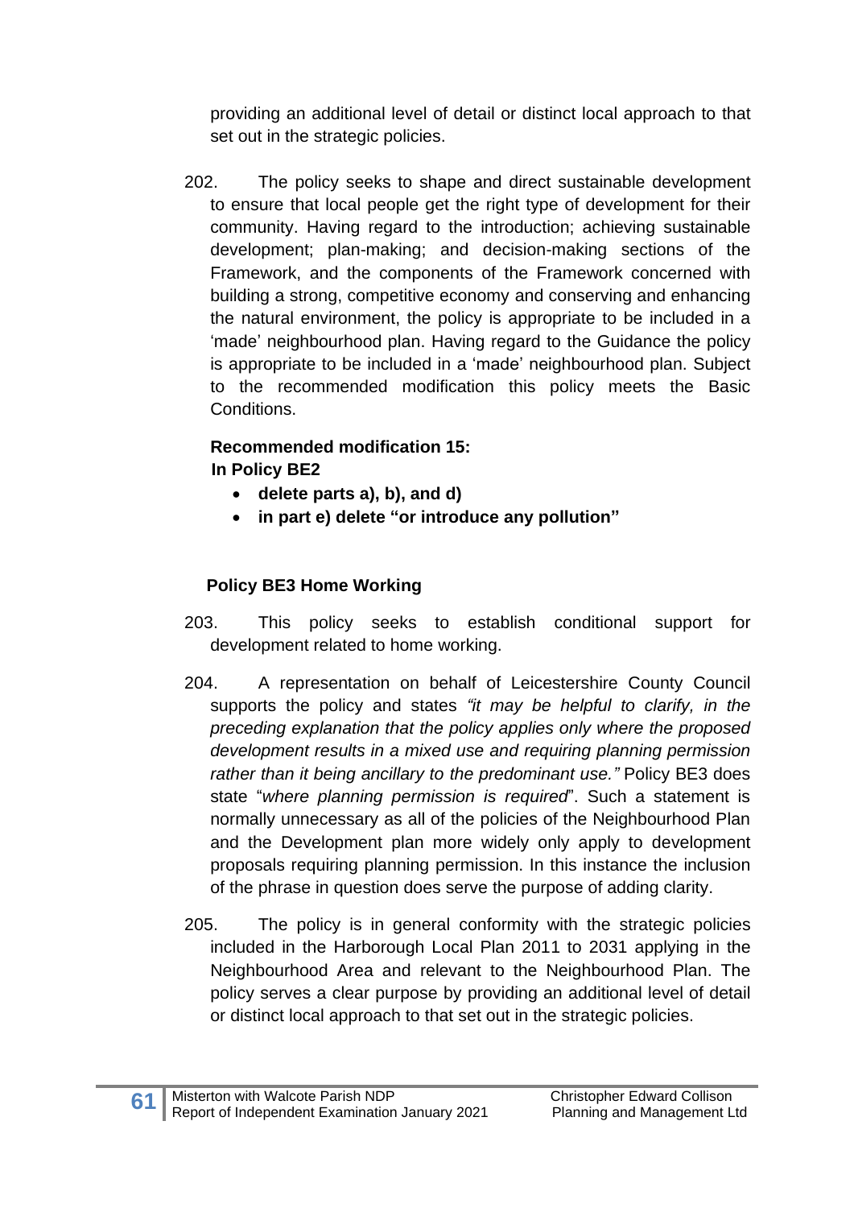providing an additional level of detail or distinct local approach to that set out in the strategic policies.

202. The policy seeks to shape and direct sustainable development to ensure that local people get the right type of development for their community. Having regard to the introduction; achieving sustainable development; plan-making; and decision-making sections of the Framework, and the components of the Framework concerned with building a strong, competitive economy and conserving and enhancing the natural environment, the policy is appropriate to be included in a 'made' neighbourhood plan. Having regard to the Guidance the policy is appropriate to be included in a 'made' neighbourhood plan. Subject to the recommended modification this policy meets the Basic Conditions.

**Recommended modification 15:**
**In Policy BE2**

- **delete parts a), b), and d)**
- **in part e) delete "or introduce any pollution"**

**Policy BE3 Home Working**

203. This policy seeks to establish conditional support for development related to home working.

204. A representation on behalf of Leicestershire County Council supports the policy and states *"it may be helpful to clarify, in the preceding explanation that the policy applies only where the proposed development results in a mixed use and requiring planning permission rather than it being ancillary to the predominant use."* Policy BE3 does state "*where planning permission is required*". Such a statement is normally unnecessary as all of the policies of the Neighbourhood Plan and the Development plan more widely only apply to development proposals requiring planning permission. In this instance the inclusion of the phrase in question does serve the purpose of adding clarity.

205. The policy is in general conformity with the strategic policies included in the Harborough Local Plan 2011 to 2031 applying in the Neighbourhood Area and relevant to the Neighbourhood Plan. The policy serves a clear purpose by providing an additional level of detail or distinct local approach to that set out in the strategic policies.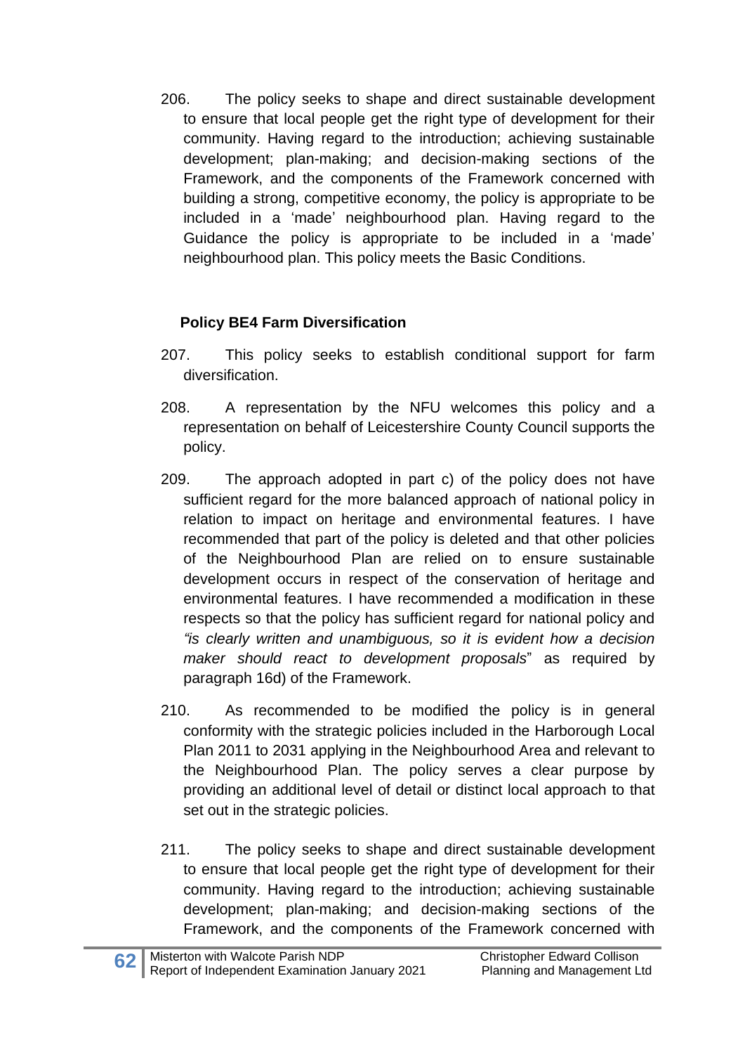206. The policy seeks to shape and direct sustainable development to ensure that local people get the right type of development for their community. Having regard to the introduction; achieving sustainable development; plan-making; and decision-making sections of the Framework, and the components of the Framework concerned with building a strong, competitive economy, the policy is appropriate to be included in a 'made' neighbourhood plan. Having regard to the Guidance the policy is appropriate to be included in a 'made' neighbourhood plan. This policy meets the Basic Conditions.

**Policy BE4 Farm Diversification**

207. This policy seeks to establish conditional support for farm diversification.

208. A representation by the NFU welcomes this policy and a representation on behalf of Leicestershire County Council supports the policy.

209. The approach adopted in part c) of the policy does not have sufficient regard for the more balanced approach of national policy in relation to impact on heritage and environmental features. I have recommended that part of the policy is deleted and that other policies of the Neighbourhood Plan are relied on to ensure sustainable development occurs in respect of the conservation of heritage and environmental features. I have recommended a modification in these respects so that the policy has sufficient regard for national policy and *"is clearly written and unambiguous, so it is evident how a decision maker should react to development proposals*" as required by paragraph 16d) of the Framework.

210. As recommended to be modified the policy is in general conformity with the strategic policies included in the Harborough Local Plan 2011 to 2031 applying in the Neighbourhood Area and relevant to the Neighbourhood Plan. The policy serves a clear purpose by providing an additional level of detail or distinct local approach to that set out in the strategic policies.

211. The policy seeks to shape and direct sustainable development to ensure that local people get the right type of development for their community. Having regard to the introduction; achieving sustainable development; plan-making; and decision-making sections of the Framework, and the components of the Framework concerned with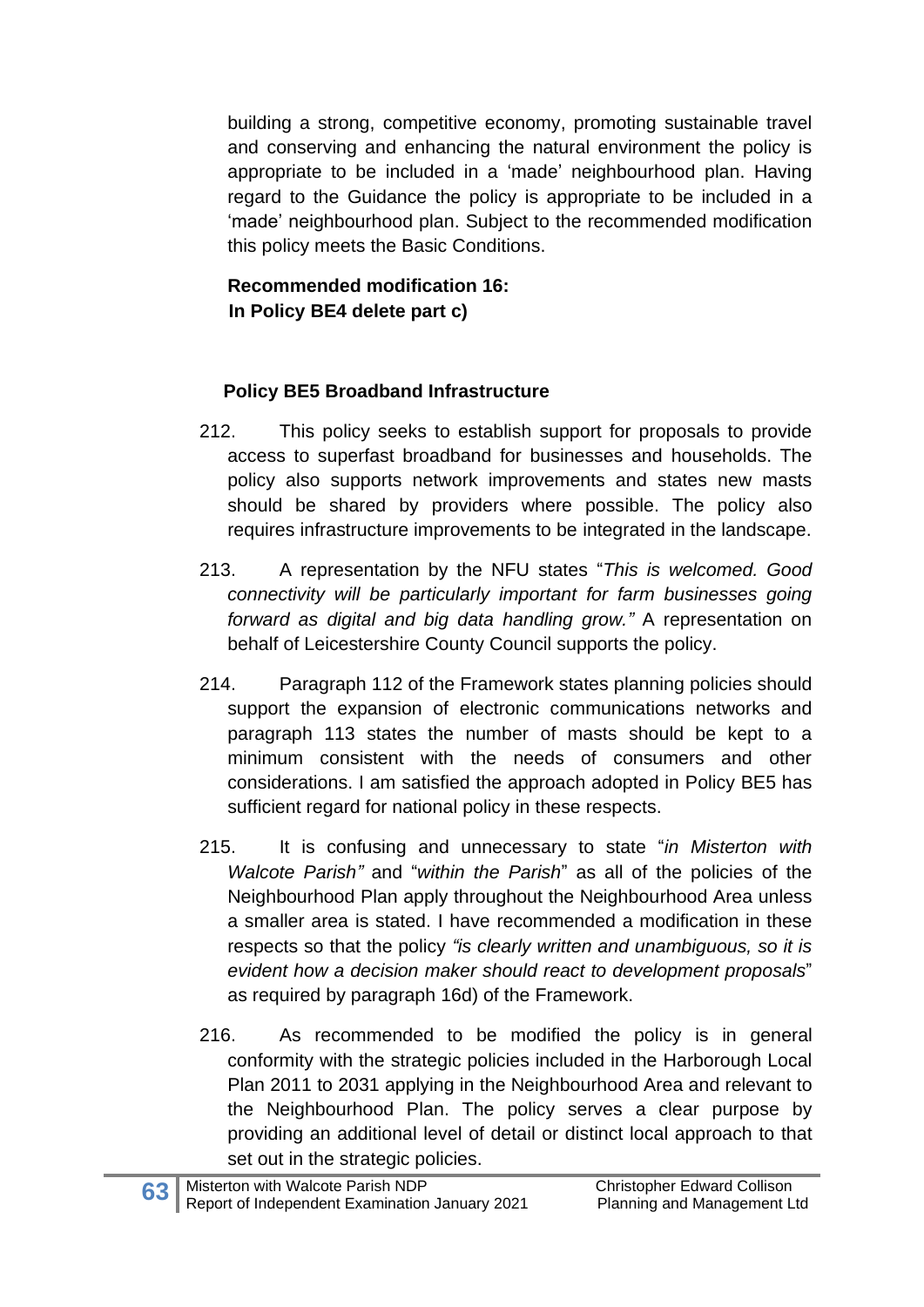building a strong, competitive economy, promoting sustainable travel and conserving and enhancing the natural environment the policy is appropriate to be included in a 'made' neighbourhood plan. Having regard to the Guidance the policy is appropriate to be included in a 'made' neighbourhood plan. Subject to the recommended modification this policy meets the Basic Conditions.

**Recommended modification 16:**
**In Policy BE4 delete part c)**

**Policy BE5 Broadband Infrastructure**

212. This policy seeks to establish support for proposals to provide access to superfast broadband for businesses and households. The policy also supports network improvements and states new masts should be shared by providers where possible. The policy also requires infrastructure improvements to be integrated in the landscape.

213. A representation by the NFU states "*This is welcomed. Good connectivity will be particularly important for farm businesses going forward as digital and big data handling grow."* A representation on behalf of Leicestershire County Council supports the policy.

214. Paragraph 112 of the Framework states planning policies should support the expansion of electronic communications networks and paragraph 113 states the number of masts should be kept to a minimum consistent with the needs of consumers and other considerations. I am satisfied the approach adopted in Policy BE5 has sufficient regard for national policy in these respects.

215. It is confusing and unnecessary to state "*in Misterton with Walcote Parish"* and "*within the Parish*" as all of the policies of the Neighbourhood Plan apply throughout the Neighbourhood Area unless a smaller area is stated. I have recommended a modification in these respects so that the policy *"is clearly written and unambiguous, so it is evident how a decision maker should react to development proposals*" as required by paragraph 16d) of the Framework.

216. As recommended to be modified the policy is in general conformity with the strategic policies included in the Harborough Local Plan 2011 to 2031 applying in the Neighbourhood Area and relevant to the Neighbourhood Plan. The policy serves a clear purpose by providing an additional level of detail or distinct local approach to that set out in the strategic policies.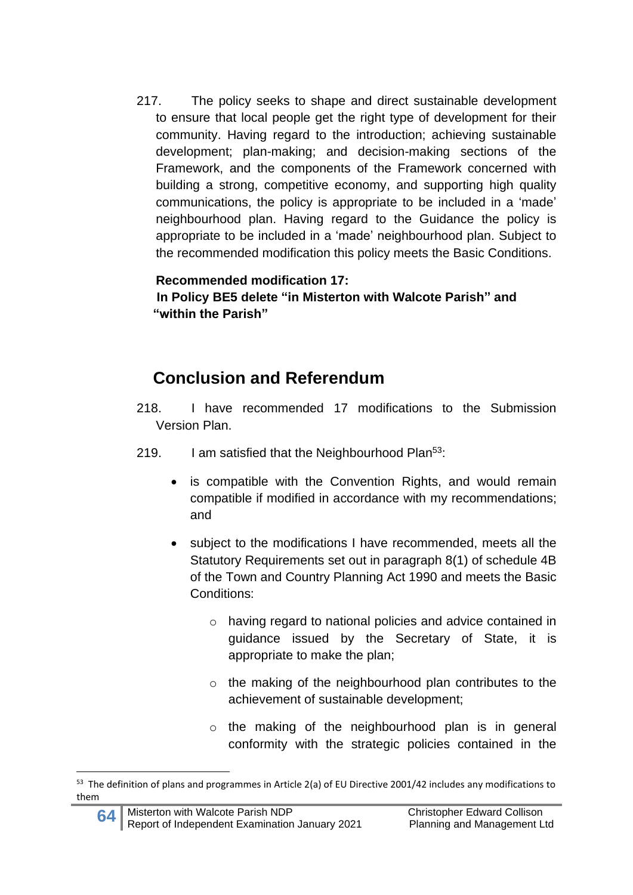217. The policy seeks to shape and direct sustainable development to ensure that local people get the right type of development for their community. Having regard to the introduction; achieving sustainable development; plan-making; and decision-making sections of the Framework, and the components of the Framework concerned with building a strong, competitive economy, and supporting high quality communications, the policy is appropriate to be included in a 'made' neighbourhood plan. Having regard to the Guidance the policy is appropriate to be included in a 'made' neighbourhood plan. Subject to the recommended modification this policy meets the Basic Conditions.

**Recommended modification 17:**
**In Policy BE5 delete "in Misterton with Walcote Parish" and "within the Parish"**

## Conclusion and Referendum

218. I have recommended 17 modifications to the Submission Version Plan.

219. I am satisfied that the Neighbourhood Plan[53]:

- is compatible with the Convention Rights, and would remain compatible if modified in accordance with my recommendations; and
- subject to the modifications I have recommended, meets all the Statutory Requirements set out in paragraph 8(1) of schedule 4B of the Town and Country Planning Act 1990 and meets the Basic Conditions:
  - having regard to national policies and advice contained in guidance issued by the Secretary of State, it is appropriate to make the plan;
  - the making of the neighbourhood plan contributes to the achievement of sustainable development;
  - the making of the neighbourhood plan is in general conformity with the strategic policies contained in the

[53] The definition of plans and programmes in Article 2(a) of EU Directive 2001/42 includes any modifications to them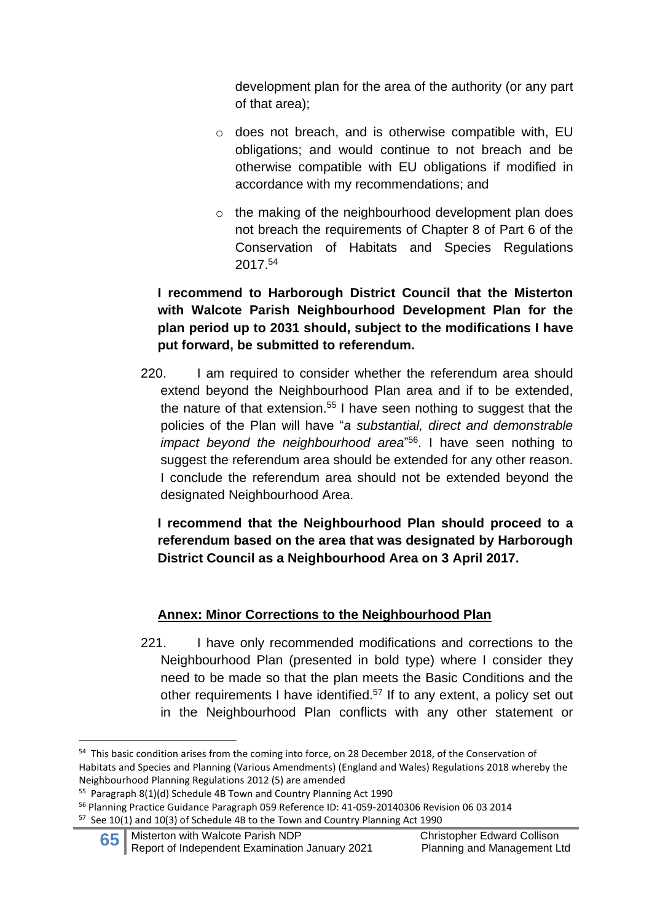development plan for the area of the authority (or any part of that area);

- does not breach, and is otherwise compatible with, EU obligations; and would continue to not breach and be otherwise compatible with EU obligations if modified in accordance with my recommendations; and
- the making of the neighbourhood development plan does not breach the requirements of Chapter 8 of Part 6 of the Conservation of Habitats and Species Regulations 2017.[54]

**I recommend to Harborough District Council that the Misterton with Walcote Parish Neighbourhood Development Plan for the plan period up to 2031 should, subject to the modifications I have put forward, be submitted to referendum.**

220. I am required to consider whether the referendum area should extend beyond the Neighbourhood Plan area and if to be extended, the nature of that extension.[55] I have seen nothing to suggest that the policies of the Plan will have "*a substantial, direct and demonstrable impact beyond the neighbourhood area*"[56]. I have seen nothing to suggest the referendum area should be extended for any other reason. I conclude the referendum area should not be extended beyond the designated Neighbourhood Area.

**I recommend that the Neighbourhood Plan should proceed to a referendum based on the area that was designated by Harborough District Council as a Neighbourhood Area on 3 April 2017.**

## Annex: Minor Corrections to the Neighbourhood Plan

221. I have only recommended modifications and corrections to the Neighbourhood Plan (presented in bold type) where I consider they need to be made so that the plan meets the Basic Conditions and the other requirements I have identified.[57] If to any extent, a policy set out in the Neighbourhood Plan conflicts with any other statement or

---

[54] This basic condition arises from the coming into force, on 28 December 2018, of the Conservation of Habitats and Species and Planning (Various Amendments) (England and Wales) Regulations 2018 whereby the Neighbourhood Planning Regulations 2012 (5) are amended

[55] Paragraph 8(1)(d) Schedule 4B Town and Country Planning Act 1990

[56] Planning Practice Guidance Paragraph 059 Reference ID: 41-059-20140306 Revision 06 03 2014

[57] See 10(1) and 10(3) of Schedule 4B to the Town and Country Planning Act 1990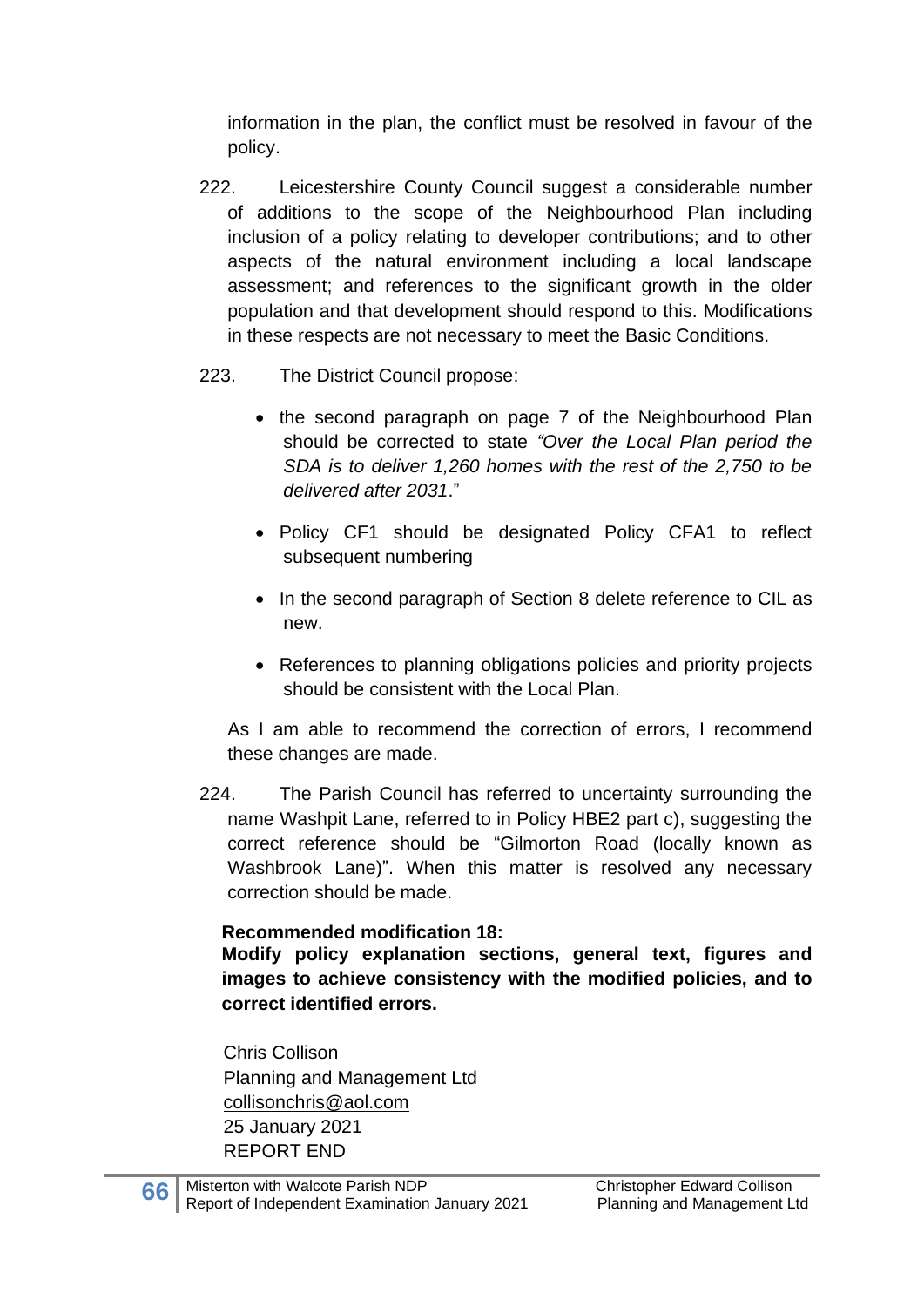information in the plan, the conflict must be resolved in favour of the policy.

222. Leicestershire County Council suggest a considerable number of additions to the scope of the Neighbourhood Plan including inclusion of a policy relating to developer contributions; and to other aspects of the natural environment including a local landscape assessment; and references to the significant growth in the older population and that development should respond to this. Modifications in these respects are not necessary to meet the Basic Conditions.

223. The District Council propose:

- the second paragraph on page 7 of the Neighbourhood Plan should be corrected to state *"Over the Local Plan period the SDA is to deliver 1,260 homes with the rest of the 2,750 to be delivered after 2031*."
- Policy CF1 should be designated Policy CFA1 to reflect subsequent numbering
- In the second paragraph of Section 8 delete reference to CIL as new.
- References to planning obligations policies and priority projects should be consistent with the Local Plan.

As I am able to recommend the correction of errors, I recommend these changes are made.

224. The Parish Council has referred to uncertainty surrounding the name Washpit Lane, referred to in Policy HBE2 part c), suggesting the correct reference should be "Gilmorton Road (locally known as Washbrook Lane)". When this matter is resolved any necessary correction should be made.

**Recommended modification 18:**
**Modify policy explanation sections, general text, figures and images to achieve consistency with the modified policies, and to correct identified errors.**

Chris Collison
Planning and Management Ltd
collisonchris@aol.com
25 January 2021
REPORT END